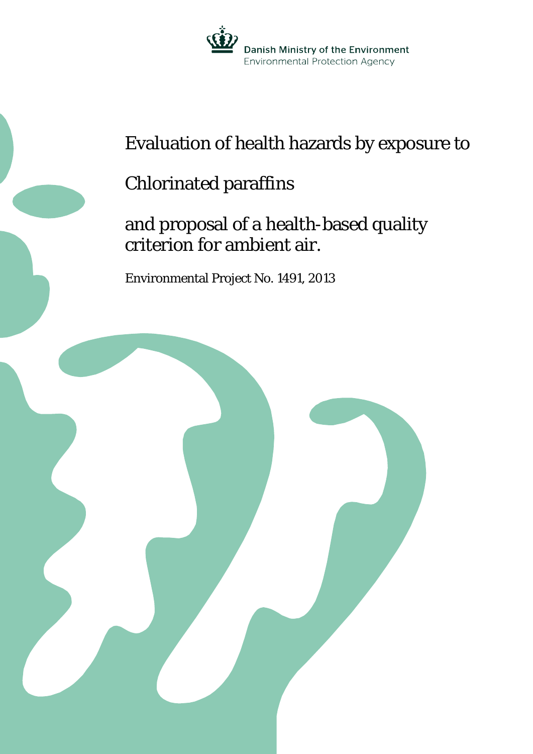Danish Ministry of the Environment
Environmental Protection Agency

# Evaluation of health hazards by exposure to

# Chlorinated paraffins

# and proposal of a health-based quality criterion for ambient air.

Environmental Project No. 1491, 2013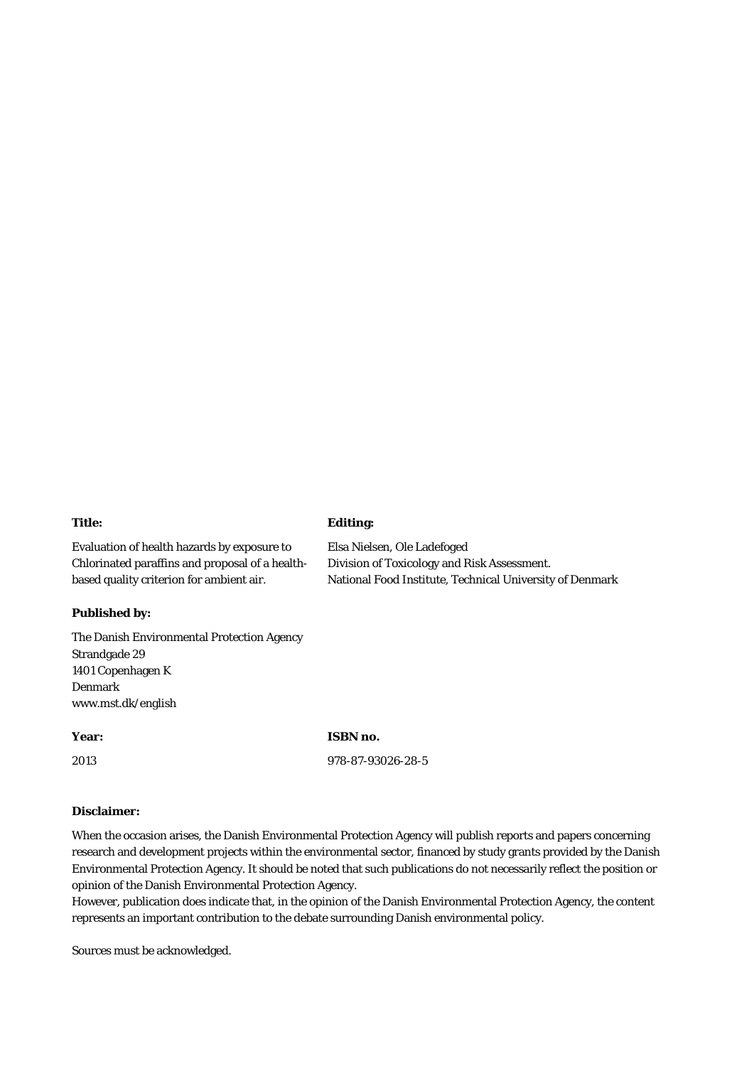**Title:**

Evaluation of health hazards by exposure to Chlorinated paraffins and proposal of a health-based quality criterion for ambient air.

**Editing:**

Elsa Nielsen, Ole Ladefoged
Division of Toxicology and Risk Assessment.
National Food Institute, Technical University of Denmark

**Published by:**

The Danish Environmental Protection Agency
Strandgade 29
1401 Copenhagen K
Denmark
www.mst.dk/english

**Year:**

2013

**ISBN no.**

978-87-93026-28-5

**Disclaimer:**

When the occasion arises, the Danish Environmental Protection Agency will publish reports and papers concerning research and development projects within the environmental sector, financed by study grants provided by the Danish Environmental Protection Agency. It should be noted that such publications do not necessarily reflect the position or opinion of the Danish Environmental Protection Agency.
However, publication does indicate that, in the opinion of the Danish Environmental Protection Agency, the content represents an important contribution to the debate surrounding Danish environmental policy.

Sources must be acknowledged.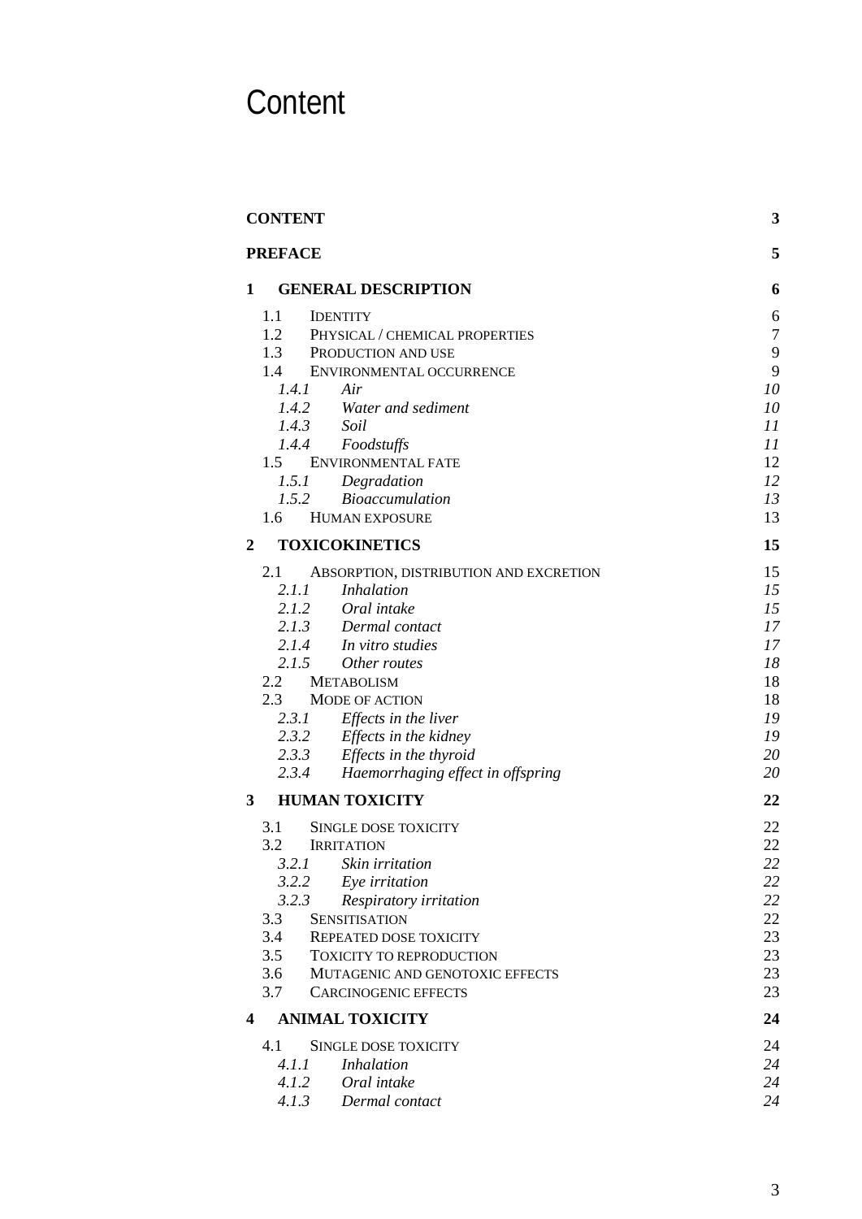# Content

| | |
|---|---|
| **CONTENT** | **3** |
| **PREFACE** | **5** |
| **1 GENERAL DESCRIPTION** | **6** |
| 1.1 IDENTITY | 6 |
| 1.2 PHYSICAL / CHEMICAL PROPERTIES | 7 |
| 1.3 PRODUCTION AND USE | 9 |
| 1.4 ENVIRONMENTAL OCCURRENCE | 9 |
| *1.4.1 Air* | *10* |
| *1.4.2 Water and sediment* | *10* |
| *1.4.3 Soil* | *11* |
| *1.4.4 Foodstuffs* | *11* |
| 1.5 ENVIRONMENTAL FATE | 12 |
| *1.5.1 Degradation* | *12* |
| *1.5.2 Bioaccumulation* | *13* |
| 1.6 HUMAN EXPOSURE | 13 |
| **2 TOXICOKINETICS** | **15** |
| 2.1 ABSORPTION, DISTRIBUTION AND EXCRETION | 15 |
| *2.1.1 Inhalation* | *15* |
| *2.1.2 Oral intake* | *15* |
| *2.1.3 Dermal contact* | *17* |
| *2.1.4 In vitro studies* | *17* |
| *2.1.5 Other routes* | *18* |
| 2.2 METABOLISM | 18 |
| 2.3 MODE OF ACTION | 18 |
| *2.3.1 Effects in the liver* | *19* |
| *2.3.2 Effects in the kidney* | *19* |
| *2.3.3 Effects in the thyroid* | *20* |
| *2.3.4 Haemorrhaging effect in offspring* | *20* |
| **3 HUMAN TOXICITY** | **22** |
| 3.1 SINGLE DOSE TOXICITY | 22 |
| 3.2 IRRITATION | 22 |
| *3.2.1 Skin irritation* | *22* |
| *3.2.2 Eye irritation* | *22* |
| *3.2.3 Respiratory irritation* | *22* |
| 3.3 SENSITISATION | 22 |
| 3.4 REPEATED DOSE TOXICITY | 23 |
| 3.5 TOXICITY TO REPRODUCTION | 23 |
| 3.6 MUTAGENIC AND GENOTOXIC EFFECTS | 23 |
| 3.7 CARCINOGENIC EFFECTS | 23 |
| **4 ANIMAL TOXICITY** | **24** |
| 4.1 SINGLE DOSE TOXICITY | 24 |
| *4.1.1 Inhalation* | *24* |
| *4.1.2 Oral intake* | *24* |
| *4.1.3 Dermal contact* | *24* |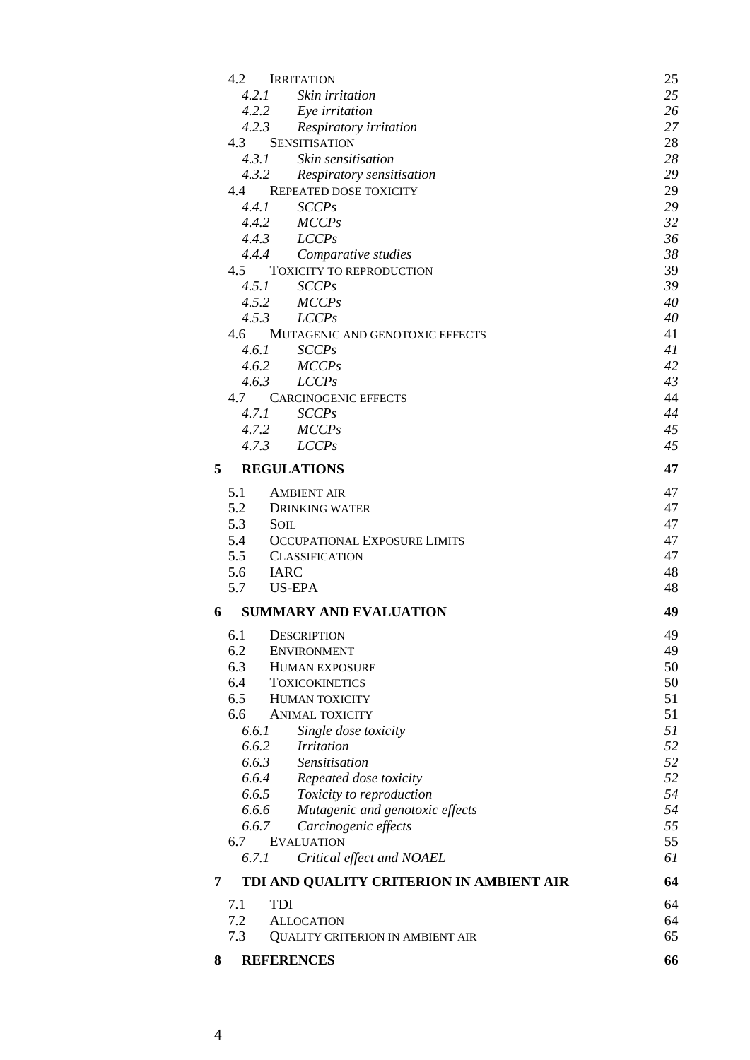| | | |
|---|---|---|
| 4.2 | IRRITATION | 25 |
| *4.2.1* | *Skin irritation* | *25* |
| *4.2.2* | *Eye irritation* | *26* |
| *4.2.3* | *Respiratory irritation* | *27* |
| 4.3 | SENSITISATION | 28 |
| *4.3.1* | *Skin sensitisation* | *28* |
| *4.3.2* | *Respiratory sensitisation* | *29* |
| 4.4 | REPEATED DOSE TOXICITY | 29 |
| *4.4.1* | *SCCPs* | *29* |
| *4.4.2* | *MCCPs* | *32* |
| *4.4.3* | *LCCPs* | *36* |
| *4.4.4* | *Comparative studies* | *38* |
| 4.5 | TOXICITY TO REPRODUCTION | 39 |
| *4.5.1* | *SCCPs* | *39* |
| *4.5.2* | *MCCPs* | *40* |
| *4.5.3* | *LCCPs* | *40* |
| 4.6 | MUTAGENIC AND GENOTOXIC EFFECTS | 41 |
| *4.6.1* | *SCCPs* | *41* |
| *4.6.2* | *MCCPs* | *42* |
| *4.6.3* | *LCCPs* | *43* |
| 4.7 | CARCINOGENIC EFFECTS | 44 |
| *4.7.1* | *SCCPs* | *44* |
| *4.7.2* | *MCCPs* | *45* |
| *4.7.3* | *LCCPs* | *45* |
| **5** | **REGULATIONS** | **47** |
| 5.1 | AMBIENT AIR | 47 |
| 5.2 | DRINKING WATER | 47 |
| 5.3 | SOIL | 47 |
| 5.4 | OCCUPATIONAL EXPOSURE LIMITS | 47 |
| 5.5 | CLASSIFICATION | 47 |
| 5.6 | IARC | 48 |
| 5.7 | US-EPA | 48 |
| **6** | **SUMMARY AND EVALUATION** | **49** |
| 6.1 | DESCRIPTION | 49 |
| 6.2 | ENVIRONMENT | 49 |
| 6.3 | HUMAN EXPOSURE | 50 |
| 6.4 | TOXICOKINETICS | 50 |
| 6.5 | HUMAN TOXICITY | 51 |
| 6.6 | ANIMAL TOXICITY | 51 |
| *6.6.1* | *Single dose toxicity* | *51* |
| *6.6.2* | *Irritation* | *52* |
| *6.6.3* | *Sensitisation* | *52* |
| *6.6.4* | *Repeated dose toxicity* | *52* |
| *6.6.5* | *Toxicity to reproduction* | *54* |
| *6.6.6* | *Mutagenic and genotoxic effects* | *54* |
| *6.6.7* | *Carcinogenic effects* | *55* |
| 6.7 | EVALUATION | 55 |
| *6.7.1* | *Critical effect and NOAEL* | *61* |
| **7** | **TDI AND QUALITY CRITERION IN AMBIENT AIR** | **64** |
| 7.1 | TDI | 64 |
| 7.2 | ALLOCATION | 64 |
| 7.3 | QUALITY CRITERION IN AMBIENT AIR | 65 |
| **8** | **REFERENCES** | **66** |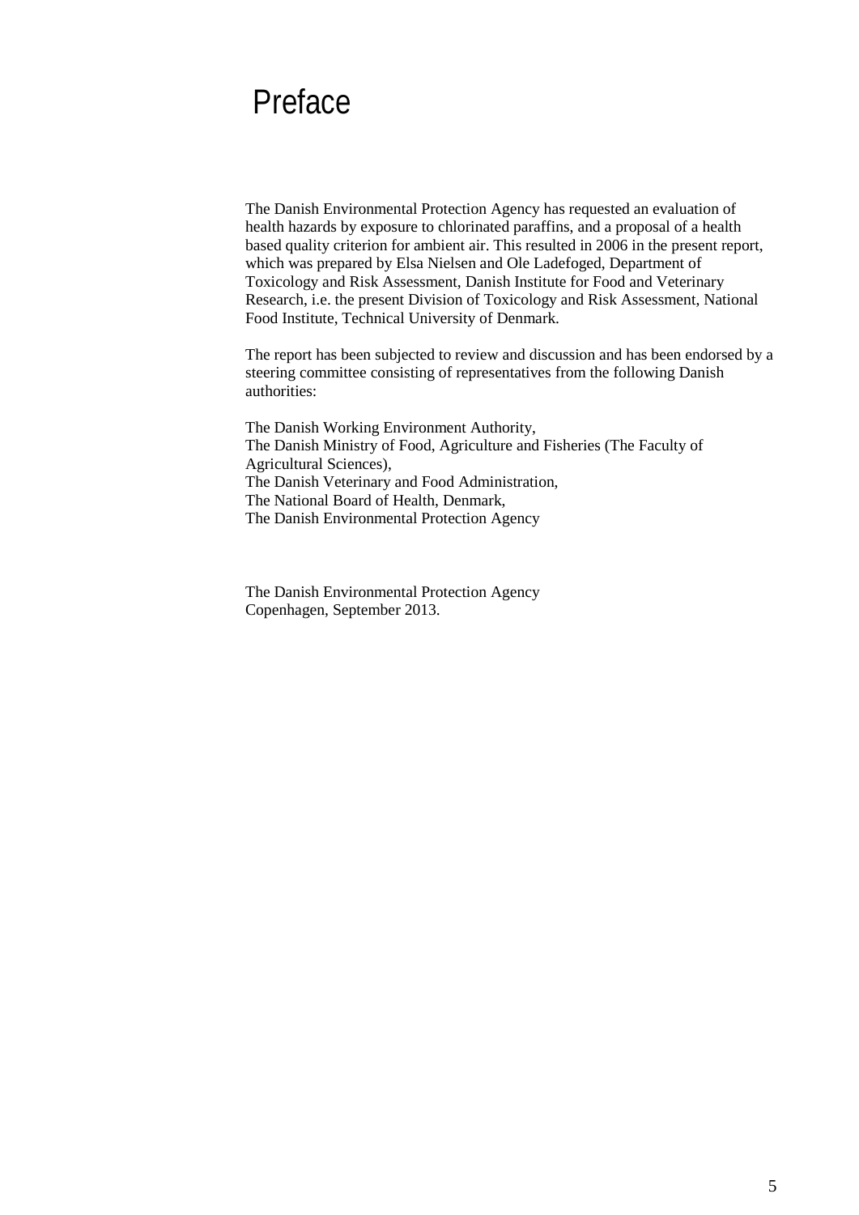# Preface

The Danish Environmental Protection Agency has requested an evaluation of health hazards by exposure to chlorinated paraffins, and a proposal of a health based quality criterion for ambient air. This resulted in 2006 in the present report, which was prepared by Elsa Nielsen and Ole Ladefoged, Department of Toxicology and Risk Assessment, Danish Institute for Food and Veterinary Research, i.e. the present Division of Toxicology and Risk Assessment, National Food Institute, Technical University of Denmark.

The report has been subjected to review and discussion and has been endorsed by a steering committee consisting of representatives from the following Danish authorities:

The Danish Working Environment Authority,
The Danish Ministry of Food, Agriculture and Fisheries (The Faculty of Agricultural Sciences),
The Danish Veterinary and Food Administration,
The National Board of Health, Denmark,
The Danish Environmental Protection Agency

The Danish Environmental Protection Agency
Copenhagen, September 2013.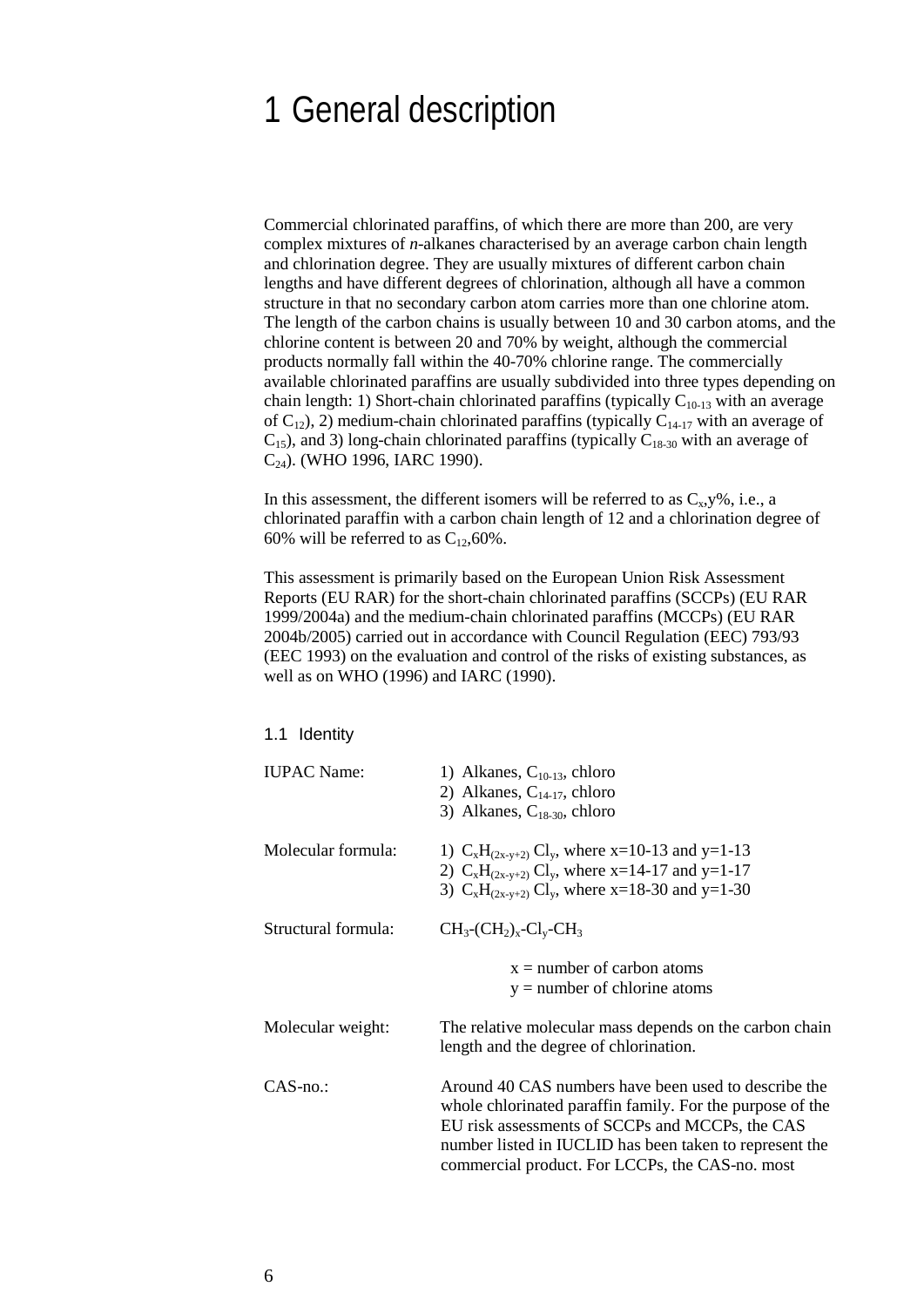# 1 General description

Commercial chlorinated paraffins, of which there are more than 200, are very complex mixtures of *n*-alkanes characterised by an average carbon chain length and chlorination degree. They are usually mixtures of different carbon chain lengths and have different degrees of chlorination, although all have a common structure in that no secondary carbon atom carries more than one chlorine atom. The length of the carbon chains is usually between 10 and 30 carbon atoms, and the chlorine content is between 20 and 70% by weight, although the commercial products normally fall within the 40-70% chlorine range. The commercially available chlorinated paraffins are usually subdivided into three types depending on chain length: 1) Short-chain chlorinated paraffins (typically $C_{10-13}$ with an average of $C_{12}$), 2) medium-chain chlorinated paraffins (typically $C_{14-17}$ with an average of $C_{15}$), and 3) long-chain chlorinated paraffins (typically $C_{18-30}$ with an average of $C_{24}$). (WHO 1996, IARC 1990).

In this assessment, the different isomers will be referred to as $C_x$,y%, i.e., a chlorinated paraffin with a carbon chain length of 12 and a chlorination degree of 60% will be referred to as $C_{12}$,60%.

This assessment is primarily based on the European Union Risk Assessment Reports (EU RAR) for the short-chain chlorinated paraffins (SCCPs) (EU RAR 1999/2004a) and the medium-chain chlorinated paraffins (MCCPs) (EU RAR 2004b/2005) carried out in accordance with Council Regulation (EEC) 793/93 (EEC 1993) on the evaluation and control of the risks of existing substances, as well as on WHO (1996) and IARC (1990).

## 1.1 Identity

| | |
|---|---|
| IUPAC Name: | 1) Alkanes, $C_{10-13}$, chloro<br>2) Alkanes, $C_{14-17}$, chloro<br>3) Alkanes, $C_{18-30}$, chloro |
| Molecular formula: | 1) $C_xH_{(2x-y+2)}\,Cl_y$, where x=10-13 and y=1-13<br>2) $C_xH_{(2x-y+2)}\,Cl_y$, where x=14-17 and y=1-17<br>3) $C_xH_{(2x-y+2)}\,Cl_y$, where x=18-30 and y=1-30 |
| Structural formula: | $CH_3$-$(CH_2)_x$-$Cl_y$-$CH_3$<br><br>x = number of carbon atoms<br>y = number of chlorine atoms |
| Molecular weight: | The relative molecular mass depends on the carbon chain length and the degree of chlorination. |
| CAS-no.: | Around 40 CAS numbers have been used to describe the whole chlorinated paraffin family. For the purpose of the EU risk assessments of SCCPs and MCCPs, the CAS number listed in IUCLID has been taken to represent the commercial product. For LCCPs, the CAS-no. most |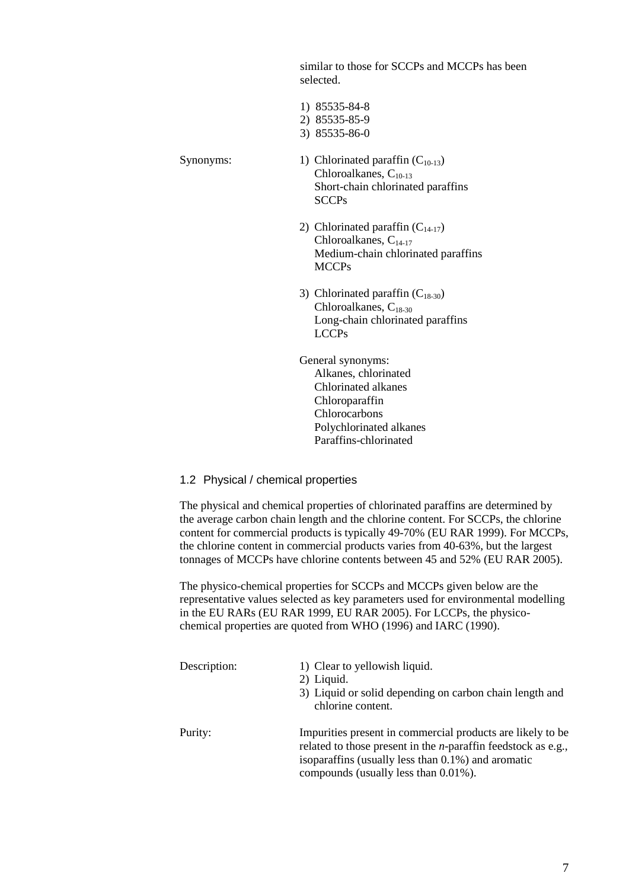similar to those for SCCPs and MCCPs has been selected.

1) 85535-84-8
2) 85535-85-9
3) 85535-86-0

Synonyms:

1) Chlorinated paraffin ($C_{10-13}$)
   Chloroalkanes, $C_{10-13}$
   Short-chain chlorinated paraffins
   SCCPs

2) Chlorinated paraffin ($C_{14-17}$)
   Chloroalkanes, $C_{14-17}$
   Medium-chain chlorinated paraffins
   MCCPs

3) Chlorinated paraffin ($C_{18-30}$)
   Chloroalkanes, $C_{18-30}$
   Long-chain chlorinated paraffins
   LCCPs

General synonyms:
   Alkanes, chlorinated
   Chlorinated alkanes
   Chloroparaffin
   Chlorocarbons
   Polychlorinated alkanes
   Paraffins-chlorinated

## 1.2 Physical / chemical properties

The physical and chemical properties of chlorinated paraffins are determined by the average carbon chain length and the chlorine content. For SCCPs, the chlorine content for commercial products is typically 49-70% (EU RAR 1999). For MCCPs, the chlorine content in commercial products varies from 40-63%, but the largest tonnages of MCCPs have chlorine contents between 45 and 52% (EU RAR 2005).

The physico-chemical properties for SCCPs and MCCPs given below are the representative values selected as key parameters used for environmental modelling in the EU RARs (EU RAR 1999, EU RAR 2005). For LCCPs, the physico-chemical properties are quoted from WHO (1996) and IARC (1990).

Description:

1) Clear to yellowish liquid.
2) Liquid.
3) Liquid or solid depending on carbon chain length and chlorine content.

Purity: Impurities present in commercial products are likely to be related to those present in the *n*-paraffin feedstock as e.g., isoparaffins (usually less than 0.1%) and aromatic compounds (usually less than 0.01%).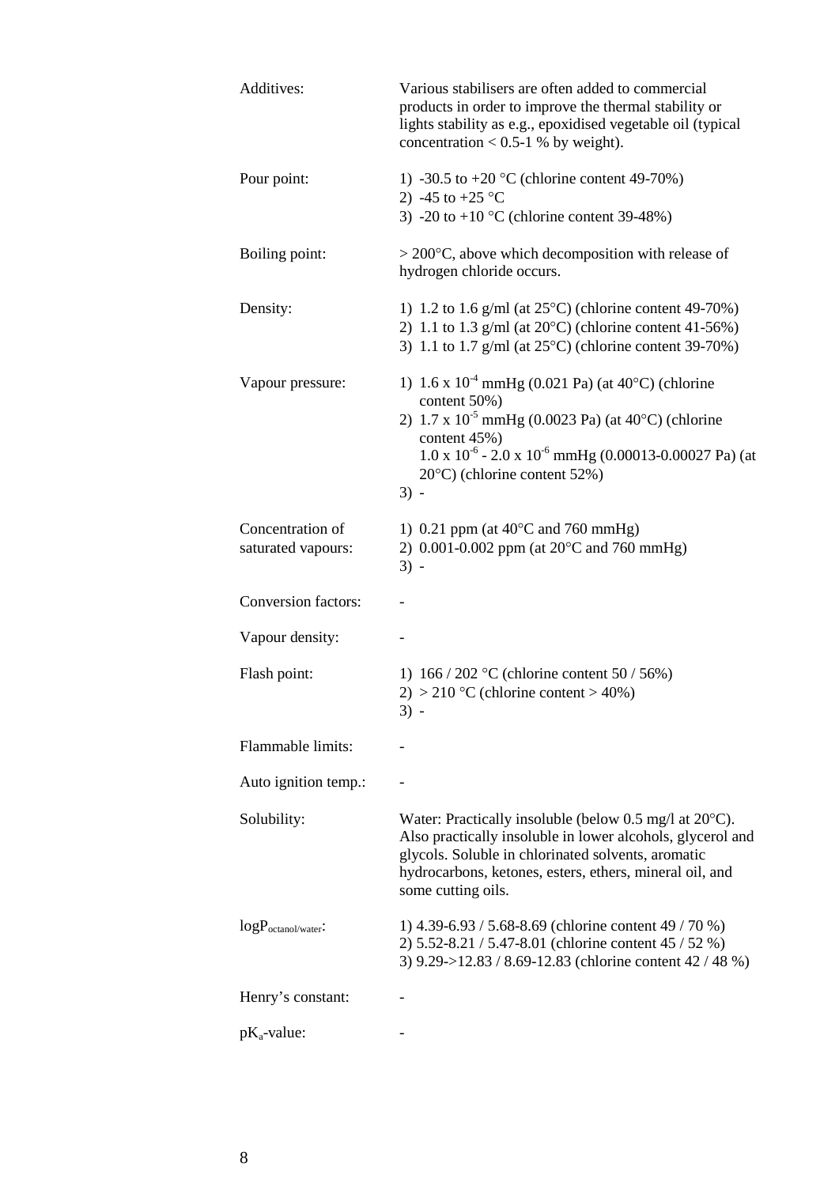| | |
|---|---|
| Additives: | Various stabilisers are often added to commercial products in order to improve the thermal stability or lights stability as e.g., epoxidised vegetable oil (typical concentration < 0.5-1 % by weight). |
| Pour point: | 1) -30.5 to +20 °C (chlorine content 49-70%)<br>2) -45 to +25 °C<br>3) -20 to +10 °C (chlorine content 39-48%) |
| Boiling point: | > 200°C, above which decomposition with release of hydrogen chloride occurs. |
| Density: | 1) 1.2 to 1.6 g/ml (at 25°C) (chlorine content 49-70%)<br>2) 1.1 to 1.3 g/ml (at 20°C) (chlorine content 41-56%)<br>3) 1.1 to 1.7 g/ml (at 25°C) (chlorine content 39-70%) |
| Vapour pressure: | 1) $1.6 \times 10^{-4}$ mmHg (0.021 Pa) (at 40°C) (chlorine content 50%)<br>2) $1.7 \times 10^{-5}$ mmHg (0.0023 Pa) (at 40°C) (chlorine content 45%)<br>$1.0 \times 10^{-6}$ - $2.0 \times 10^{-6}$ mmHg (0.00013-0.00027 Pa) (at 20°C) (chlorine content 52%)<br>3) - |
| Concentration of saturated vapours: | 1) 0.21 ppm (at 40°C and 760 mmHg)<br>2) 0.001-0.002 ppm (at 20°C and 760 mmHg)<br>3) - |
| Conversion factors: | - |
| Vapour density: | - |
| Flash point: | 1) 166 / 202 °C (chlorine content 50 / 56%)<br>2) > 210 °C (chlorine content > 40%)<br>3) - |
| Flammable limits: | - |
| Auto ignition temp.: | - |
| Solubility: | Water: Practically insoluble (below 0.5 mg/l at 20°C). Also practically insoluble in lower alcohols, glycerol and glycols. Soluble in chlorinated solvents, aromatic hydrocarbons, ketones, esters, ethers, mineral oil, and some cutting oils. |
| $\log P_{octanol/water}$: | 1) 4.39-6.93 / 5.68-8.69 (chlorine content 49 / 70 %)<br>2) 5.52-8.21 / 5.47-8.01 (chlorine content 45 / 52 %)<br>3) 9.29->12.83 / 8.69-12.83 (chlorine content 42 / 48 %) |
| Henry's constant: | - |
| $pK_a$-value: | - |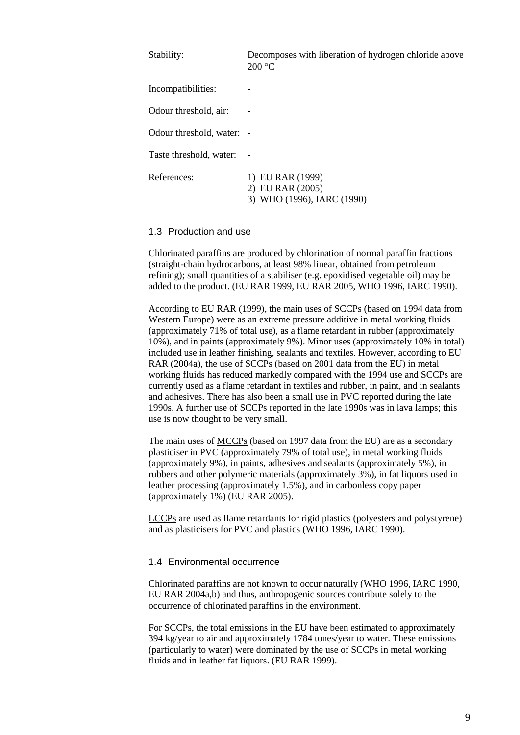| | |
|---|---|
| Stability: | Decomposes with liberation of hydrogen chloride above 200 °C |
| Incompatibilities: | - |
| Odour threshold, air: | - |
| Odour threshold, water: | - |
| Taste threshold, water: | - |
| References: | 1) EU RAR (1999)<br>2) EU RAR (2005)<br>3) WHO (1996), IARC (1990) |

## 1.3 Production and use

Chlorinated paraffins are produced by chlorination of normal paraffin fractions (straight-chain hydrocarbons, at least 98% linear, obtained from petroleum refining); small quantities of a stabiliser (e.g. epoxidised vegetable oil) may be added to the product. (EU RAR 1999, EU RAR 2005, WHO 1996, IARC 1990).

According to EU RAR (1999), the main uses of SCCPs (based on 1994 data from Western Europe) were as an extreme pressure additive in metal working fluids (approximately 71% of total use), as a flame retardant in rubber (approximately 10%), and in paints (approximately 9%). Minor uses (approximately 10% in total) included use in leather finishing, sealants and textiles. However, according to EU RAR (2004a), the use of SCCPs (based on 2001 data from the EU) in metal working fluids has reduced markedly compared with the 1994 use and SCCPs are currently used as a flame retardant in textiles and rubber, in paint, and in sealants and adhesives. There has also been a small use in PVC reported during the late 1990s. A further use of SCCPs reported in the late 1990s was in lava lamps; this use is now thought to be very small.

The main uses of MCCPs (based on 1997 data from the EU) are as a secondary plasticiser in PVC (approximately 79% of total use), in metal working fluids (approximately 9%), in paints, adhesives and sealants (approximately 5%), in rubbers and other polymeric materials (approximately 3%), in fat liquors used in leather processing (approximately 1.5%), and in carbonless copy paper (approximately 1%) (EU RAR 2005).

LCCPs are used as flame retardants for rigid plastics (polyesters and polystyrene) and as plasticisers for PVC and plastics (WHO 1996, IARC 1990).

## 1.4 Environmental occurrence

Chlorinated paraffins are not known to occur naturally (WHO 1996, IARC 1990, EU RAR 2004a,b) and thus, anthropogenic sources contribute solely to the occurrence of chlorinated paraffins in the environment.

For SCCPs, the total emissions in the EU have been estimated to approximately 394 kg/year to air and approximately 1784 tones/year to water. These emissions (particularly to water) were dominated by the use of SCCPs in metal working fluids and in leather fat liquors. (EU RAR 1999).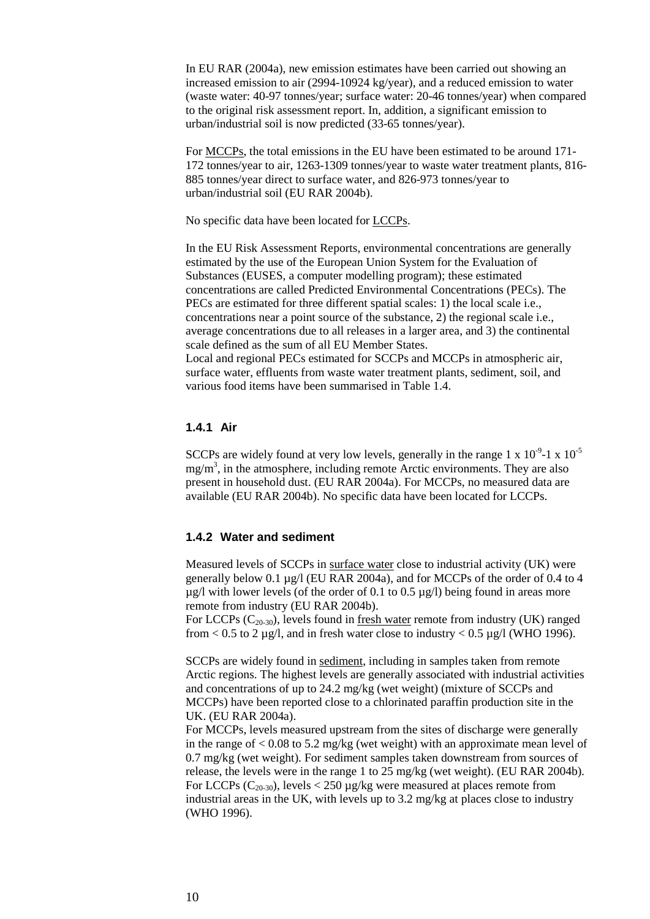In EU RAR (2004a), new emission estimates have been carried out showing an increased emission to air (2994-10924 kg/year), and a reduced emission to water (waste water: 40-97 tonnes/year; surface water: 20-46 tonnes/year) when compared to the original risk assessment report. In, addition, a significant emission to urban/industrial soil is now predicted (33-65 tonnes/year).

For MCCPs, the total emissions in the EU have been estimated to be around 171-172 tonnes/year to air, 1263-1309 tonnes/year to waste water treatment plants, 816-885 tonnes/year direct to surface water, and 826-973 tonnes/year to urban/industrial soil (EU RAR 2004b).

No specific data have been located for LCCPs.

In the EU Risk Assessment Reports, environmental concentrations are generally estimated by the use of the European Union System for the Evaluation of Substances (EUSES, a computer modelling program); these estimated concentrations are called Predicted Environmental Concentrations (PECs). The PECs are estimated for three different spatial scales: 1) the local scale i.e., concentrations near a point source of the substance, 2) the regional scale i.e., average concentrations due to all releases in a larger area, and 3) the continental scale defined as the sum of all EU Member States.
Local and regional PECs estimated for SCCPs and MCCPs in atmospheric air, surface water, effluents from waste water treatment plants, sediment, soil, and various food items have been summarised in Table 1.4.

### 1.4.1 Air

SCCPs are widely found at very low levels, generally in the range $1 \times 10^{-9}$-$1 \times 10^{-5}$ $mg/m^3$, in the atmosphere, including remote Arctic environments. They are also present in household dust. (EU RAR 2004a). For MCCPs, no measured data are available (EU RAR 2004b). No specific data have been located for LCCPs.

### 1.4.2 Water and sediment

Measured levels of SCCPs in surface water close to industrial activity (UK) were generally below 0.1 µg/l (EU RAR 2004a), and for MCCPs of the order of 0.4 to 4 µg/l with lower levels (of the order of 0.1 to 0.5 µg/l) being found in areas more remote from industry (EU RAR 2004b).
For LCCPs ($C_{20\text{-}30}$), levels found in fresh water remote from industry (UK) ranged from < 0.5 to 2 µg/l, and in fresh water close to industry < 0.5 µg/l (WHO 1996).

SCCPs are widely found in sediment, including in samples taken from remote Arctic regions. The highest levels are generally associated with industrial activities and concentrations of up to 24.2 mg/kg (wet weight) (mixture of SCCPs and MCCPs) have been reported close to a chlorinated paraffin production site in the UK. (EU RAR 2004a).
For MCCPs, levels measured upstream from the sites of discharge were generally in the range of < 0.08 to 5.2 mg/kg (wet weight) with an approximate mean level of 0.7 mg/kg (wet weight). For sediment samples taken downstream from sources of release, the levels were in the range 1 to 25 mg/kg (wet weight). (EU RAR 2004b).
For LCCPs ($C_{20\text{-}30}$), levels < 250 µg/kg were measured at places remote from industrial areas in the UK, with levels up to 3.2 mg/kg at places close to industry (WHO 1996).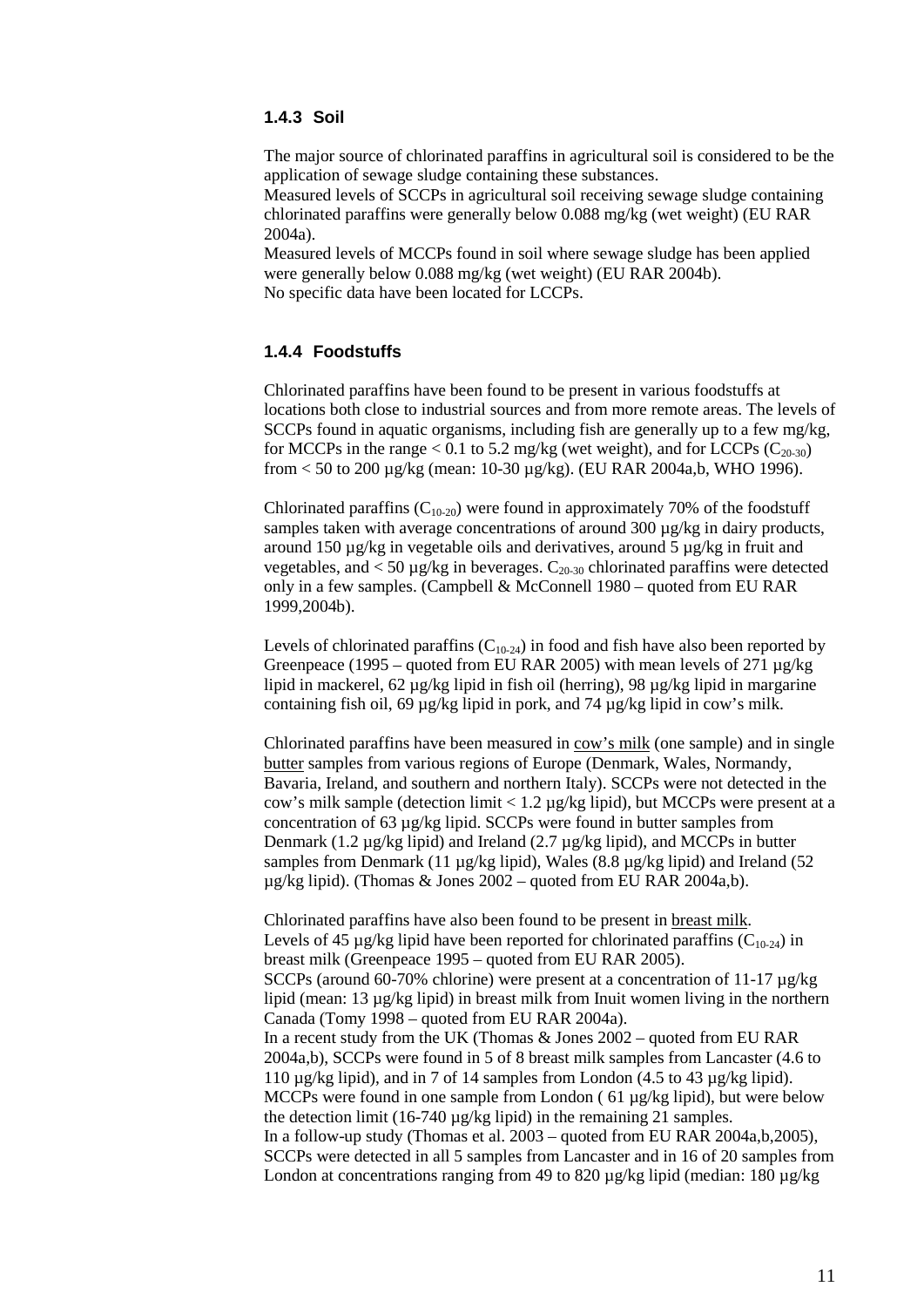### 1.4.3 Soil

The major source of chlorinated paraffins in agricultural soil is considered to be the application of sewage sludge containing these substances.
Measured levels of SCCPs in agricultural soil receiving sewage sludge containing chlorinated paraffins were generally below 0.088 mg/kg (wet weight) (EU RAR 2004a).
Measured levels of MCCPs found in soil where sewage sludge has been applied were generally below 0.088 mg/kg (wet weight) (EU RAR 2004b).
No specific data have been located for LCCPs.

### 1.4.4 Foodstuffs

Chlorinated paraffins have been found to be present in various foodstuffs at locations both close to industrial sources and from more remote areas. The levels of SCCPs found in aquatic organisms, including fish are generally up to a few mg/kg, for MCCPs in the range < 0.1 to 5.2 mg/kg (wet weight), and for LCCPs ($C_{20-30}$) from < 50 to 200 µg/kg (mean: 10-30 µg/kg). (EU RAR 2004a,b, WHO 1996).

Chlorinated paraffins ($C_{10-20}$) were found in approximately 70% of the foodstuff samples taken with average concentrations of around 300 µg/kg in dairy products, around 150 µg/kg in vegetable oils and derivatives, around 5 µg/kg in fruit and vegetables, and < 50 µg/kg in beverages. $C_{20-30}$ chlorinated paraffins were detected only in a few samples. (Campbell & McConnell 1980 – quoted from EU RAR 1999,2004b).

Levels of chlorinated paraffins ($C_{10-24}$) in food and fish have also been reported by Greenpeace (1995 – quoted from EU RAR 2005) with mean levels of 271 µg/kg lipid in mackerel, 62 µg/kg lipid in fish oil (herring), 98 µg/kg lipid in margarine containing fish oil, 69 µg/kg lipid in pork, and 74 µg/kg lipid in cow's milk.

Chlorinated paraffins have been measured in <u>cow's milk</u> (one sample) and in single <u>butter</u> samples from various regions of Europe (Denmark, Wales, Normandy, Bavaria, Ireland, and southern and northern Italy). SCCPs were not detected in the cow's milk sample (detection limit < 1.2 µg/kg lipid), but MCCPs were present at a concentration of 63 µg/kg lipid. SCCPs were found in butter samples from Denmark (1.2 µg/kg lipid) and Ireland (2.7 µg/kg lipid), and MCCPs in butter samples from Denmark (11 µg/kg lipid), Wales (8.8 µg/kg lipid) and Ireland (52 µg/kg lipid). (Thomas & Jones 2002 – quoted from EU RAR 2004a,b).

Chlorinated paraffins have also been found to be present in <u>breast milk</u>.
Levels of 45 µg/kg lipid have been reported for chlorinated paraffins ($C_{10-24}$) in breast milk (Greenpeace 1995 – quoted from EU RAR 2005).
SCCPs (around 60-70% chlorine) were present at a concentration of 11-17 µg/kg lipid (mean: 13 µg/kg lipid) in breast milk from Inuit women living in the northern Canada (Tomy 1998 – quoted from EU RAR 2004a).
In a recent study from the UK (Thomas & Jones 2002 – quoted from EU RAR 2004a,b), SCCPs were found in 5 of 8 breast milk samples from Lancaster (4.6 to 110 µg/kg lipid), and in 7 of 14 samples from London (4.5 to 43 µg/kg lipid). MCCPs were found in one sample from London ( 61 µg/kg lipid), but were below the detection limit (16-740 µg/kg lipid) in the remaining 21 samples.
In a follow-up study (Thomas et al. 2003 – quoted from EU RAR 2004a,b,2005), SCCPs were detected in all 5 samples from Lancaster and in 16 of 20 samples from London at concentrations ranging from 49 to 820 µg/kg lipid (median: 180 µg/kg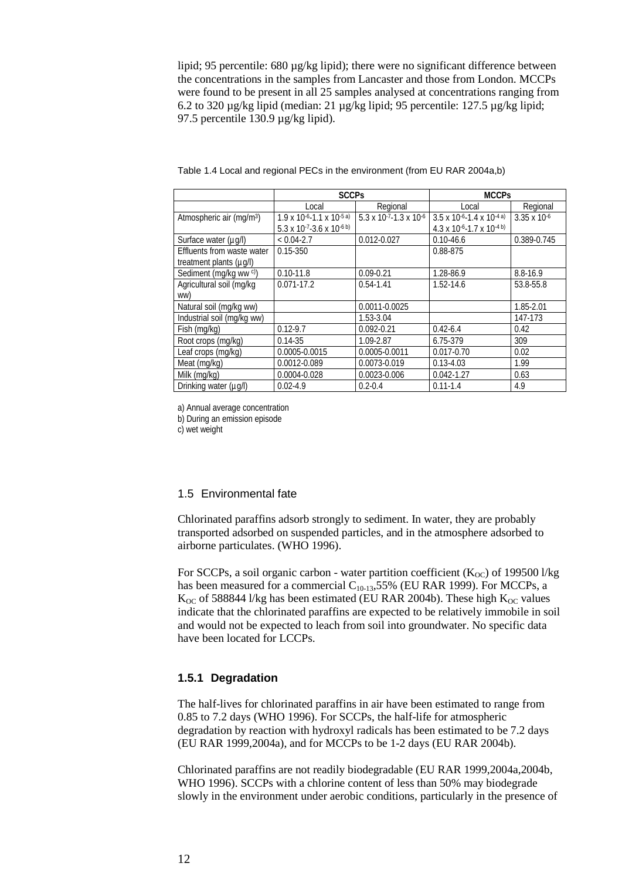lipid; 95 percentile: 680 µg/kg lipid); there were no significant difference between the concentrations in the samples from Lancaster and those from London. MCCPs were found to be present in all 25 samples analysed at concentrations ranging from 6.2 to 320 µg/kg lipid (median: 21 µg/kg lipid; 95 percentile: 127.5 µg/kg lipid; 97.5 percentile 130.9 µg/kg lipid).

Table 1.4 Local and regional PECs in the environment (from EU RAR 2004a,b)

| | SCCPs | | MCCPs | |
|---|---|---|---|---|
| | Local | Regional | Local | Regional |
| Atmospheric air (mg/m$^3$) | $1.9 \times 10^{-6}$-$1.1 \times 10^{-5}$ a) $5.3 \times 10^{-7}$-$3.6 \times 10^{-6}$ b) | $5.3 \times 10^{-7}$-$1.3 \times 10^{-6}$ | $3.5 \times 10^{-6}$-$1.4 \times 10^{-4}$ a) $4.3 \times 10^{-6}$-$1.7 \times 10^{-4}$ b) | $3.35 \times 10^{-6}$ |
| Surface water (µg/l) | < 0.04-2.7 | 0.012-0.027 | 0.10-46.6 | 0.389-0.745 |
| Effluents from waste water treatment plants (µg/l) | 0.15-350 | | 0.88-875 | |
| Sediment (mg/kg ww c)) | 0.10-11.8 | 0.09-0.21 | 1.28-86.9 | 8.8-16.9 |
| Agricultural soil (mg/kg ww) | 0.071-17.2 | 0.54-1.41 | 1.52-14.6 | 53.8-55.8 |
| Natural soil (mg/kg ww) | | 0.0011-0.0025 | | 1.85-2.01 |
| Industrial soil (mg/kg ww) | | 1.53-3.04 | | 147-173 |
| Fish (mg/kg) | 0.12-9.7 | 0.092-0.21 | 0.42-6.4 | 0.42 |
| Root crops (mg/kg) | 0.14-35 | 1.09-2.87 | 6.75-379 | 309 |
| Leaf crops (mg/kg) | 0.0005-0.0015 | 0.0005-0.0011 | 0.017-0.70 | 0.02 |
| Meat (mg/kg) | 0.0012-0.089 | 0.0073-0.019 | 0.13-4.03 | 1.99 |
| Milk (mg/kg) | 0.0004-0.028 | 0.0023-0.006 | 0.042-1.27 | 0.63 |
| Drinking water (µg/l) | 0.02-4.9 | 0.2-0.4 | 0.11-1.4 | 4.9 |

a) Annual average concentration
b) During an emission episode
c) wet weight

## 1.5 Environmental fate

Chlorinated paraffins adsorb strongly to sediment. In water, they are probably transported adsorbed on suspended particles, and in the atmosphere adsorbed to airborne particulates. (WHO 1996).

For SCCPs, a soil organic carbon - water partition coefficient ($K_{OC}$) of 199500 l/kg has been measured for a commercial $C_{10-13}$,55% (EU RAR 1999). For MCCPs, a $K_{OC}$ of 588844 l/kg has been estimated (EU RAR 2004b). These high $K_{OC}$ values indicate that the chlorinated paraffins are expected to be relatively immobile in soil and would not be expected to leach from soil into groundwater. No specific data have been located for LCCPs.

### 1.5.1 Degradation

The half-lives for chlorinated paraffins in air have been estimated to range from 0.85 to 7.2 days (WHO 1996). For SCCPs, the half-life for atmospheric degradation by reaction with hydroxyl radicals has been estimated to be 7.2 days (EU RAR 1999,2004a), and for MCCPs to be 1-2 days (EU RAR 2004b).

Chlorinated paraffins are not readily biodegradable (EU RAR 1999,2004a,2004b, WHO 1996). SCCPs with a chlorine content of less than 50% may biodegrade slowly in the environment under aerobic conditions, particularly in the presence of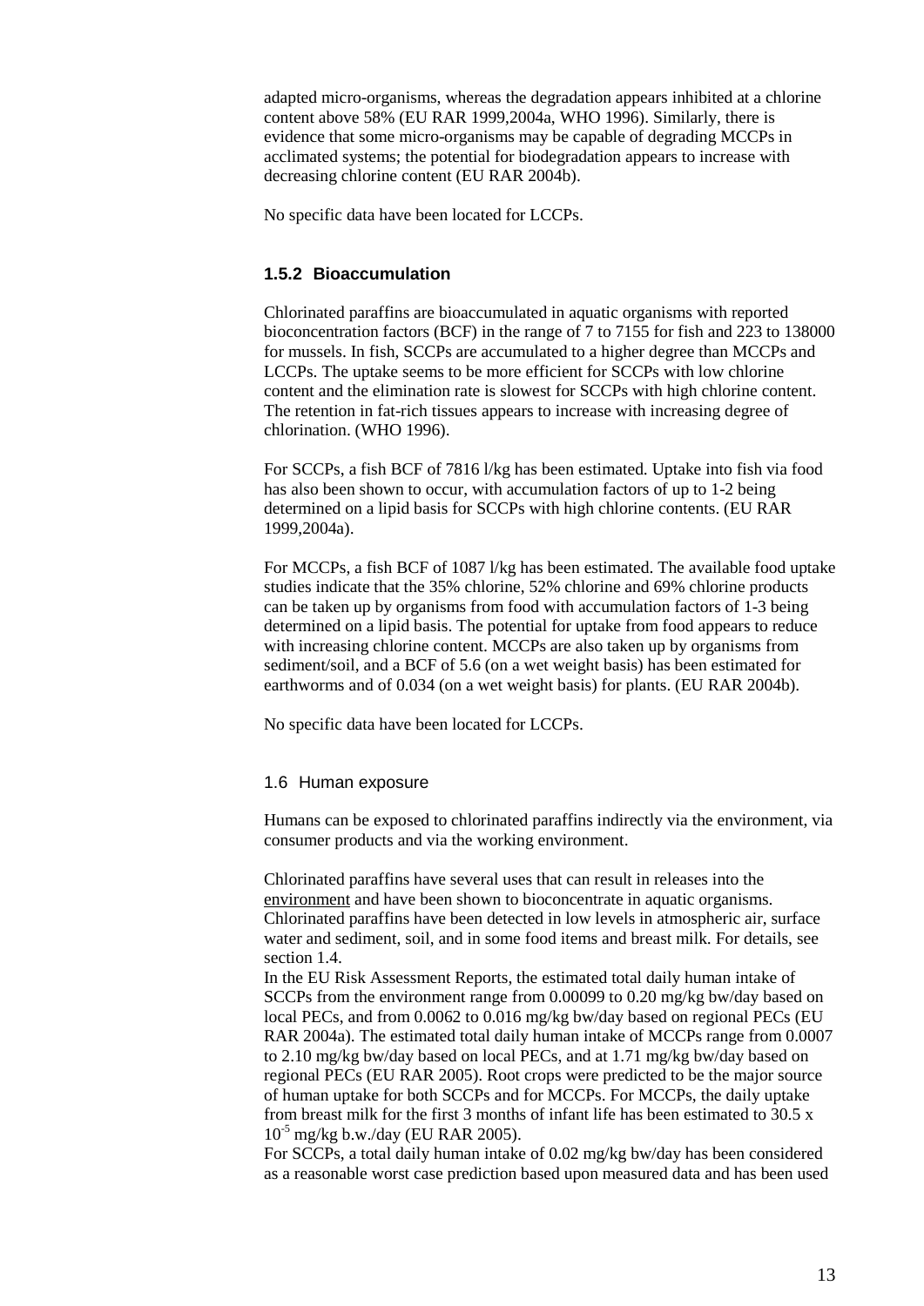adapted micro-organisms, whereas the degradation appears inhibited at a chlorine content above 58% (EU RAR 1999,2004a, WHO 1996). Similarly, there is evidence that some micro-organisms may be capable of degrading MCCPs in acclimated systems; the potential for biodegradation appears to increase with decreasing chlorine content (EU RAR 2004b).

No specific data have been located for LCCPs.

### 1.5.2 Bioaccumulation

Chlorinated paraffins are bioaccumulated in aquatic organisms with reported bioconcentration factors (BCF) in the range of 7 to 7155 for fish and 223 to 138000 for mussels. In fish, SCCPs are accumulated to a higher degree than MCCPs and LCCPs. The uptake seems to be more efficient for SCCPs with low chlorine content and the elimination rate is slowest for SCCPs with high chlorine content. The retention in fat-rich tissues appears to increase with increasing degree of chlorination. (WHO 1996).

For SCCPs, a fish BCF of 7816 l/kg has been estimated. Uptake into fish via food has also been shown to occur, with accumulation factors of up to 1-2 being determined on a lipid basis for SCCPs with high chlorine contents. (EU RAR 1999,2004a).

For MCCPs, a fish BCF of 1087 l/kg has been estimated. The available food uptake studies indicate that the 35% chlorine, 52% chlorine and 69% chlorine products can be taken up by organisms from food with accumulation factors of 1-3 being determined on a lipid basis. The potential for uptake from food appears to reduce with increasing chlorine content. MCCPs are also taken up by organisms from sediment/soil, and a BCF of 5.6 (on a wet weight basis) has been estimated for earthworms and of 0.034 (on a wet weight basis) for plants. (EU RAR 2004b).

No specific data have been located for LCCPs.

## 1.6 Human exposure

Humans can be exposed to chlorinated paraffins indirectly via the environment, via consumer products and via the working environment.

Chlorinated paraffins have several uses that can result in releases into the environment and have been shown to bioconcentrate in aquatic organisms. Chlorinated paraffins have been detected in low levels in atmospheric air, surface water and sediment, soil, and in some food items and breast milk. For details, see section 1.4.

In the EU Risk Assessment Reports, the estimated total daily human intake of SCCPs from the environment range from 0.00099 to 0.20 mg/kg bw/day based on local PECs, and from 0.0062 to 0.016 mg/kg bw/day based on regional PECs (EU RAR 2004a). The estimated total daily human intake of MCCPs range from 0.0007 to 2.10 mg/kg bw/day based on local PECs, and at 1.71 mg/kg bw/day based on regional PECs (EU RAR 2005). Root crops were predicted to be the major source of human uptake for both SCCPs and for MCCPs. For MCCPs, the daily uptake from breast milk for the first 3 months of infant life has been estimated to 30.5 x $10^{-5}$ mg/kg b.w./day (EU RAR 2005).

For SCCPs, a total daily human intake of 0.02 mg/kg bw/day has been considered as a reasonable worst case prediction based upon measured data and has been used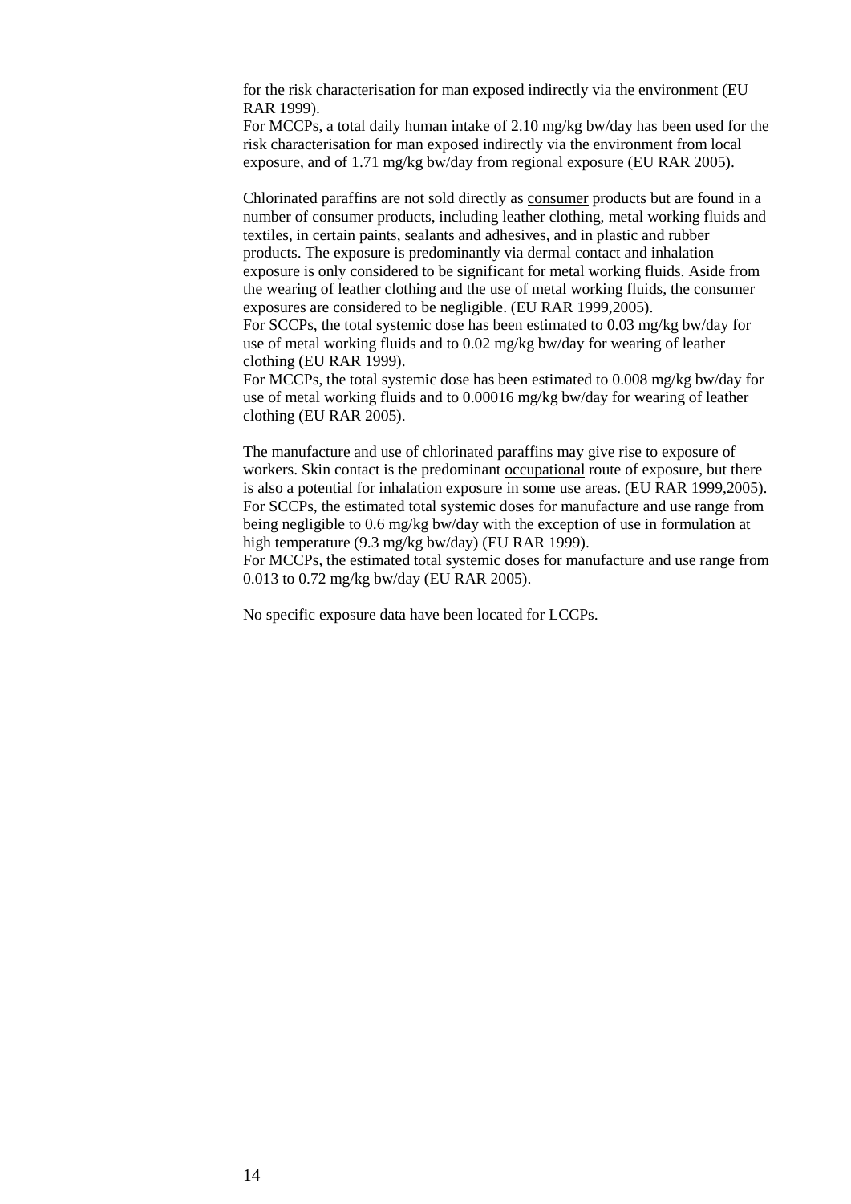for the risk characterisation for man exposed indirectly via the environment (EU RAR 1999).
For MCCPs, a total daily human intake of 2.10 mg/kg bw/day has been used for the risk characterisation for man exposed indirectly via the environment from local exposure, and of 1.71 mg/kg bw/day from regional exposure (EU RAR 2005).

Chlorinated paraffins are not sold directly as consumer products but are found in a number of consumer products, including leather clothing, metal working fluids and textiles, in certain paints, sealants and adhesives, and in plastic and rubber products. The exposure is predominantly via dermal contact and inhalation exposure is only considered to be significant for metal working fluids. Aside from the wearing of leather clothing and the use of metal working fluids, the consumer exposures are considered to be negligible. (EU RAR 1999,2005).
For SCCPs, the total systemic dose has been estimated to 0.03 mg/kg bw/day for use of metal working fluids and to 0.02 mg/kg bw/day for wearing of leather clothing (EU RAR 1999).
For MCCPs, the total systemic dose has been estimated to 0.008 mg/kg bw/day for use of metal working fluids and to 0.00016 mg/kg bw/day for wearing of leather clothing (EU RAR 2005).

The manufacture and use of chlorinated paraffins may give rise to exposure of workers. Skin contact is the predominant occupational route of exposure, but there is also a potential for inhalation exposure in some use areas. (EU RAR 1999,2005).
For SCCPs, the estimated total systemic doses for manufacture and use range from being negligible to 0.6 mg/kg bw/day with the exception of use in formulation at high temperature (9.3 mg/kg bw/day) (EU RAR 1999).
For MCCPs, the estimated total systemic doses for manufacture and use range from 0.013 to 0.72 mg/kg bw/day (EU RAR 2005).

No specific exposure data have been located for LCCPs.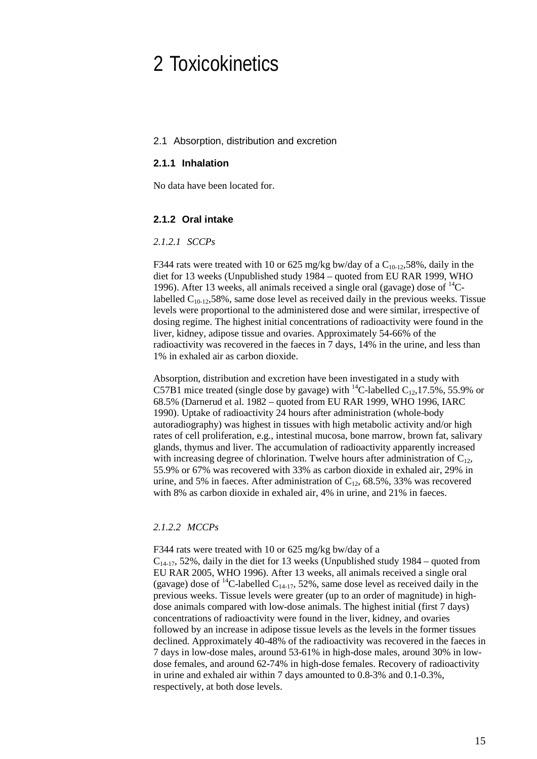# 2 Toxicokinetics

## 2.1 Absorption, distribution and excretion

### 2.1.1 Inhalation

No data have been located for.

### 2.1.2 Oral intake

#### *2.1.2.1 SCCPs*

F344 rats were treated with 10 or 625 mg/kg bw/day of a $C_{10-12}$,58%, daily in the diet for 13 weeks (Unpublished study 1984 – quoted from EU RAR 1999, WHO 1996). After 13 weeks, all animals received a single oral (gavage) dose of $^{14}C$-labelled $C_{10-12}$,58%, same dose level as received daily in the previous weeks. Tissue levels were proportional to the administered dose and were similar, irrespective of dosing regime. The highest initial concentrations of radioactivity were found in the liver, kidney, adipose tissue and ovaries. Approximately 54-66% of the radioactivity was recovered in the faeces in 7 days, 14% in the urine, and less than 1% in exhaled air as carbon dioxide.

Absorption, distribution and excretion have been investigated in a study with C57B1 mice treated (single dose by gavage) with $^{14}C$-labelled $C_{12}$,17.5%, 55.9% or 68.5% (Darnerud et al. 1982 – quoted from EU RAR 1999, WHO 1996, IARC 1990). Uptake of radioactivity 24 hours after administration (whole-body autoradiography) was highest in tissues with high metabolic activity and/or high rates of cell proliferation, e.g., intestinal mucosa, bone marrow, brown fat, salivary glands, thymus and liver. The accumulation of radioactivity apparently increased with increasing degree of chlorination. Twelve hours after administration of $C_{12}$, 55.9% or 67% was recovered with 33% as carbon dioxide in exhaled air, 29% in urine, and 5% in faeces. After administration of $C_{12}$, 68.5%, 33% was recovered with 8% as carbon dioxide in exhaled air, 4% in urine, and 21% in faeces.

#### *2.1.2.2 MCCPs*

F344 rats were treated with 10 or 625 mg/kg bw/day of a $C_{14-17}$, 52%, daily in the diet for 13 weeks (Unpublished study 1984 – quoted from EU RAR 2005, WHO 1996). After 13 weeks, all animals received a single oral (gavage) dose of $^{14}C$-labelled $C_{14-17}$, 52%, same dose level as received daily in the previous weeks. Tissue levels were greater (up to an order of magnitude) in high-dose animals compared with low-dose animals. The highest initial (first 7 days) concentrations of radioactivity were found in the liver, kidney, and ovaries followed by an increase in adipose tissue levels as the levels in the former tissues declined. Approximately 40-48% of the radioactivity was recovered in the faeces in 7 days in low-dose males, around 53-61% in high-dose males, around 30% in low-dose females, and around 62-74% in high-dose females. Recovery of radioactivity in urine and exhaled air within 7 days amounted to 0.8-3% and 0.1-0.3%, respectively, at both dose levels.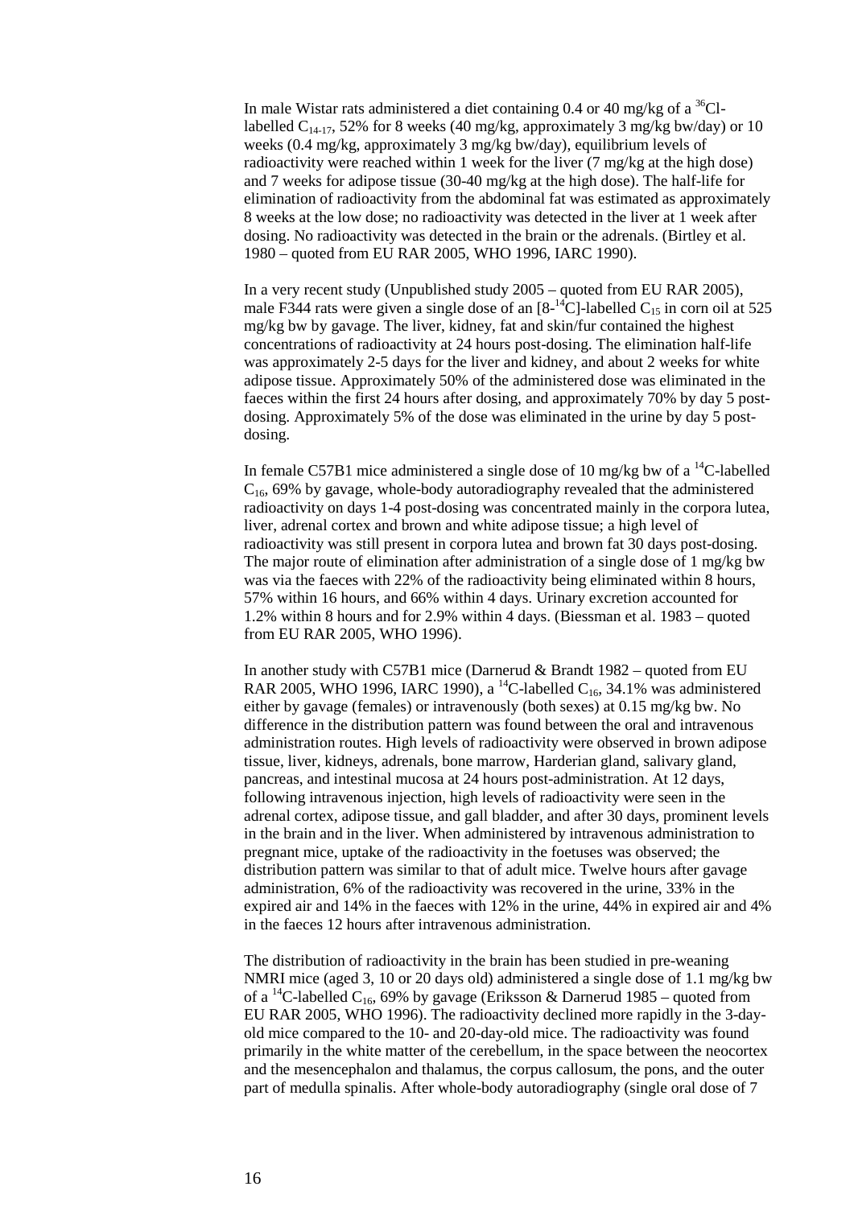In male Wistar rats administered a diet containing 0.4 or 40 mg/kg of a $^{36}$Cl-labelled $C_{14-17}$, 52% for 8 weeks (40 mg/kg, approximately 3 mg/kg bw/day) or 10 weeks (0.4 mg/kg, approximately 3 mg/kg bw/day), equilibrium levels of radioactivity were reached within 1 week for the liver (7 mg/kg at the high dose) and 7 weeks for adipose tissue (30-40 mg/kg at the high dose). The half-life for elimination of radioactivity from the abdominal fat was estimated as approximately 8 weeks at the low dose; no radioactivity was detected in the liver at 1 week after dosing. No radioactivity was detected in the brain or the adrenals. (Birtley et al. 1980 – quoted from EU RAR 2005, WHO 1996, IARC 1990).

In a very recent study (Unpublished study 2005 – quoted from EU RAR 2005), male F344 rats were given a single dose of an [8-$^{14}$C]-labelled $C_{15}$ in corn oil at 525 mg/kg bw by gavage. The liver, kidney, fat and skin/fur contained the highest concentrations of radioactivity at 24 hours post-dosing. The elimination half-life was approximately 2-5 days for the liver and kidney, and about 2 weeks for white adipose tissue. Approximately 50% of the administered dose was eliminated in the faeces within the first 24 hours after dosing, and approximately 70% by day 5 post-dosing. Approximately 5% of the dose was eliminated in the urine by day 5 post-dosing.

In female C57B1 mice administered a single dose of 10 mg/kg bw of a $^{14}$C-labelled $C_{16}$, 69% by gavage, whole-body autoradiography revealed that the administered radioactivity on days 1-4 post-dosing was concentrated mainly in the corpora lutea, liver, adrenal cortex and brown and white adipose tissue; a high level of radioactivity was still present in corpora lutea and brown fat 30 days post-dosing. The major route of elimination after administration of a single dose of 1 mg/kg bw was via the faeces with 22% of the radioactivity being eliminated within 8 hours, 57% within 16 hours, and 66% within 4 days. Urinary excretion accounted for 1.2% within 8 hours and for 2.9% within 4 days. (Biessman et al. 1983 – quoted from EU RAR 2005, WHO 1996).

In another study with C57B1 mice (Darnerud & Brandt 1982 – quoted from EU RAR 2005, WHO 1996, IARC 1990), a $^{14}$C-labelled $C_{16}$, 34.1% was administered either by gavage (females) or intravenously (both sexes) at 0.15 mg/kg bw. No difference in the distribution pattern was found between the oral and intravenous administration routes. High levels of radioactivity were observed in brown adipose tissue, liver, kidneys, adrenals, bone marrow, Harderian gland, salivary gland, pancreas, and intestinal mucosa at 24 hours post-administration. At 12 days, following intravenous injection, high levels of radioactivity were seen in the adrenal cortex, adipose tissue, and gall bladder, and after 30 days, prominent levels in the brain and in the liver. When administered by intravenous administration to pregnant mice, uptake of the radioactivity in the foetuses was observed; the distribution pattern was similar to that of adult mice. Twelve hours after gavage administration, 6% of the radioactivity was recovered in the urine, 33% in the expired air and 14% in the faeces with 12% in the urine, 44% in expired air and 4% in the faeces 12 hours after intravenous administration.

The distribution of radioactivity in the brain has been studied in pre-weaning NMRI mice (aged 3, 10 or 20 days old) administered a single dose of 1.1 mg/kg bw of a $^{14}$C-labelled $C_{16}$, 69% by gavage (Eriksson & Darnerud 1985 – quoted from EU RAR 2005, WHO 1996). The radioactivity declined more rapidly in the 3-day-old mice compared to the 10- and 20-day-old mice. The radioactivity was found primarily in the white matter of the cerebellum, in the space between the neocortex and the mesencephalon and thalamus, the corpus callosum, the pons, and the outer part of medulla spinalis. After whole-body autoradiography (single oral dose of 7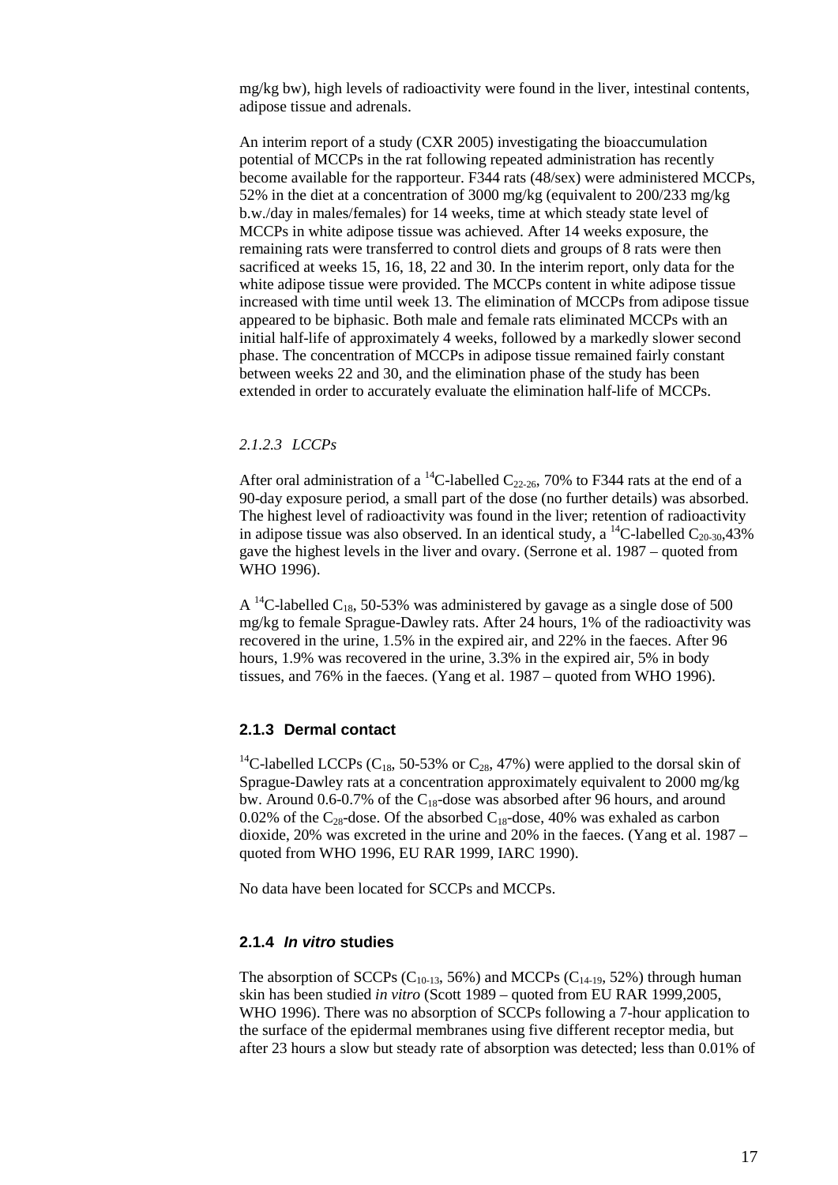mg/kg bw), high levels of radioactivity were found in the liver, intestinal contents, adipose tissue and adrenals.

An interim report of a study (CXR 2005) investigating the bioaccumulation potential of MCCPs in the rat following repeated administration has recently become available for the rapporteur. F344 rats (48/sex) were administered MCCPs, 52% in the diet at a concentration of 3000 mg/kg (equivalent to 200/233 mg/kg b.w./day in males/females) for 14 weeks, time at which steady state level of MCCPs in white adipose tissue was achieved. After 14 weeks exposure, the remaining rats were transferred to control diets and groups of 8 rats were then sacrificed at weeks 15, 16, 18, 22 and 30. In the interim report, only data for the white adipose tissue were provided. The MCCPs content in white adipose tissue increased with time until week 13. The elimination of MCCPs from adipose tissue appeared to be biphasic. Both male and female rats eliminated MCCPs with an initial half-life of approximately 4 weeks, followed by a markedly slower second phase. The concentration of MCCPs in adipose tissue remained fairly constant between weeks 22 and 30, and the elimination phase of the study has been extended in order to accurately evaluate the elimination half-life of MCCPs.

#### *2.1.2.3 LCCPs*

After oral administration of a $^{14}$C-labelled $C_{22\text{-}26}$, 70% to F344 rats at the end of a 90-day exposure period, a small part of the dose (no further details) was absorbed. The highest level of radioactivity was found in the liver; retention of radioactivity in adipose tissue was also observed. In an identical study, a $^{14}$C-labelled $C_{20\text{-}30}$,43% gave the highest levels in the liver and ovary. (Serrone et al. 1987 – quoted from WHO 1996).

A $^{14}$C-labelled $C_{18}$, 50-53% was administered by gavage as a single dose of 500 mg/kg to female Sprague-Dawley rats. After 24 hours, 1% of the radioactivity was recovered in the urine, 1.5% in the expired air, and 22% in the faeces. After 96 hours, 1.9% was recovered in the urine, 3.3% in the expired air, 5% in body tissues, and 76% in the faeces. (Yang et al. 1987 – quoted from WHO 1996).

### 2.1.3 Dermal contact

$^{14}$C-labelled LCCPs ($C_{18}$, 50-53% or $C_{28}$, 47%) were applied to the dorsal skin of Sprague-Dawley rats at a concentration approximately equivalent to 2000 mg/kg bw. Around 0.6-0.7% of the $C_{18}$-dose was absorbed after 96 hours, and around 0.02% of the $C_{28}$-dose. Of the absorbed $C_{18}$-dose, 40% was exhaled as carbon dioxide, 20% was excreted in the urine and 20% in the faeces. (Yang et al. 1987 – quoted from WHO 1996, EU RAR 1999, IARC 1990).

No data have been located for SCCPs and MCCPs.

### 2.1.4 *In vitro* studies

The absorption of SCCPs ($C_{10\text{-}13}$, 56%) and MCCPs ($C_{14\text{-}19}$, 52%) through human skin has been studied *in vitro* (Scott 1989 – quoted from EU RAR 1999,2005, WHO 1996). There was no absorption of SCCPs following a 7-hour application to the surface of the epidermal membranes using five different receptor media, but after 23 hours a slow but steady rate of absorption was detected; less than 0.01% of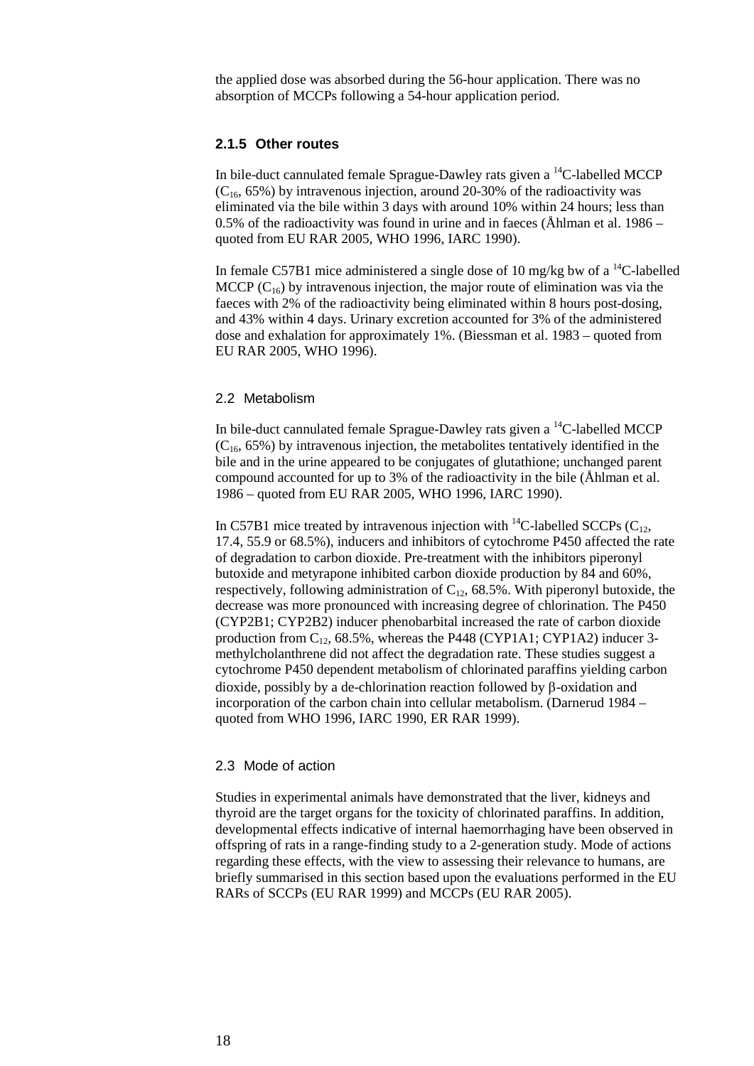the applied dose was absorbed during the 56-hour application. There was no absorption of MCCPs following a 54-hour application period.

### 2.1.5 Other routes

In bile-duct cannulated female Sprague-Dawley rats given a $^{14}C$-labelled MCCP ($C_{16}$, 65%) by intravenous injection, around 20-30% of the radioactivity was eliminated via the bile within 3 days with around 10% within 24 hours; less than 0.5% of the radioactivity was found in urine and in faeces (Åhlman et al. 1986 – quoted from EU RAR 2005, WHO 1996, IARC 1990).

In female C57B1 mice administered a single dose of 10 mg/kg bw of a $^{14}C$-labelled MCCP ($C_{16}$) by intravenous injection, the major route of elimination was via the faeces with 2% of the radioactivity being eliminated within 8 hours post-dosing, and 43% within 4 days. Urinary excretion accounted for 3% of the administered dose and exhalation for approximately 1%. (Biessman et al. 1983 – quoted from EU RAR 2005, WHO 1996).

## 2.2 Metabolism

In bile-duct cannulated female Sprague-Dawley rats given a $^{14}C$-labelled MCCP ($C_{16}$, 65%) by intravenous injection, the metabolites tentatively identified in the bile and in the urine appeared to be conjugates of glutathione; unchanged parent compound accounted for up to 3% of the radioactivity in the bile (Åhlman et al. 1986 – quoted from EU RAR 2005, WHO 1996, IARC 1990).

In C57B1 mice treated by intravenous injection with $^{14}C$-labelled SCCPs ($C_{12}$, 17.4, 55.9 or 68.5%), inducers and inhibitors of cytochrome P450 affected the rate of degradation to carbon dioxide. Pre-treatment with the inhibitors piperonyl butoxide and metyrapone inhibited carbon dioxide production by 84 and 60%, respectively, following administration of $C_{12}$, 68.5%. With piperonyl butoxide, the decrease was more pronounced with increasing degree of chlorination. The P450 (CYP2B1; CYP2B2) inducer phenobarbital increased the rate of carbon dioxide production from $C_{12}$, 68.5%, whereas the P448 (CYP1A1; CYP1A2) inducer 3-methylcholanthrene did not affect the degradation rate. These studies suggest a cytochrome P450 dependent metabolism of chlorinated paraffins yielding carbon dioxide, possibly by a de-chlorination reaction followed by β-oxidation and incorporation of the carbon chain into cellular metabolism. (Darnerud 1984 – quoted from WHO 1996, IARC 1990, ER RAR 1999).

## 2.3 Mode of action

Studies in experimental animals have demonstrated that the liver, kidneys and thyroid are the target organs for the toxicity of chlorinated paraffins. In addition, developmental effects indicative of internal haemorrhaging have been observed in offspring of rats in a range-finding study to a 2-generation study. Mode of actions regarding these effects, with the view to assessing their relevance to humans, are briefly summarised in this section based upon the evaluations performed in the EU RARs of SCCPs (EU RAR 1999) and MCCPs (EU RAR 2005).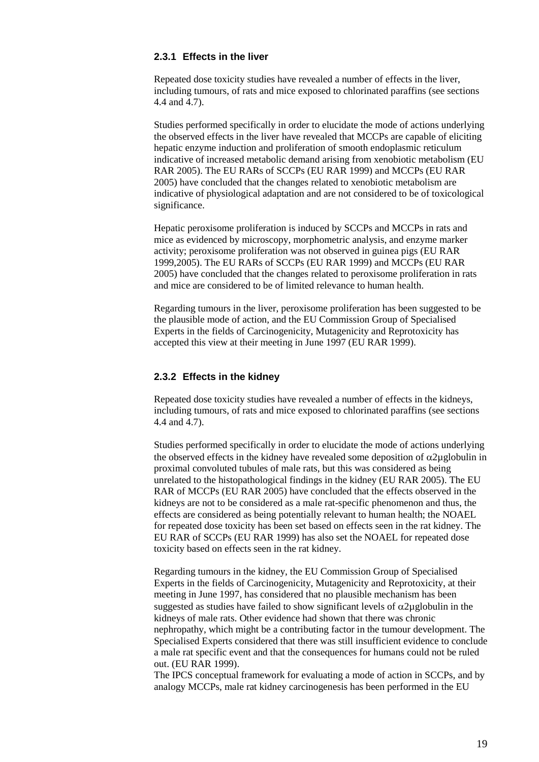### 2.3.1 Effects in the liver

Repeated dose toxicity studies have revealed a number of effects in the liver, including tumours, of rats and mice exposed to chlorinated paraffins (see sections 4.4 and 4.7).

Studies performed specifically in order to elucidate the mode of actions underlying the observed effects in the liver have revealed that MCCPs are capable of eliciting hepatic enzyme induction and proliferation of smooth endoplasmic reticulum indicative of increased metabolic demand arising from xenobiotic metabolism (EU RAR 2005). The EU RARs of SCCPs (EU RAR 1999) and MCCPs (EU RAR 2005) have concluded that the changes related to xenobiotic metabolism are indicative of physiological adaptation and are not considered to be of toxicological significance.

Hepatic peroxisome proliferation is induced by SCCPs and MCCPs in rats and mice as evidenced by microscopy, morphometric analysis, and enzyme marker activity; peroxisome proliferation was not observed in guinea pigs (EU RAR 1999,2005). The EU RARs of SCCPs (EU RAR 1999) and MCCPs (EU RAR 2005) have concluded that the changes related to peroxisome proliferation in rats and mice are considered to be of limited relevance to human health.

Regarding tumours in the liver, peroxisome proliferation has been suggested to be the plausible mode of action, and the EU Commission Group of Specialised Experts in the fields of Carcinogenicity, Mutagenicity and Reprotoxicity has accepted this view at their meeting in June 1997 (EU RAR 1999).

### 2.3.2 Effects in the kidney

Repeated dose toxicity studies have revealed a number of effects in the kidneys, including tumours, of rats and mice exposed to chlorinated paraffins (see sections 4.4 and 4.7).

Studies performed specifically in order to elucidate the mode of actions underlying the observed effects in the kidney have revealed some deposition of $\alpha 2\mu$globulin in proximal convoluted tubules of male rats, but this was considered as being unrelated to the histopathological findings in the kidney (EU RAR 2005). The EU RAR of MCCPs (EU RAR 2005) have concluded that the effects observed in the kidneys are not to be considered as a male rat-specific phenomenon and thus, the effects are considered as being potentially relevant to human health; the NOAEL for repeated dose toxicity has been set based on effects seen in the rat kidney. The EU RAR of SCCPs (EU RAR 1999) has also set the NOAEL for repeated dose toxicity based on effects seen in the rat kidney.

Regarding tumours in the kidney, the EU Commission Group of Specialised Experts in the fields of Carcinogenicity, Mutagenicity and Reprotoxicity, at their meeting in June 1997, has considered that no plausible mechanism has been suggested as studies have failed to show significant levels of $\alpha 2\mu$globulin in the kidneys of male rats. Other evidence had shown that there was chronic nephropathy, which might be a contributing factor in the tumour development. The Specialised Experts considered that there was still insufficient evidence to conclude a male rat specific event and that the consequences for humans could not be ruled out. (EU RAR 1999).
The IPCS conceptual framework for evaluating a mode of action in SCCPs, and by analogy MCCPs, male rat kidney carcinogenesis has been performed in the EU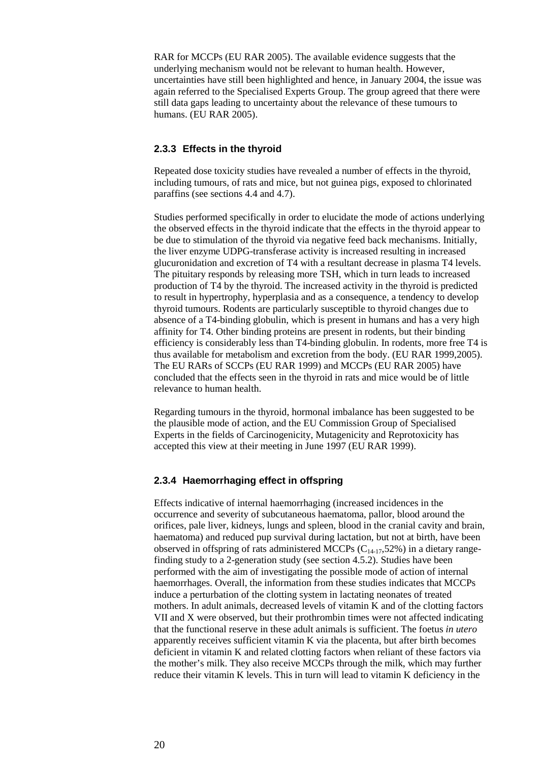RAR for MCCPs (EU RAR 2005). The available evidence suggests that the underlying mechanism would not be relevant to human health. However, uncertainties have still been highlighted and hence, in January 2004, the issue was again referred to the Specialised Experts Group. The group agreed that there were still data gaps leading to uncertainty about the relevance of these tumours to humans. (EU RAR 2005).

### 2.3.3 Effects in the thyroid

Repeated dose toxicity studies have revealed a number of effects in the thyroid, including tumours, of rats and mice, but not guinea pigs, exposed to chlorinated paraffins (see sections 4.4 and 4.7).

Studies performed specifically in order to elucidate the mode of actions underlying the observed effects in the thyroid indicate that the effects in the thyroid appear to be due to stimulation of the thyroid via negative feed back mechanisms. Initially, the liver enzyme UDPG-transferase activity is increased resulting in increased glucuronidation and excretion of T4 with a resultant decrease in plasma T4 levels. The pituitary responds by releasing more TSH, which in turn leads to increased production of T4 by the thyroid. The increased activity in the thyroid is predicted to result in hypertrophy, hyperplasia and as a consequence, a tendency to develop thyroid tumours. Rodents are particularly susceptible to thyroid changes due to absence of a T4-binding globulin, which is present in humans and has a very high affinity for T4. Other binding proteins are present in rodents, but their binding efficiency is considerably less than T4-binding globulin. In rodents, more free T4 is thus available for metabolism and excretion from the body. (EU RAR 1999,2005). The EU RARs of SCCPs (EU RAR 1999) and MCCPs (EU RAR 2005) have concluded that the effects seen in the thyroid in rats and mice would be of little relevance to human health.

Regarding tumours in the thyroid, hormonal imbalance has been suggested to be the plausible mode of action, and the EU Commission Group of Specialised Experts in the fields of Carcinogenicity, Mutagenicity and Reprotoxicity has accepted this view at their meeting in June 1997 (EU RAR 1999).

### 2.3.4 Haemorrhaging effect in offspring

Effects indicative of internal haemorrhaging (increased incidences in the occurrence and severity of subcutaneous haematoma, pallor, blood around the orifices, pale liver, kidneys, lungs and spleen, blood in the cranial cavity and brain, haematoma) and reduced pup survival during lactation, but not at birth, have been observed in offspring of rats administered MCCPs ($C_{14-17}$,52%) in a dietary range-finding study to a 2-generation study (see section 4.5.2). Studies have been performed with the aim of investigating the possible mode of action of internal haemorrhages. Overall, the information from these studies indicates that MCCPs induce a perturbation of the clotting system in lactating neonates of treated mothers. In adult animals, decreased levels of vitamin K and of the clotting factors VII and X were observed, but their prothrombin times were not affected indicating that the functional reserve in these adult animals is sufficient. The foetus *in utero* apparently receives sufficient vitamin K via the placenta, but after birth becomes deficient in vitamin K and related clotting factors when reliant of these factors via the mother's milk. They also receive MCCPs through the milk, which may further reduce their vitamin K levels. This in turn will lead to vitamin K deficiency in the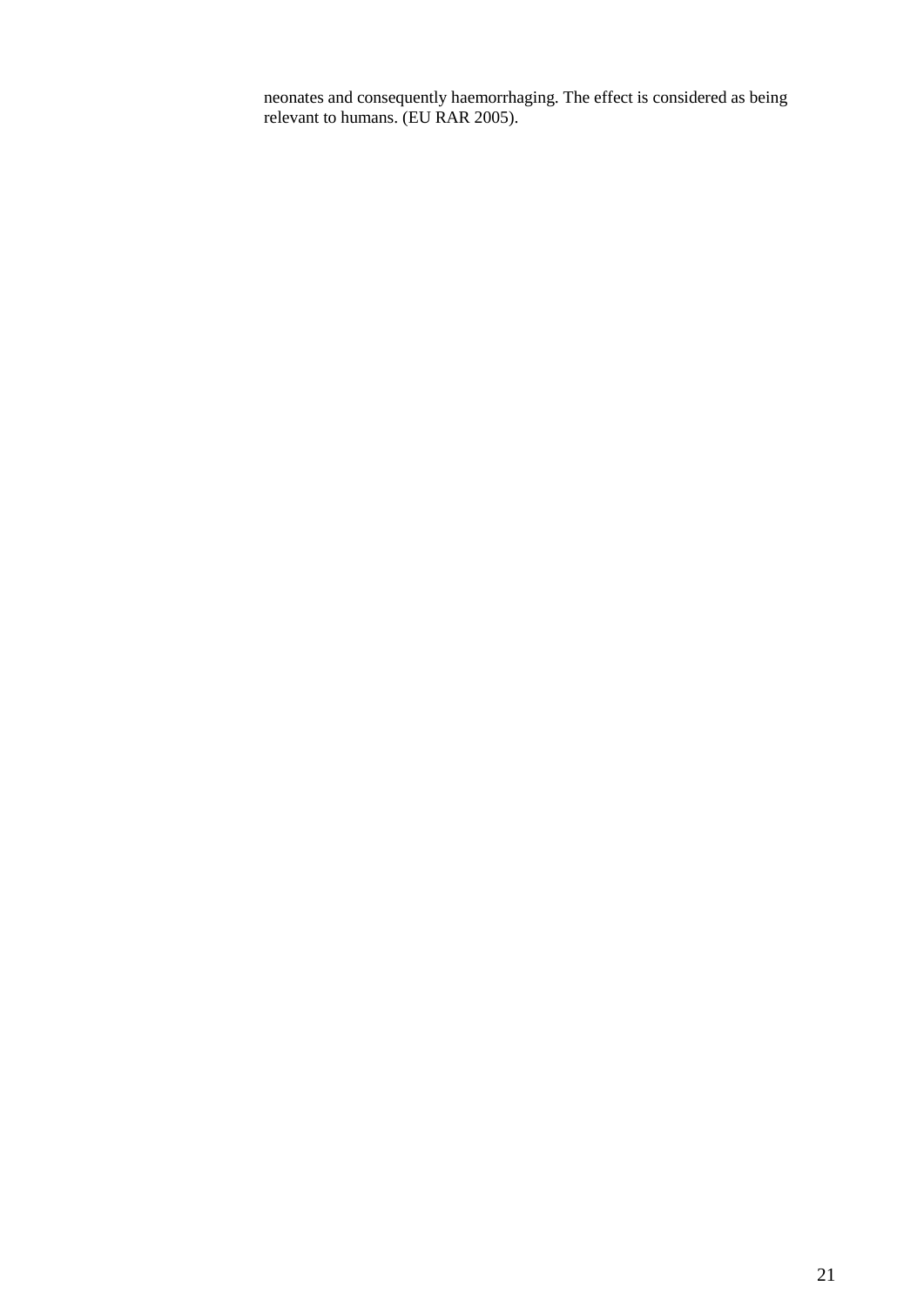neonates and consequently haemorrhaging. The effect is considered as being relevant to humans. (EU RAR 2005).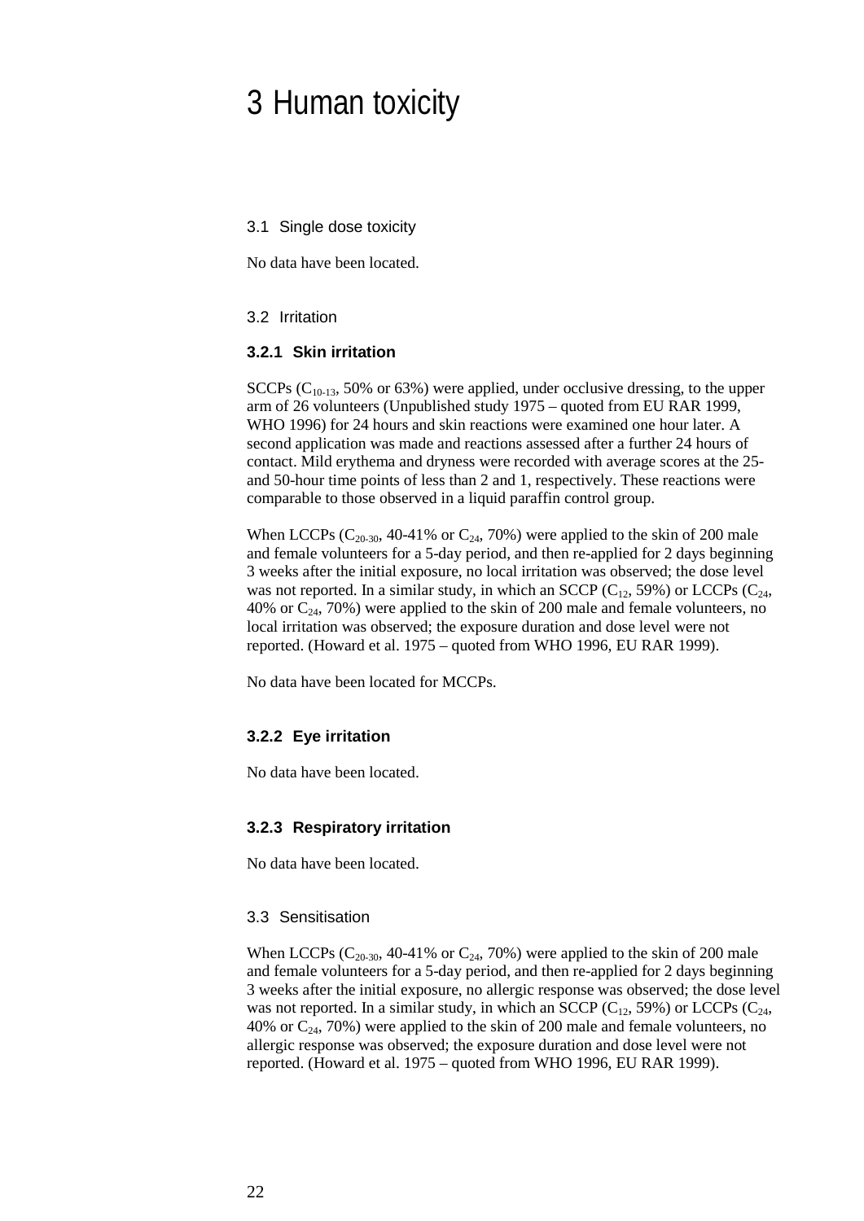# 3 Human toxicity

## 3.1 Single dose toxicity

No data have been located.

## 3.2 Irritation

### 3.2.1 Skin irritation

SCCPs ($C_{10\text{-}13}$, 50% or 63%) were applied, under occlusive dressing, to the upper arm of 26 volunteers (Unpublished study 1975 – quoted from EU RAR 1999, WHO 1996) for 24 hours and skin reactions were examined one hour later. A second application was made and reactions assessed after a further 24 hours of contact. Mild erythema and dryness were recorded with average scores at the 25- and 50-hour time points of less than 2 and 1, respectively. These reactions were comparable to those observed in a liquid paraffin control group.

When LCCPs ($C_{20\text{-}30}$, 40-41% or $C_{24}$, 70%) were applied to the skin of 200 male and female volunteers for a 5-day period, and then re-applied for 2 days beginning 3 weeks after the initial exposure, no local irritation was observed; the dose level was not reported. In a similar study, in which an SCCP ($C_{12}$, 59%) or LCCPs ($C_{24}$, 40% or $C_{24}$, 70%) were applied to the skin of 200 male and female volunteers, no local irritation was observed; the exposure duration and dose level were not reported. (Howard et al. 1975 – quoted from WHO 1996, EU RAR 1999).

No data have been located for MCCPs.

### 3.2.2 Eye irritation

No data have been located.

### 3.2.3 Respiratory irritation

No data have been located.

## 3.3 Sensitisation

When LCCPs ($C_{20\text{-}30}$, 40-41% or $C_{24}$, 70%) were applied to the skin of 200 male and female volunteers for a 5-day period, and then re-applied for 2 days beginning 3 weeks after the initial exposure, no allergic response was observed; the dose level was not reported. In a similar study, in which an SCCP ($C_{12}$, 59%) or LCCPs ($C_{24}$, 40% or $C_{24}$, 70%) were applied to the skin of 200 male and female volunteers, no allergic response was observed; the exposure duration and dose level were not reported. (Howard et al. 1975 – quoted from WHO 1996, EU RAR 1999).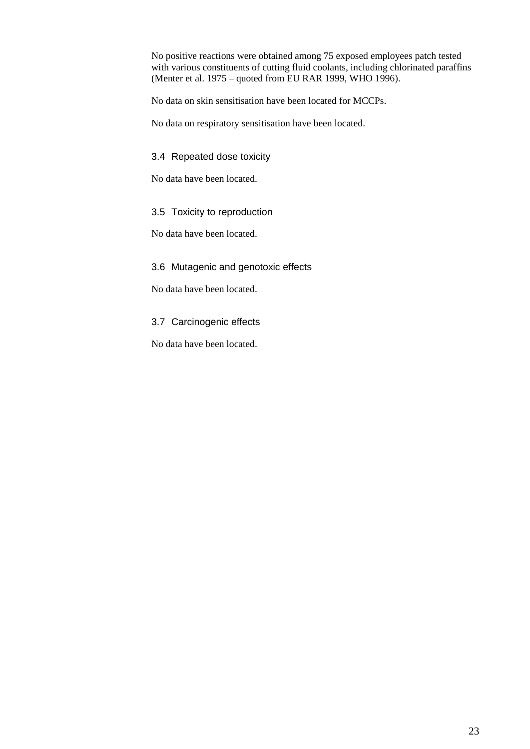No positive reactions were obtained among 75 exposed employees patch tested with various constituents of cutting fluid coolants, including chlorinated paraffins (Menter et al. 1975 – quoted from EU RAR 1999, WHO 1996).

No data on skin sensitisation have been located for MCCPs.

No data on respiratory sensitisation have been located.

### 3.4 Repeated dose toxicity

No data have been located.

### 3.5 Toxicity to reproduction

No data have been located.

### 3.6 Mutagenic and genotoxic effects

No data have been located.

### 3.7 Carcinogenic effects

No data have been located.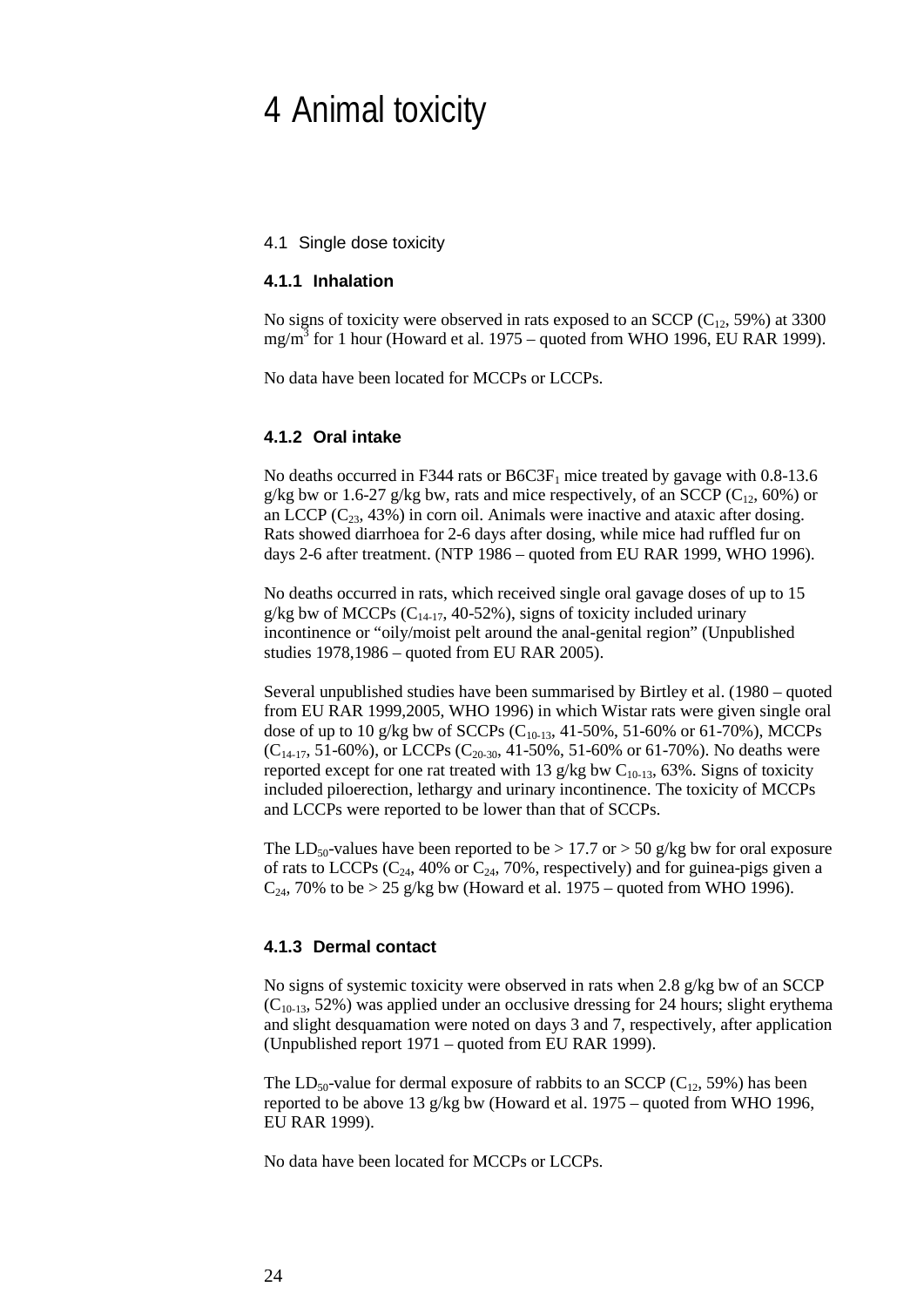# 4 Animal toxicity

## 4.1 Single dose toxicity

### 4.1.1 Inhalation

No signs of toxicity were observed in rats exposed to an SCCP ($C_{12}$, 59%) at 3300 $mg/m^3$ for 1 hour (Howard et al. 1975 – quoted from WHO 1996, EU RAR 1999).

No data have been located for MCCPs or LCCPs.

### 4.1.2 Oral intake

No deaths occurred in F344 rats or $B6C3F_1$ mice treated by gavage with 0.8-13.6 g/kg bw or 1.6-27 g/kg bw, rats and mice respectively, of an SCCP ($C_{12}$, 60%) or an LCCP ($C_{23}$, 43%) in corn oil. Animals were inactive and ataxic after dosing. Rats showed diarrhoea for 2-6 days after dosing, while mice had ruffled fur on days 2-6 after treatment. (NTP 1986 – quoted from EU RAR 1999, WHO 1996).

No deaths occurred in rats, which received single oral gavage doses of up to 15 g/kg bw of MCCPs ($C_{14-17}$, 40-52%), signs of toxicity included urinary incontinence or "oily/moist pelt around the anal-genital region" (Unpublished studies 1978,1986 – quoted from EU RAR 2005).

Several unpublished studies have been summarised by Birtley et al. (1980 – quoted from EU RAR 1999,2005, WHO 1996) in which Wistar rats were given single oral dose of up to 10 g/kg bw of SCCPs ($C_{10-13}$, 41-50%, 51-60% or 61-70%), MCCPs ($C_{14-17}$, 51-60%), or LCCPs ($C_{20-30}$, 41-50%, 51-60% or 61-70%). No deaths were reported except for one rat treated with 13 g/kg bw $C_{10-13}$, 63%. Signs of toxicity included piloerection, lethargy and urinary incontinence. The toxicity of MCCPs and LCCPs were reported to be lower than that of SCCPs.

The $LD_{50}$-values have been reported to be > 17.7 or > 50 g/kg bw for oral exposure of rats to LCCPs ($C_{24}$, 40% or $C_{24}$, 70%, respectively) and for guinea-pigs given a $C_{24}$, 70% to be > 25 g/kg bw (Howard et al. 1975 – quoted from WHO 1996).

### 4.1.3 Dermal contact

No signs of systemic toxicity were observed in rats when 2.8 g/kg bw of an SCCP ($C_{10-13}$, 52%) was applied under an occlusive dressing for 24 hours; slight erythema and slight desquamation were noted on days 3 and 7, respectively, after application (Unpublished report 1971 – quoted from EU RAR 1999).

The $LD_{50}$-value for dermal exposure of rabbits to an SCCP ($C_{12}$, 59%) has been reported to be above 13 g/kg bw (Howard et al. 1975 – quoted from WHO 1996, EU RAR 1999).

No data have been located for MCCPs or LCCPs.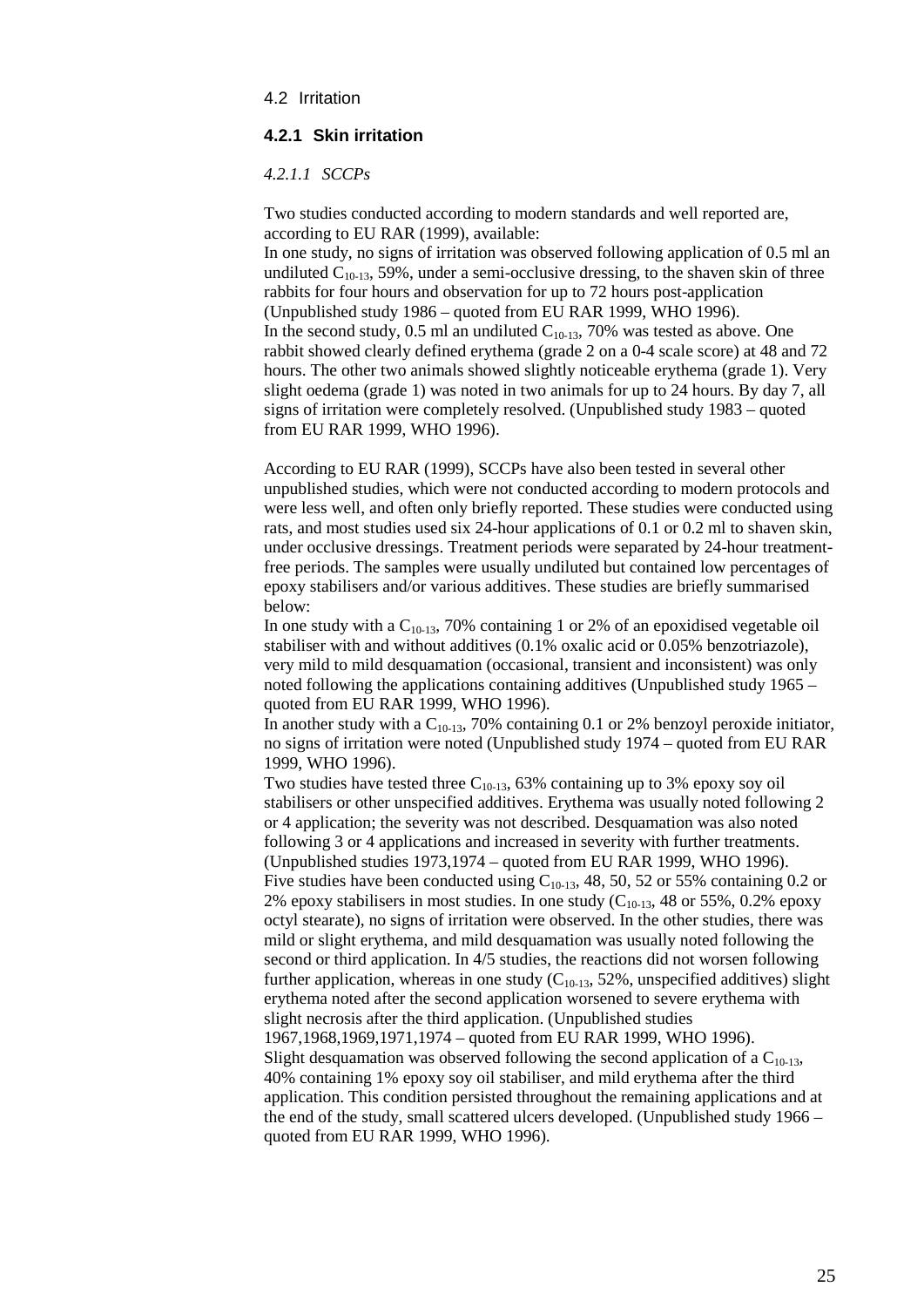## 4.2 Irritation

### 4.2.1 Skin irritation

#### *4.2.1.1 SCCPs*

Two studies conducted according to modern standards and well reported are, according to EU RAR (1999), available:

In one study, no signs of irritation was observed following application of 0.5 ml an undiluted $C_{10-13}$, 59%, under a semi-occlusive dressing, to the shaven skin of three rabbits for four hours and observation for up to 72 hours post-application (Unpublished study 1986 – quoted from EU RAR 1999, WHO 1996).

In the second study, 0.5 ml an undiluted $C_{10-13}$, 70% was tested as above. One rabbit showed clearly defined erythema (grade 2 on a 0-4 scale score) at 48 and 72 hours. The other two animals showed slightly noticeable erythema (grade 1). Very slight oedema (grade 1) was noted in two animals for up to 24 hours. By day 7, all signs of irritation were completely resolved. (Unpublished study 1983 – quoted from EU RAR 1999, WHO 1996).

According to EU RAR (1999), SCCPs have also been tested in several other unpublished studies, which were not conducted according to modern protocols and were less well, and often only briefly reported. These studies were conducted using rats, and most studies used six 24-hour applications of 0.1 or 0.2 ml to shaven skin, under occlusive dressings. Treatment periods were separated by 24-hour treatment-free periods. The samples were usually undiluted but contained low percentages of epoxy stabilisers and/or various additives. These studies are briefly summarised below:

In one study with a $C_{10-13}$, 70% containing 1 or 2% of an epoxidised vegetable oil stabiliser with and without additives (0.1% oxalic acid or 0.05% benzotriazole), very mild to mild desquamation (occasional, transient and inconsistent) was only noted following the applications containing additives (Unpublished study 1965 – quoted from EU RAR 1999, WHO 1996).

In another study with a $C_{10-13}$, 70% containing 0.1 or 2% benzoyl peroxide initiator, no signs of irritation were noted (Unpublished study 1974 – quoted from EU RAR 1999, WHO 1996).

Two studies have tested three $C_{10-13}$, 63% containing up to 3% epoxy soy oil stabilisers or other unspecified additives. Erythema was usually noted following 2 or 4 application; the severity was not described. Desquamation was also noted following 3 or 4 applications and increased in severity with further treatments. (Unpublished studies 1973,1974 – quoted from EU RAR 1999, WHO 1996).

Five studies have been conducted using $C_{10-13}$, 48, 50, 52 or 55% containing 0.2 or 2% epoxy stabilisers in most studies. In one study ($C_{10-13}$, 48 or 55%, 0.2% epoxy octyl stearate), no signs of irritation were observed. In the other studies, there was mild or slight erythema, and mild desquamation was usually noted following the second or third application. In 4/5 studies, the reactions did not worsen following further application, whereas in one study ($C_{10-13}$, 52%, unspecified additives) slight erythema noted after the second application worsened to severe erythema with slight necrosis after the third application. (Unpublished studies 1967,1968,1969,1971,1974 – quoted from EU RAR 1999, WHO 1996).

Slight desquamation was observed following the second application of a $C_{10-13}$, 40% containing 1% epoxy soy oil stabiliser, and mild erythema after the third application. This condition persisted throughout the remaining applications and at the end of the study, small scattered ulcers developed. (Unpublished study 1966 – quoted from EU RAR 1999, WHO 1996).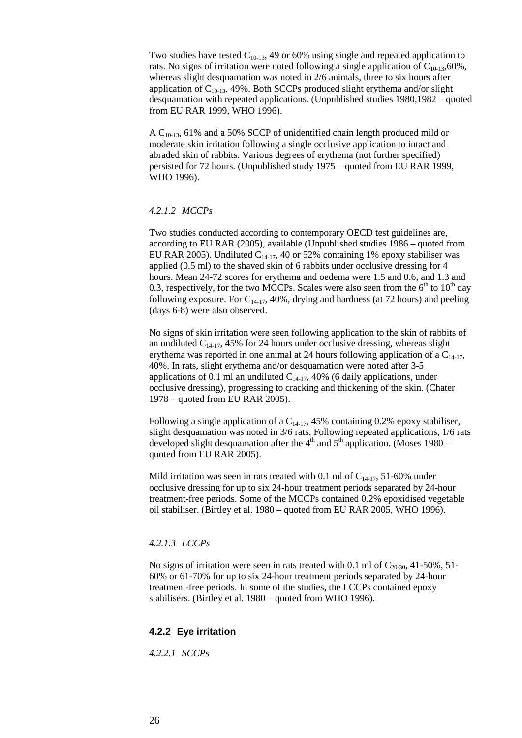Two studies have tested $C_{10-13}$, 49 or 60% using single and repeated application to rats. No signs of irritation were noted following a single application of $C_{10-13}$,60%, whereas slight desquamation was noted in 2/6 animals, three to six hours after application of $C_{10-13}$, 49%. Both SCCPs produced slight erythema and/or slight desquamation with repeated applications. (Unpublished studies 1980,1982 – quoted from EU RAR 1999, WHO 1996).

A $C_{10-13}$, 61% and a 50% SCCP of unidentified chain length produced mild or moderate skin irritation following a single occlusive application to intact and abraded skin of rabbits. Various degrees of erythema (not further specified) persisted for 72 hours. (Unpublished study 1975 – quoted from EU RAR 1999, WHO 1996).

#### *4.2.1.2 MCCPs*

Two studies conducted according to contemporary OECD test guidelines are, according to EU RAR (2005), available (Unpublished studies 1986 – quoted from EU RAR 2005). Undiluted $C_{14-17}$, 40 or 52% containing 1% epoxy stabiliser was applied (0.5 ml) to the shaved skin of 6 rabbits under occlusive dressing for 4 hours. Mean 24-72 scores for erythema and oedema were 1.5 and 0.6, and 1.3 and 0.3, respectively, for the two MCCPs. Scales were also seen from the $6^{th}$ to $10^{th}$ day following exposure. For $C_{14-17}$, 40%, drying and hardness (at 72 hours) and peeling (days 6-8) were also observed.

No signs of skin irritation were seen following application to the skin of rabbits of an undiluted $C_{14-17}$, 45% for 24 hours under occlusive dressing, whereas slight erythema was reported in one animal at 24 hours following application of a $C_{14-17}$, 40%. In rats, slight erythema and/or desquamation were noted after 3-5 applications of 0.1 ml an undiluted $C_{14-17}$, 40% (6 daily applications, under occlusive dressing), progressing to cracking and thickening of the skin. (Chater 1978 – quoted from EU RAR 2005).

Following a single application of a $C_{14-17}$, 45% containing 0.2% epoxy stabiliser, slight desquamation was noted in 3/6 rats. Following repeated applications, 1/6 rats developed slight desquamation after the $4^{th}$ and $5^{th}$ application. (Moses 1980 – quoted from EU RAR 2005).

Mild irritation was seen in rats treated with 0.1 ml of $C_{14-17}$, 51-60% under occlusive dressing for up to six 24-hour treatment periods separated by 24-hour treatment-free periods. Some of the MCCPs contained 0.2% epoxidised vegetable oil stabiliser. (Birtley et al. 1980 – quoted from EU RAR 2005, WHO 1996).

#### *4.2.1.3 LCCPs*

No signs of irritation were seen in rats treated with 0.1 ml of $C_{20-30}$, 41-50%, 51-60% or 61-70% for up to six 24-hour treatment periods separated by 24-hour treatment-free periods. In some of the studies, the LCCPs contained epoxy stabilisers. (Birtley et al. 1980 – quoted from WHO 1996).

### **4.2.2 Eye irritation**

#### *4.2.2.1 SCCPs*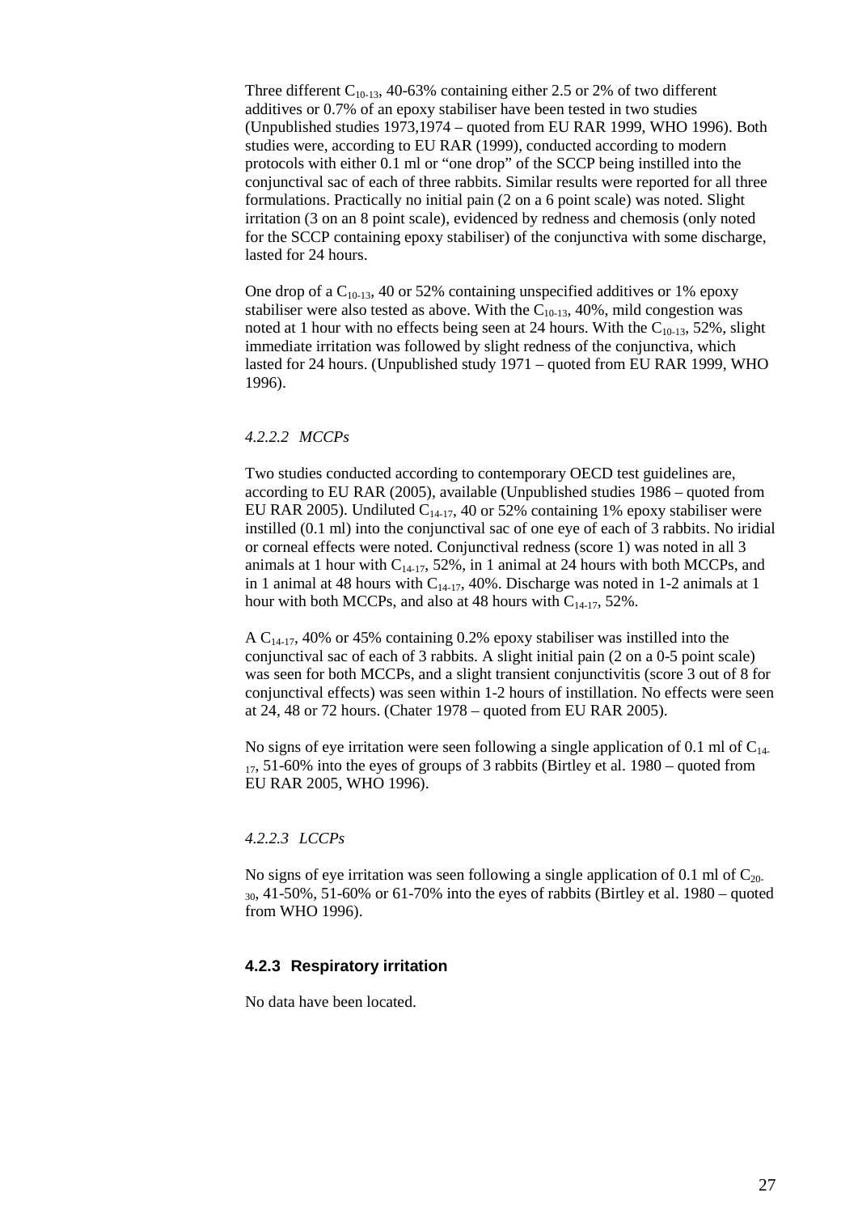Three different $C_{10-13}$, 40-63% containing either 2.5 or 2% of two different additives or 0.7% of an epoxy stabiliser have been tested in two studies (Unpublished studies 1973,1974 – quoted from EU RAR 1999, WHO 1996). Both studies were, according to EU RAR (1999), conducted according to modern protocols with either 0.1 ml or "one drop" of the SCCP being instilled into the conjunctival sac of each of three rabbits. Similar results were reported for all three formulations. Practically no initial pain (2 on a 6 point scale) was noted. Slight irritation (3 on an 8 point scale), evidenced by redness and chemosis (only noted for the SCCP containing epoxy stabiliser) of the conjunctiva with some discharge, lasted for 24 hours.

One drop of a $C_{10-13}$, 40 or 52% containing unspecified additives or 1% epoxy stabiliser were also tested as above. With the $C_{10-13}$, 40%, mild congestion was noted at 1 hour with no effects being seen at 24 hours. With the $C_{10-13}$, 52%, slight immediate irritation was followed by slight redness of the conjunctiva, which lasted for 24 hours. (Unpublished study 1971 – quoted from EU RAR 1999, WHO 1996).

#### *4.2.2.2 MCCPs*

Two studies conducted according to contemporary OECD test guidelines are, according to EU RAR (2005), available (Unpublished studies 1986 – quoted from EU RAR 2005). Undiluted $C_{14-17}$, 40 or 52% containing 1% epoxy stabiliser were instilled (0.1 ml) into the conjunctival sac of one eye of each of 3 rabbits. No iridial or corneal effects were noted. Conjunctival redness (score 1) was noted in all 3 animals at 1 hour with $C_{14-17}$, 52%, in 1 animal at 24 hours with both MCCPs, and in 1 animal at 48 hours with $C_{14-17}$, 40%. Discharge was noted in 1-2 animals at 1 hour with both MCCPs, and also at 48 hours with $C_{14-17}$, 52%.

A $C_{14-17}$, 40% or 45% containing 0.2% epoxy stabiliser was instilled into the conjunctival sac of each of 3 rabbits. A slight initial pain (2 on a 0-5 point scale) was seen for both MCCPs, and a slight transient conjunctivitis (score 3 out of 8 for conjunctival effects) was seen within 1-2 hours of instillation. No effects were seen at 24, 48 or 72 hours. (Chater 1978 – quoted from EU RAR 2005).

No signs of eye irritation were seen following a single application of 0.1 ml of $C_{14-17}$, 51-60% into the eyes of groups of 3 rabbits (Birtley et al. 1980 – quoted from EU RAR 2005, WHO 1996).

#### *4.2.2.3 LCCPs*

No signs of eye irritation was seen following a single application of 0.1 ml of $C_{20-30}$, 41-50%, 51-60% or 61-70% into the eyes of rabbits (Birtley et al. 1980 – quoted from WHO 1996).

### 4.2.3 Respiratory irritation

No data have been located.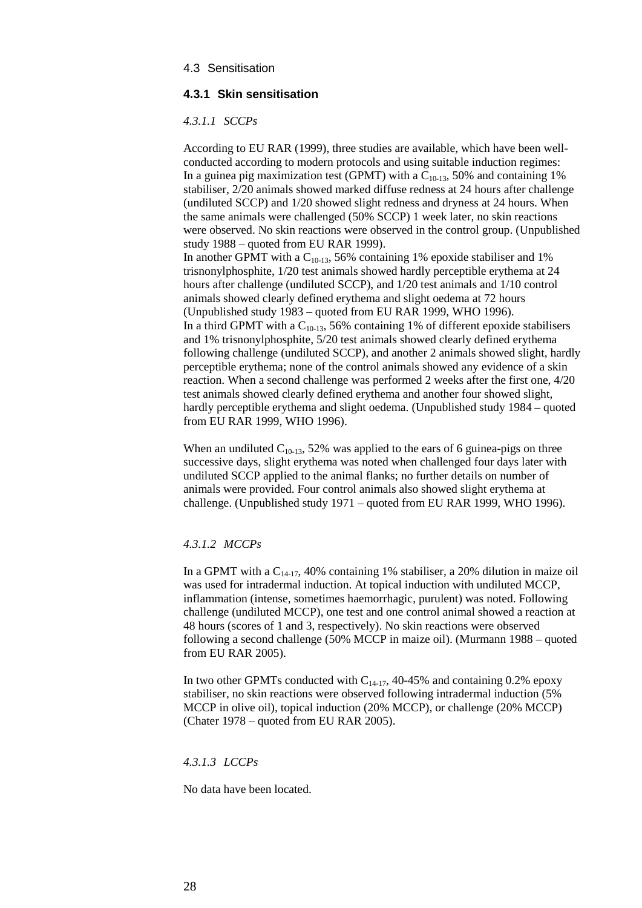## 4.3 Sensitisation

### 4.3.1 Skin sensitisation

#### *4.3.1.1 SCCPs*

According to EU RAR (1999), three studies are available, which have been well-conducted according to modern protocols and using suitable induction regimes:
In a guinea pig maximization test (GPMT) with a $C_{10-13}$, 50% and containing 1% stabiliser, 2/20 animals showed marked diffuse redness at 24 hours after challenge (undiluted SCCP) and 1/20 showed slight redness and dryness at 24 hours. When the same animals were challenged (50% SCCP) 1 week later, no skin reactions were observed. No skin reactions were observed in the control group. (Unpublished study 1988 – quoted from EU RAR 1999).
In another GPMT with a $C_{10-13}$, 56% containing 1% epoxide stabiliser and 1% trisnonylphosphite, 1/20 test animals showed hardly perceptible erythema at 24 hours after challenge (undiluted SCCP), and 1/20 test animals and 1/10 control animals showed clearly defined erythema and slight oedema at 72 hours (Unpublished study 1983 – quoted from EU RAR 1999, WHO 1996).
In a third GPMT with a $C_{10-13}$, 56% containing 1% of different epoxide stabilisers and 1% trisnonylphosphite, 5/20 test animals showed clearly defined erythema following challenge (undiluted SCCP), and another 2 animals showed slight, hardly perceptible erythema; none of the control animals showed any evidence of a skin reaction. When a second challenge was performed 2 weeks after the first one, 4/20 test animals showed clearly defined erythema and another four showed slight, hardly perceptible erythema and slight oedema. (Unpublished study 1984 – quoted from EU RAR 1999, WHO 1996).

When an undiluted $C_{10-13}$, 52% was applied to the ears of 6 guinea-pigs on three successive days, slight erythema was noted when challenged four days later with undiluted SCCP applied to the animal flanks; no further details on number of animals were provided. Four control animals also showed slight erythema at challenge. (Unpublished study 1971 – quoted from EU RAR 1999, WHO 1996).

#### *4.3.1.2 MCCPs*

In a GPMT with a $C_{14-17}$, 40% containing 1% stabiliser, a 20% dilution in maize oil was used for intradermal induction. At topical induction with undiluted MCCP, inflammation (intense, sometimes haemorrhagic, purulent) was noted. Following challenge (undiluted MCCP), one test and one control animal showed a reaction at 48 hours (scores of 1 and 3, respectively). No skin reactions were observed following a second challenge (50% MCCP in maize oil). (Murmann 1988 – quoted from EU RAR 2005).

In two other GPMTs conducted with $C_{14-17}$, 40-45% and containing 0.2% epoxy stabiliser, no skin reactions were observed following intradermal induction (5% MCCP in olive oil), topical induction (20% MCCP), or challenge (20% MCCP) (Chater 1978 – quoted from EU RAR 2005).

#### *4.3.1.3 LCCPs*

No data have been located.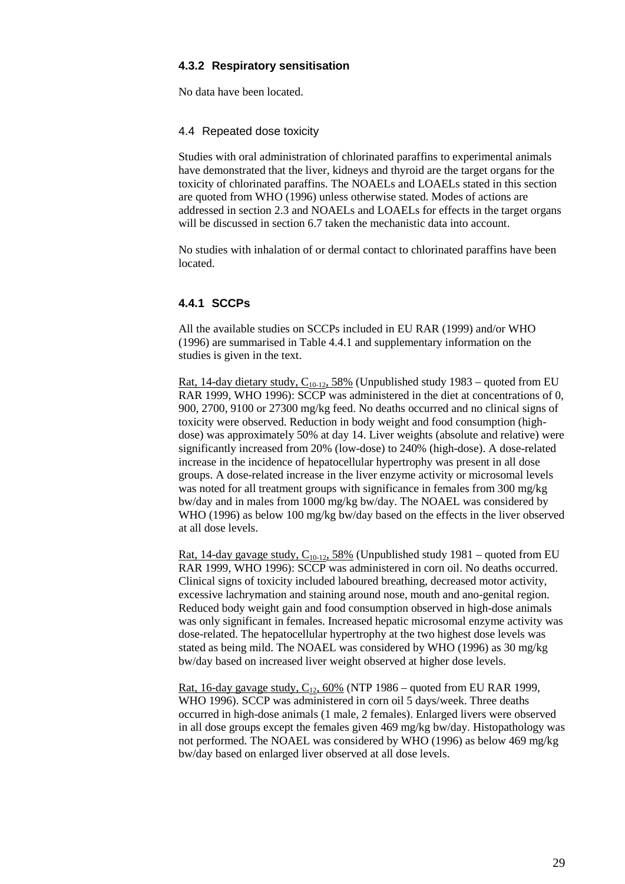### 4.3.2 Respiratory sensitisation

No data have been located.

## 4.4 Repeated dose toxicity

Studies with oral administration of chlorinated paraffins to experimental animals have demonstrated that the liver, kidneys and thyroid are the target organs for the toxicity of chlorinated paraffins. The NOAELs and LOAELs stated in this section are quoted from WHO (1996) unless otherwise stated. Modes of actions are addressed in section 2.3 and NOAELs and LOAELs for effects in the target organs will be discussed in section 6.7 taken the mechanistic data into account.

No studies with inhalation of or dermal contact to chlorinated paraffins have been located.

### 4.4.1 SCCPs

All the available studies on SCCPs included in EU RAR (1999) and/or WHO (1996) are summarised in Table 4.4.1 and supplementary information on the studies is given in the text.

Rat, 14-day dietary study, $C_{10-12}$, 58% (Unpublished study 1983 – quoted from EU RAR 1999, WHO 1996): SCCP was administered in the diet at concentrations of 0, 900, 2700, 9100 or 27300 mg/kg feed. No deaths occurred and no clinical signs of toxicity were observed. Reduction in body weight and food consumption (high-dose) was approximately 50% at day 14. Liver weights (absolute and relative) were significantly increased from 20% (low-dose) to 240% (high-dose). A dose-related increase in the incidence of hepatocellular hypertrophy was present in all dose groups. A dose-related increase in the liver enzyme activity or microsomal levels was noted for all treatment groups with significance in females from 300 mg/kg bw/day and in males from 1000 mg/kg bw/day. The NOAEL was considered by WHO (1996) as below 100 mg/kg bw/day based on the effects in the liver observed at all dose levels.

Rat, 14-day gavage study, $C_{10-12}$, 58% (Unpublished study 1981 – quoted from EU RAR 1999, WHO 1996): SCCP was administered in corn oil. No deaths occurred. Clinical signs of toxicity included laboured breathing, decreased motor activity, excessive lachrymation and staining around nose, mouth and ano-genital region. Reduced body weight gain and food consumption observed in high-dose animals was only significant in females. Increased hepatic microsomal enzyme activity was dose-related. The hepatocellular hypertrophy at the two highest dose levels was stated as being mild. The NOAEL was considered by WHO (1996) as 30 mg/kg bw/day based on increased liver weight observed at higher dose levels.

Rat, 16-day gavage study, $C_{12}$, 60% (NTP 1986 – quoted from EU RAR 1999, WHO 1996). SCCP was administered in corn oil 5 days/week. Three deaths occurred in high-dose animals (1 male, 2 females). Enlarged livers were observed in all dose groups except the females given 469 mg/kg bw/day. Histopathology was not performed. The NOAEL was considered by WHO (1996) as below 469 mg/kg bw/day based on enlarged liver observed at all dose levels.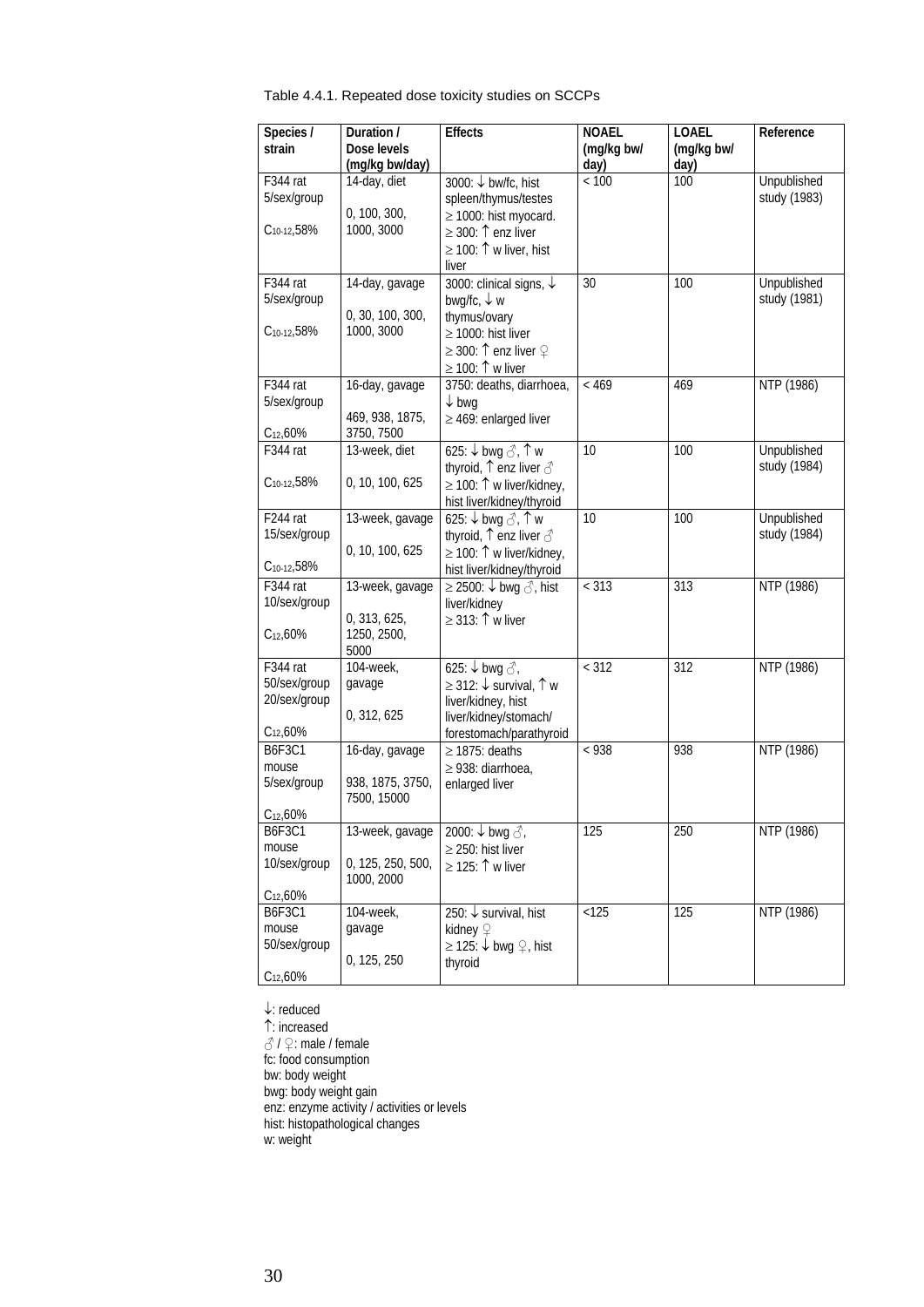Table 4.4.1. Repeated dose toxicity studies on SCCPs

| Species / strain | Duration / Dose levels (mg/kg bw/day) | Effects | NOAEL (mg/kg bw/ day) | LOAEL (mg/kg bw/ day) | Reference |
|---|---|---|---|---|---|
| F344 rat 5/sex/group $C_{10-12}$,58% | 14-day, diet 0, 100, 300, 1000, 3000 | 3000: ↓ bw/fc, hist spleen/thymus/testes ≥ 1000: hist myocard. ≥ 300: ↑ enz liver ≥ 100: ↑ w liver, hist liver | < 100 | 100 | Unpublished study (1983) |
| F344 rat 5/sex/group $C_{10-12}$,58% | 14-day, gavage 0, 30, 100, 300, 1000, 3000 | 3000: clinical signs, ↓ bwg/fc, ↓ w thymus/ovary ≥ 1000: hist liver ≥ 300: ↑ enz liver ♀ ≥ 100: ↑ w liver | 30 | 100 | Unpublished study (1981) |
| F344 rat 5/sex/group $C_{12}$,60% | 16-day, gavage 469, 938, 1875, 3750, 7500 | 3750: deaths, diarrhoea, ↓ bwg ≥ 469: enlarged liver | < 469 | 469 | NTP (1986) |
| F344 rat $C_{10-12}$,58% | 13-week, diet 0, 10, 100, 625 | 625: ↓ bwg ♂, ↑ w thyroid, ↑ enz liver ♂ ≥ 100: ↑ w liver/kidney, hist liver/kidney/thyroid | 10 | 100 | Unpublished study (1984) |
| F244 rat 15/sex/group $C_{10-12}$,58% | 13-week, gavage 0, 10, 100, 625 | 625: ↓ bwg ♂, ↑ w thyroid, ↑ enz liver ♂ ≥ 100: ↑ w liver/kidney, hist liver/kidney/thyroid | 10 | 100 | Unpublished study (1984) |
| F344 rat 10/sex/group $C_{12}$,60% | 13-week, gavage 0, 313, 625, 1250, 2500, 5000 | ≥ 2500: ↓ bwg ♂, hist liver/kidney ≥ 313: ↑ w liver | < 313 | 313 | NTP (1986) |
| F344 rat 50/sex/group 20/sex/group $C_{12}$,60% | 104-week, gavage 0, 312, 625 | 625: ↓ bwg ♂, ≥ 312: ↓ survival, ↑ w liver/kidney, hist liver/kidney/stomach/ forestomach/parathyroid | < 312 | 312 | NTP (1986) |
| B6F3C1 mouse 5/sex/group $C_{12}$,60% | 16-day, gavage 938, 1875, 3750, 7500, 15000 | ≥ 1875: deaths ≥ 938: diarrhoea, enlarged liver | < 938 | 938 | NTP (1986) |
| B6F3C1 mouse 10/sex/group $C_{12}$,60% | 13-week, gavage 0, 125, 250, 500, 1000, 2000 | 2000: ↓ bwg ♂, ≥ 250: hist liver ≥ 125: ↑ w liver | 125 | 250 | NTP (1986) |
| B6F3C1 mouse 50/sex/group $C_{12}$,60% | 104-week, gavage 0, 125, 250 | 250: ↓ survival, hist kidney ♀ ≥ 125: ↓ bwg ♀, hist thyroid | <125 | 125 | NTP (1986) |

↓: reduced
↑: increased
♂ / ♀: male / female
fc: food consumption
bw: body weight
bwg: body weight gain
enz: enzyme activity / activities or levels
hist: histopathological changes
w: weight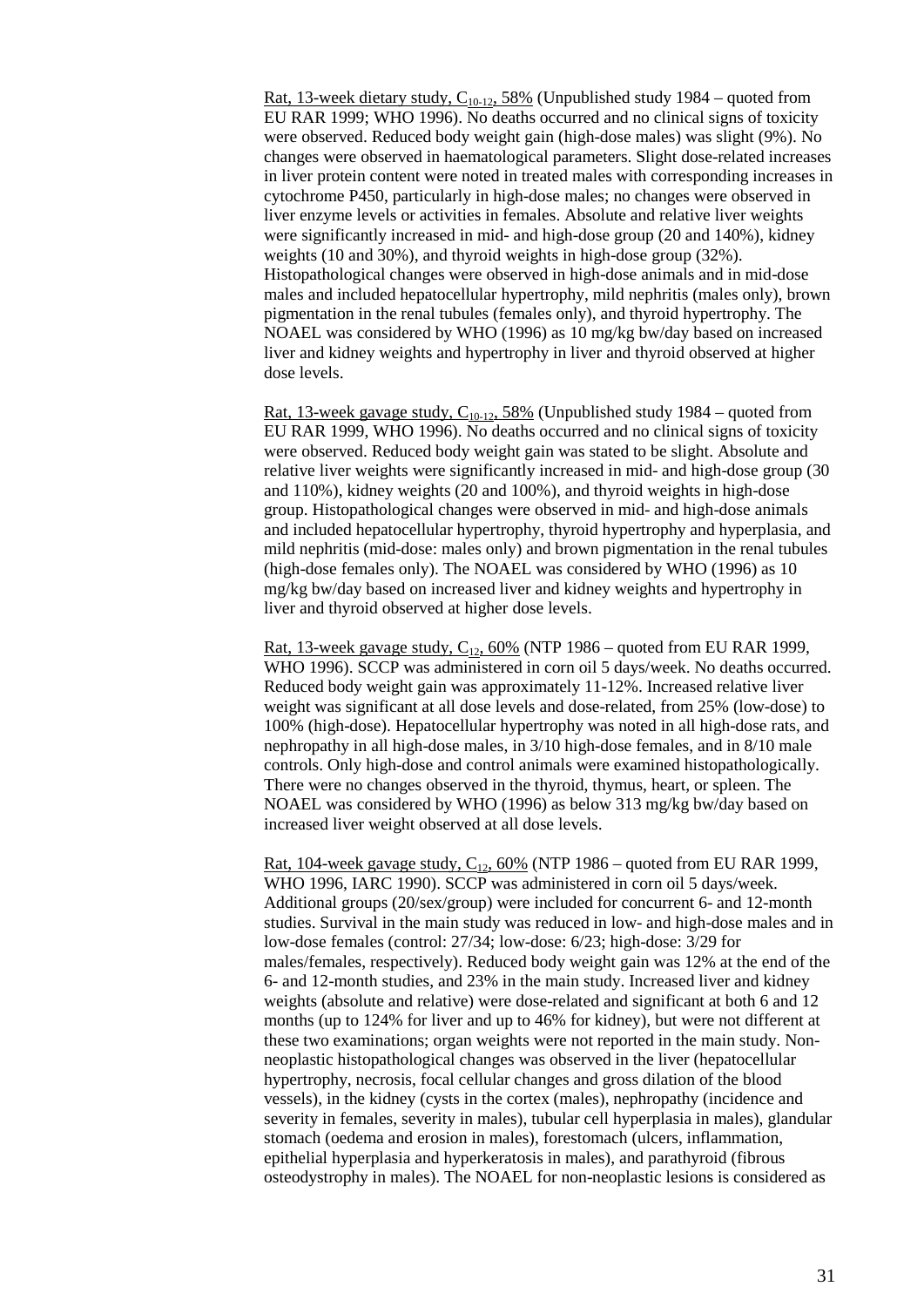Rat, 13-week dietary study, $C_{10-12}$, 58% (Unpublished study 1984 – quoted from EU RAR 1999; WHO 1996). No deaths occurred and no clinical signs of toxicity were observed. Reduced body weight gain (high-dose males) was slight (9%). No changes were observed in haematological parameters. Slight dose-related increases in liver protein content were noted in treated males with corresponding increases in cytochrome P450, particularly in high-dose males; no changes were observed in liver enzyme levels or activities in females. Absolute and relative liver weights were significantly increased in mid- and high-dose group (20 and 140%), kidney weights (10 and 30%), and thyroid weights in high-dose group (32%). Histopathological changes were observed in high-dose animals and in mid-dose males and included hepatocellular hypertrophy, mild nephritis (males only), brown pigmentation in the renal tubules (females only), and thyroid hypertrophy. The NOAEL was considered by WHO (1996) as 10 mg/kg bw/day based on increased liver and kidney weights and hypertrophy in liver and thyroid observed at higher dose levels.

Rat, 13-week gavage study, $C_{10-12}$, 58% (Unpublished study 1984 – quoted from EU RAR 1999, WHO 1996). No deaths occurred and no clinical signs of toxicity were observed. Reduced body weight gain was stated to be slight. Absolute and relative liver weights were significantly increased in mid- and high-dose group (30 and 110%), kidney weights (20 and 100%), and thyroid weights in high-dose group. Histopathological changes were observed in mid- and high-dose animals and included hepatocellular hypertrophy, thyroid hypertrophy and hyperplasia, and mild nephritis (mid-dose: males only) and brown pigmentation in the renal tubules (high-dose females only). The NOAEL was considered by WHO (1996) as 10 mg/kg bw/day based on increased liver and kidney weights and hypertrophy in liver and thyroid observed at higher dose levels.

Rat, 13-week gavage study, $C_{12}$, 60% (NTP 1986 – quoted from EU RAR 1999, WHO 1996). SCCP was administered in corn oil 5 days/week. No deaths occurred. Reduced body weight gain was approximately 11-12%. Increased relative liver weight was significant at all dose levels and dose-related, from 25% (low-dose) to 100% (high-dose). Hepatocellular hypertrophy was noted in all high-dose rats, and nephropathy in all high-dose males, in 3/10 high-dose females, and in 8/10 male controls. Only high-dose and control animals were examined histopathologically. There were no changes observed in the thyroid, thymus, heart, or spleen. The NOAEL was considered by WHO (1996) as below 313 mg/kg bw/day based on increased liver weight observed at all dose levels.

Rat, 104-week gavage study, $C_{12}$, 60% (NTP 1986 – quoted from EU RAR 1999, WHO 1996, IARC 1990). SCCP was administered in corn oil 5 days/week. Additional groups (20/sex/group) were included for concurrent 6- and 12-month studies. Survival in the main study was reduced in low- and high-dose males and in low-dose females (control: 27/34; low-dose: 6/23; high-dose: 3/29 for males/females, respectively). Reduced body weight gain was 12% at the end of the 6- and 12-month studies, and 23% in the main study. Increased liver and kidney weights (absolute and relative) were dose-related and significant at both 6 and 12 months (up to 124% for liver and up to 46% for kidney), but were not different at these two examinations; organ weights were not reported in the main study. Non-neoplastic histopathological changes was observed in the liver (hepatocellular hypertrophy, necrosis, focal cellular changes and gross dilation of the blood vessels), in the kidney (cysts in the cortex (males), nephropathy (incidence and severity in females, severity in males), tubular cell hyperplasia in males), glandular stomach (oedema and erosion in males), forestomach (ulcers, inflammation, epithelial hyperplasia and hyperkeratosis in males), and parathyroid (fibrous osteodystrophy in males). The NOAEL for non-neoplastic lesions is considered as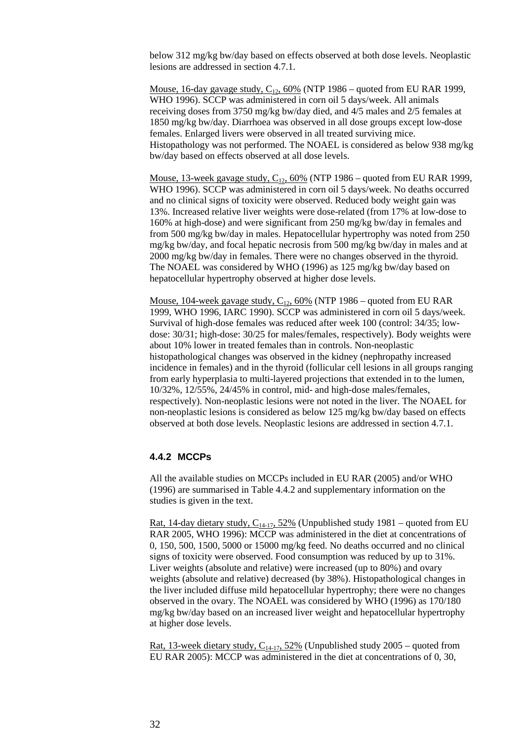below 312 mg/kg bw/day based on effects observed at both dose levels. Neoplastic lesions are addressed in section 4.7.1.

Mouse, 16-day gavage study, $C_{12}$, 60% (NTP 1986 – quoted from EU RAR 1999, WHO 1996). SCCP was administered in corn oil 5 days/week. All animals receiving doses from 3750 mg/kg bw/day died, and 4/5 males and 2/5 females at 1850 mg/kg bw/day. Diarrhoea was observed in all dose groups except low-dose females. Enlarged livers were observed in all treated surviving mice. Histopathology was not performed. The NOAEL is considered as below 938 mg/kg bw/day based on effects observed at all dose levels.

Mouse, 13-week gavage study, $C_{12}$, 60% (NTP 1986 – quoted from EU RAR 1999, WHO 1996). SCCP was administered in corn oil 5 days/week. No deaths occurred and no clinical signs of toxicity were observed. Reduced body weight gain was 13%. Increased relative liver weights were dose-related (from 17% at low-dose to 160% at high-dose) and were significant from 250 mg/kg bw/day in females and from 500 mg/kg bw/day in males. Hepatocellular hypertrophy was noted from 250 mg/kg bw/day, and focal hepatic necrosis from 500 mg/kg bw/day in males and at 2000 mg/kg bw/day in females. There were no changes observed in the thyroid. The NOAEL was considered by WHO (1996) as 125 mg/kg bw/day based on hepatocellular hypertrophy observed at higher dose levels.

Mouse, 104-week gavage study, $C_{12}$, 60% (NTP 1986 – quoted from EU RAR 1999, WHO 1996, IARC 1990). SCCP was administered in corn oil 5 days/week. Survival of high-dose females was reduced after week 100 (control: 34/35; low-dose: 30/31; high-dose: 30/25 for males/females, respectively). Body weights were about 10% lower in treated females than in controls. Non-neoplastic histopathological changes was observed in the kidney (nephropathy increased incidence in females) and in the thyroid (follicular cell lesions in all groups ranging from early hyperplasia to multi-layered projections that extended in to the lumen, 10/32%, 12/55%, 24/45% in control, mid- and high-dose males/females, respectively). Non-neoplastic lesions were not noted in the liver. The NOAEL for non-neoplastic lesions is considered as below 125 mg/kg bw/day based on effects observed at both dose levels. Neoplastic lesions are addressed in section 4.7.1.

### 4.4.2 MCCPs

All the available studies on MCCPs included in EU RAR (2005) and/or WHO (1996) are summarised in Table 4.4.2 and supplementary information on the studies is given in the text.

Rat, 14-day dietary study, $C_{14\text{-}17}$, 52% (Unpublished study 1981 – quoted from EU RAR 2005, WHO 1996): MCCP was administered in the diet at concentrations of 0, 150, 500, 1500, 5000 or 15000 mg/kg feed. No deaths occurred and no clinical signs of toxicity were observed. Food consumption was reduced by up to 31%. Liver weights (absolute and relative) were increased (up to 80%) and ovary weights (absolute and relative) decreased (by 38%). Histopathological changes in the liver included diffuse mild hepatocellular hypertrophy; there were no changes observed in the ovary. The NOAEL was considered by WHO (1996) as 170/180 mg/kg bw/day based on an increased liver weight and hepatocellular hypertrophy at higher dose levels.

Rat, 13-week dietary study, $C_{14\text{-}17}$, 52% (Unpublished study 2005 – quoted from EU RAR 2005): MCCP was administered in the diet at concentrations of 0, 30,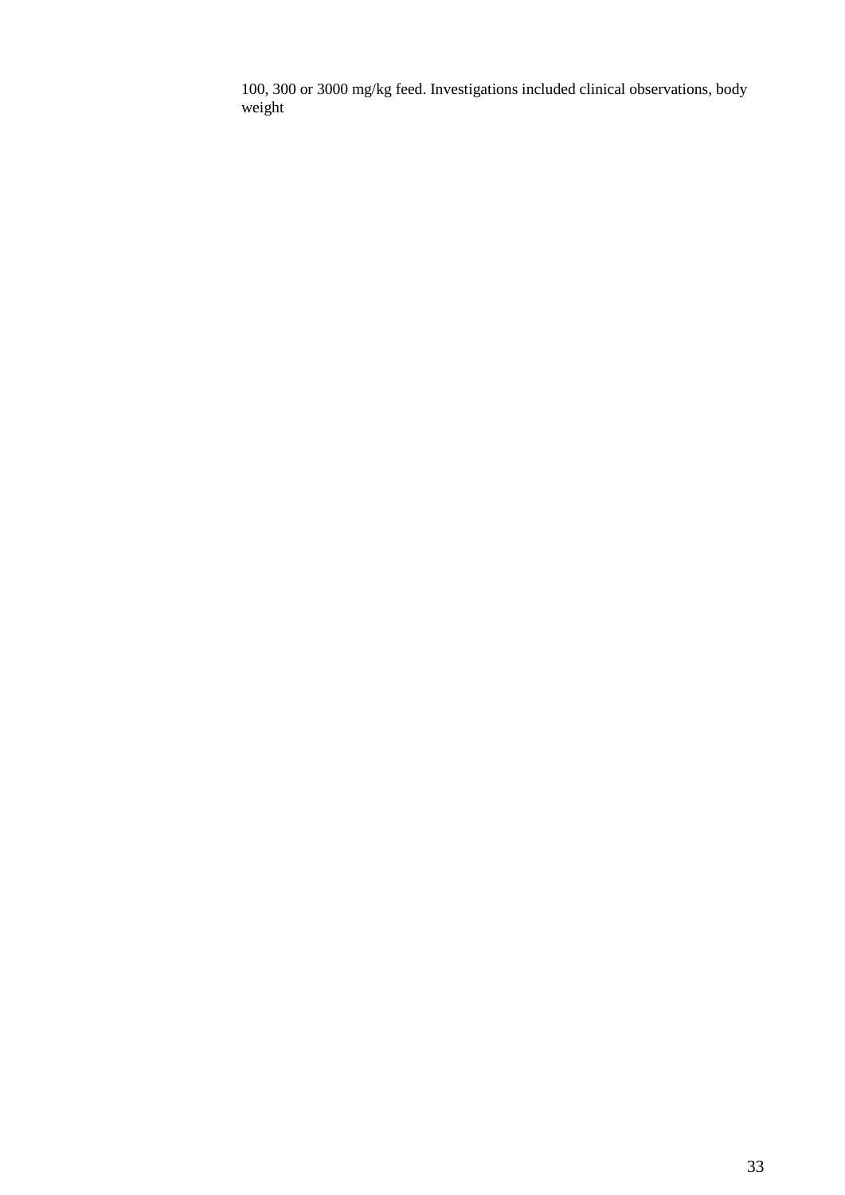100, 300 or 3000 mg/kg feed. Investigations included clinical observations, body weight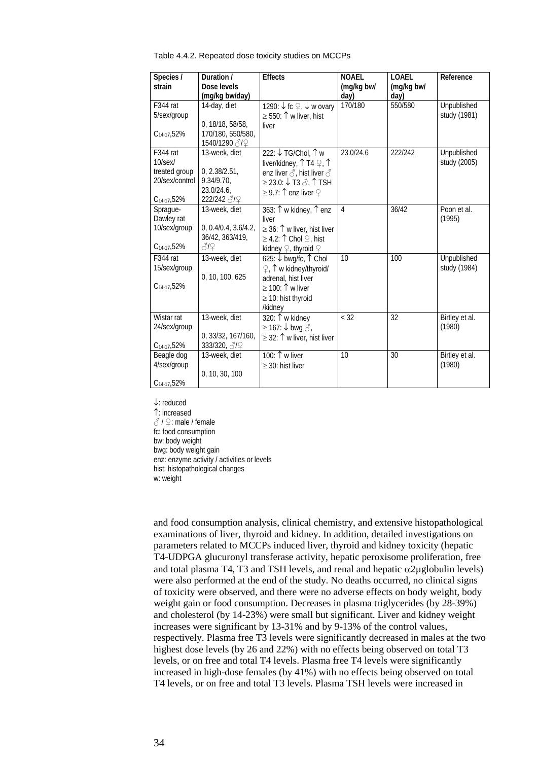Table 4.4.2. Repeated dose toxicity studies on MCCPs

| Species / strain | Duration / Dose levels (mg/kg bw/day) | Effects | NOAEL (mg/kg bw/ day) | LOAEL (mg/kg bw/ day) | Reference |
|---|---|---|---|---|---|
| F344 rat 5/sex/group $C_{14-17}$,52% | 14-day, diet 0, 18/18, 58/58, 170/180, 550/580, 1540/1290 ♂/♀ | 1290: ↓ fc ♀, ↓ w ovary ≥ 550: ↑ w liver, hist liver | 170/180 | 550/580 | Unpublished study (1981) |
| F344 rat 10/sex/ treated group 20/sex/control $C_{14-17}$,52% | 13-week, diet 0, 2.38/2.51, 9.34/9.70, 23.0/24.6, 222/242 ♂/♀ | 222: ↓ TG/Chol, ↑ w liver/kidney, ↑ T4 ♀, ↑ enz liver ♂, hist liver ♂ ≥ 23.0: ↓ T3 ♂, ↑ TSH ≥ 9.7: ↑ enz liver ♀ | 23.0/24.6 | 222/242 | Unpublished study (2005) |
| Sprague-Dawley rat 10/sex/group $C_{14-17}$,52% | 13-week, diet 0, 0.4/0.4, 3.6/4.2, 36/42, 363/419, ♂/♀ | 363: ↑ w kidney, ↑ enz liver ≥ 36: ↑ w liver, hist liver ≥ 4.2: ↑ Chol ♀, hist kidney ♀, thyroid ♀ | 4 | 36/42 | Poon et al. (1995) |
| F344 rat 15/sex/group $C_{14-17}$,52% | 13-week, diet 0, 10, 100, 625 | 625: ↓ bwg/fc, ↑ Chol ♀, ↑ w kidney/thyroid/ adrenal, hist liver ≥ 100: ↑ w liver ≥ 10: hist thyroid /kidney | 10 | 100 | Unpublished study (1984) |
| Wistar rat 24/sex/group $C_{14-17}$,52% | 13-week, diet 0, 33/32, 167/160, 333/320, ♂/♀ | 320: ↑ w kidney ≥ 167: ↓ bwg ♂, ≥ 32: ↑ w liver, hist liver | < 32 | 32 | Birtley et al. (1980) |
| Beagle dog 4/sex/group $C_{14-17}$,52% | 13-week, diet 0, 10, 30, 100 | 100: ↑ w liver ≥ 30: hist liver | 10 | 30 | Birtley et al. (1980) |

↓: reduced
↑: increased
♂ / ♀: male / female
fc: food consumption
bw: body weight
bwg: body weight gain
enz: enzyme activity / activities or levels
hist: histopathological changes
w: weight

and food consumption analysis, clinical chemistry, and extensive histopathological examinations of liver, thyroid and kidney. In addition, detailed investigations on parameters related to MCCPs induced liver, thyroid and kidney toxicity (hepatic T4-UDPGA glucuronyl transferase activity, hepatic peroxisome proliferation, free and total plasma T4, T3 and TSH levels, and renal and hepatic $\alpha$2µglobulin levels) were also performed at the end of the study. No deaths occurred, no clinical signs of toxicity were observed, and there were no adverse effects on body weight, body weight gain or food consumption. Decreases in plasma triglycerides (by 28-39%) and cholesterol (by 14-23%) were small but significant. Liver and kidney weight increases were significant by 13-31% and by 9-13% of the control values, respectively. Plasma free T3 levels were significantly decreased in males at the two highest dose levels (by 26 and 22%) with no effects being observed on total T3 levels, or on free and total T4 levels. Plasma free T4 levels were significantly increased in high-dose females (by 41%) with no effects being observed on total T4 levels, or on free and total T3 levels. Plasma TSH levels were increased in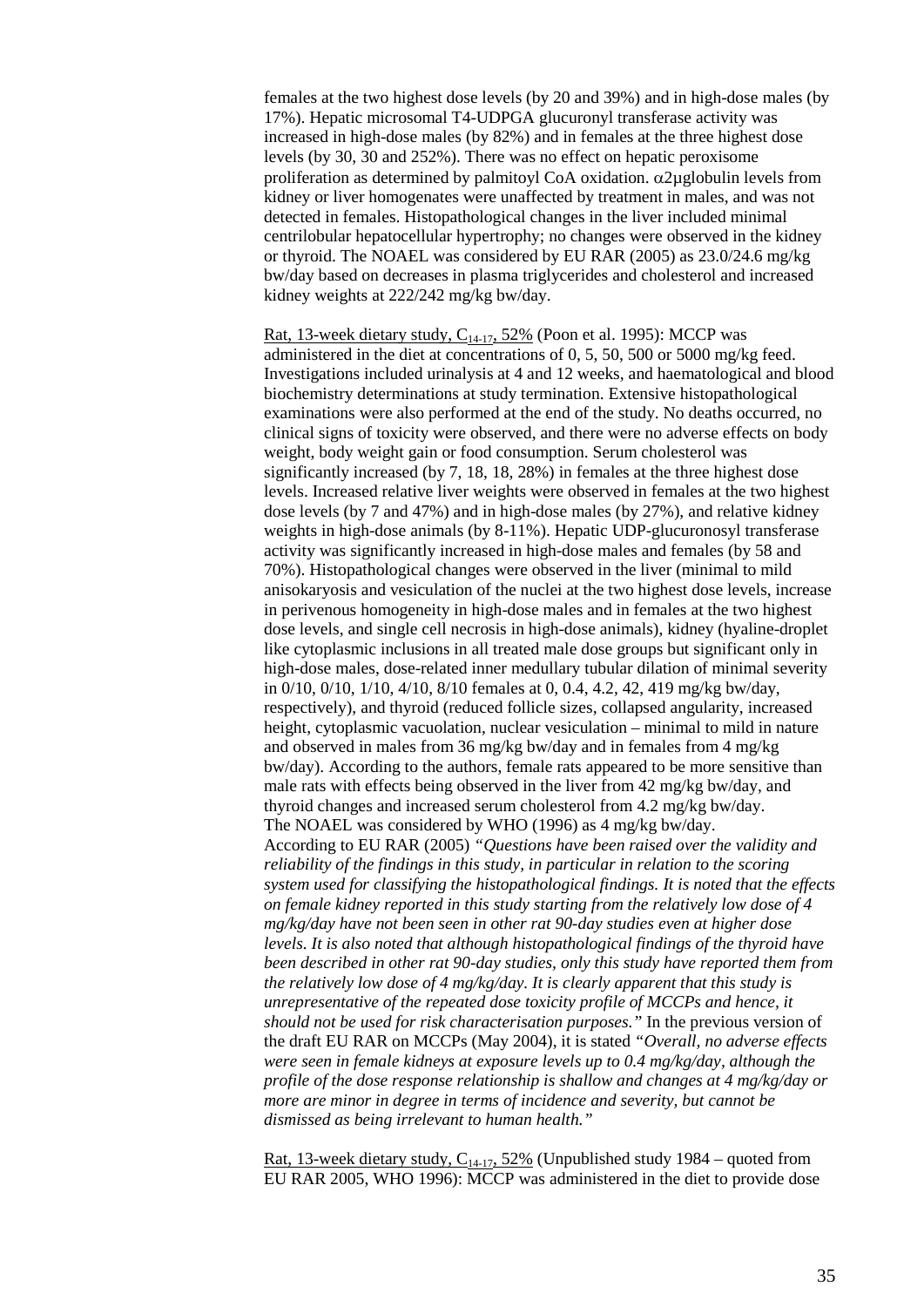females at the two highest dose levels (by 20 and 39%) and in high-dose males (by 17%). Hepatic microsomal T4-UDPGA glucuronyl transferase activity was increased in high-dose males (by 82%) and in females at the three highest dose levels (by 30, 30 and 252%). There was no effect on hepatic peroxisome proliferation as determined by palmitoyl CoA oxidation. α2μglobulin levels from kidney or liver homogenates were unaffected by treatment in males, and was not detected in females. Histopathological changes in the liver included minimal centrilobular hepatocellular hypertrophy; no changes were observed in the kidney or thyroid. The NOAEL was considered by EU RAR (2005) as 23.0/24.6 mg/kg bw/day based on decreases in plasma triglycerides and cholesterol and increased kidney weights at 222/242 mg/kg bw/day.

Rat, 13-week dietary study, $C_{14-17}$, 52% (Poon et al. 1995): MCCP was administered in the diet at concentrations of 0, 5, 50, 500 or 5000 mg/kg feed. Investigations included urinalysis at 4 and 12 weeks, and haematological and blood biochemistry determinations at study termination. Extensive histopathological examinations were also performed at the end of the study. No deaths occurred, no clinical signs of toxicity were observed, and there were no adverse effects on body weight, body weight gain or food consumption. Serum cholesterol was significantly increased (by 7, 18, 18, 28%) in females at the three highest dose levels. Increased relative liver weights were observed in females at the two highest dose levels (by 7 and 47%) and in high-dose males (by 27%), and relative kidney weights in high-dose animals (by 8-11%). Hepatic UDP-glucuronosyl transferase activity was significantly increased in high-dose males and females (by 58 and 70%). Histopathological changes were observed in the liver (minimal to mild anisokaryosis and vesiculation of the nuclei at the two highest dose levels, increase in perivenous homogeneity in high-dose males and in females at the two highest dose levels, and single cell necrosis in high-dose animals), kidney (hyaline-droplet like cytoplasmic inclusions in all treated male dose groups but significant only in high-dose males, dose-related inner medullary tubular dilation of minimal severity in 0/10, 0/10, 1/10, 4/10, 8/10 females at 0, 0.4, 4.2, 42, 419 mg/kg bw/day, respectively), and thyroid (reduced follicle sizes, collapsed angularity, increased height, cytoplasmic vacuolation, nuclear vesiculation – minimal to mild in nature and observed in males from 36 mg/kg bw/day and in females from 4 mg/kg bw/day). According to the authors, female rats appeared to be more sensitive than male rats with effects being observed in the liver from 42 mg/kg bw/day, and thyroid changes and increased serum cholesterol from 4.2 mg/kg bw/day. The NOAEL was considered by WHO (1996) as 4 mg/kg bw/day. According to EU RAR (2005) *"Questions have been raised over the validity and reliability of the findings in this study, in particular in relation to the scoring system used for classifying the histopathological findings. It is noted that the effects on female kidney reported in this study starting from the relatively low dose of 4 mg/kg/day have not been seen in other rat 90-day studies even at higher dose levels. It is also noted that although histopathological findings of the thyroid have been described in other rat 90-day studies, only this study have reported them from the relatively low dose of 4 mg/kg/day. It is clearly apparent that this study is unrepresentative of the repeated dose toxicity profile of MCCPs and hence, it should not be used for risk characterisation purposes."* In the previous version of the draft EU RAR on MCCPs (May 2004), it is stated *"Overall, no adverse effects were seen in female kidneys at exposure levels up to 0.4 mg/kg/day, although the profile of the dose response relationship is shallow and changes at 4 mg/kg/day or more are minor in degree in terms of incidence and severity, but cannot be dismissed as being irrelevant to human health."*

Rat, 13-week dietary study, $C_{14-17}$, 52% (Unpublished study 1984 – quoted from EU RAR 2005, WHO 1996): MCCP was administered in the diet to provide dose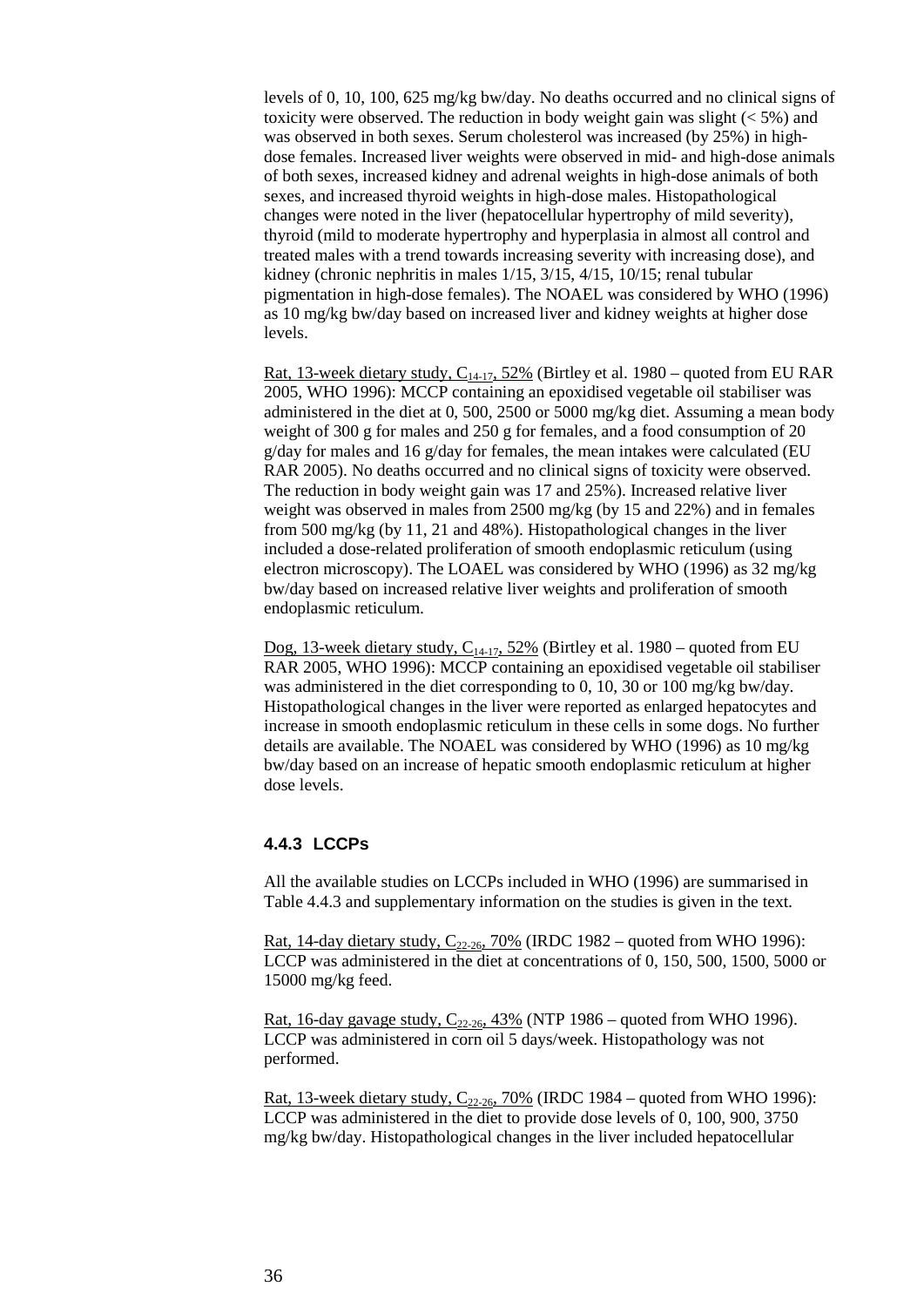levels of 0, 10, 100, 625 mg/kg bw/day. No deaths occurred and no clinical signs of toxicity were observed. The reduction in body weight gain was slight (< 5%) and was observed in both sexes. Serum cholesterol was increased (by 25%) in high-dose females. Increased liver weights were observed in mid- and high-dose animals of both sexes, increased kidney and adrenal weights in high-dose animals of both sexes, and increased thyroid weights in high-dose males. Histopathological changes were noted in the liver (hepatocellular hypertrophy of mild severity), thyroid (mild to moderate hypertrophy and hyperplasia in almost all control and treated males with a trend towards increasing severity with increasing dose), and kidney (chronic nephritis in males 1/15, 3/15, 4/15, 10/15; renal tubular pigmentation in high-dose females). The NOAEL was considered by WHO (1996) as 10 mg/kg bw/day based on increased liver and kidney weights at higher dose levels.

Rat, 13-week dietary study, $C_{14\text{-}17}$, 52% (Birtley et al. 1980 – quoted from EU RAR 2005, WHO 1996): MCCP containing an epoxidised vegetable oil stabiliser was administered in the diet at 0, 500, 2500 or 5000 mg/kg diet. Assuming a mean body weight of 300 g for males and 250 g for females, and a food consumption of 20 g/day for males and 16 g/day for females, the mean intakes were calculated (EU RAR 2005). No deaths occurred and no clinical signs of toxicity were observed. The reduction in body weight gain was 17 and 25%). Increased relative liver weight was observed in males from 2500 mg/kg (by 15 and 22%) and in females from 500 mg/kg (by 11, 21 and 48%). Histopathological changes in the liver included a dose-related proliferation of smooth endoplasmic reticulum (using electron microscopy). The LOAEL was considered by WHO (1996) as 32 mg/kg bw/day based on increased relative liver weights and proliferation of smooth endoplasmic reticulum.

Dog, 13-week dietary study, $C_{14\text{-}17}$, 52% (Birtley et al. 1980 – quoted from EU RAR 2005, WHO 1996): MCCP containing an epoxidised vegetable oil stabiliser was administered in the diet corresponding to 0, 10, 30 or 100 mg/kg bw/day. Histopathological changes in the liver were reported as enlarged hepatocytes and increase in smooth endoplasmic reticulum in these cells in some dogs. No further details are available. The NOAEL was considered by WHO (1996) as 10 mg/kg bw/day based on an increase of hepatic smooth endoplasmic reticulum at higher dose levels.

### 4.4.3 LCCPs

All the available studies on LCCPs included in WHO (1996) are summarised in Table 4.4.3 and supplementary information on the studies is given in the text.

Rat, 14-day dietary study, $C_{22\text{-}26}$, 70% (IRDC 1982 – quoted from WHO 1996): LCCP was administered in the diet at concentrations of 0, 150, 500, 1500, 5000 or 15000 mg/kg feed.

Rat, 16-day gavage study, $C_{22\text{-}26}$, 43% (NTP 1986 – quoted from WHO 1996). LCCP was administered in corn oil 5 days/week. Histopathology was not performed.

Rat, 13-week dietary study, $C_{22\text{-}26}$, 70% (IRDC 1984 – quoted from WHO 1996): LCCP was administered in the diet to provide dose levels of 0, 100, 900, 3750 mg/kg bw/day. Histopathological changes in the liver included hepatocellular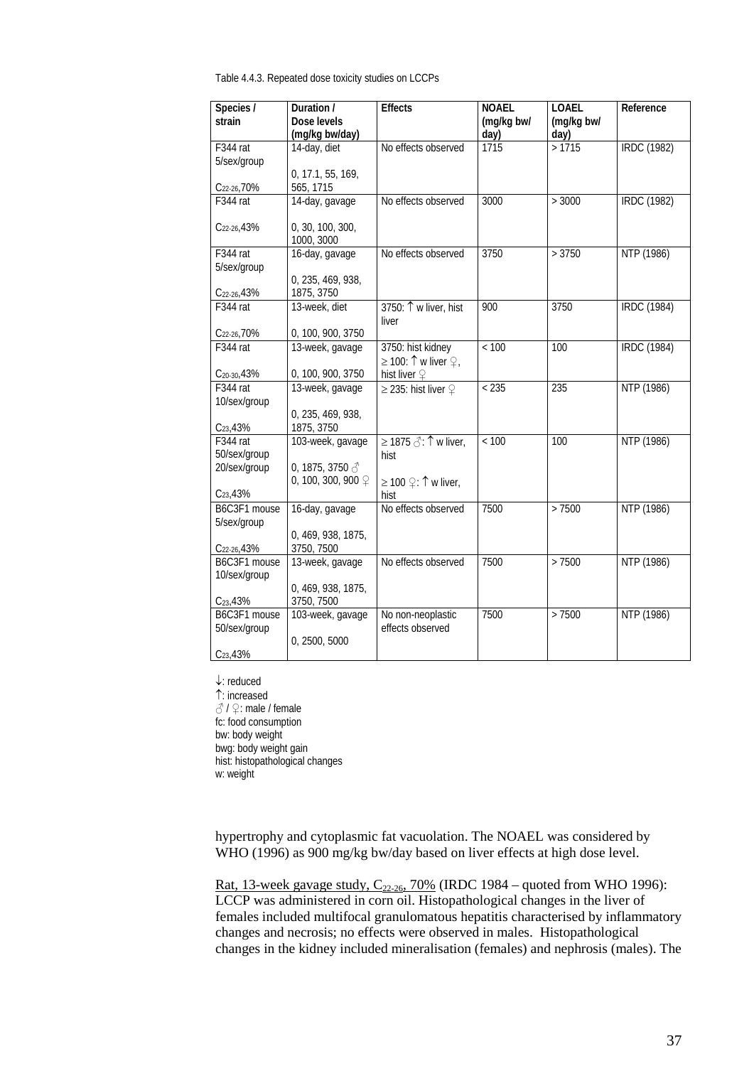Table 4.4.3. Repeated dose toxicity studies on LCCPs

| Species / strain | Duration / Dose levels (mg/kg bw/day) | Effects | NOAEL (mg/kg bw/ day) | LOAEL (mg/kg bw/ day) | Reference |
|---|---|---|---|---|---|
| F344 rat 5/sex/group $C_{22-26}$,70% | 14-day, diet 0, 17.1, 55, 169, 565, 1715 | No effects observed | 1715 | > 1715 | IRDC (1982) |
| F344 rat $C_{22-26}$,43% | 14-day, gavage 0, 30, 100, 300, 1000, 3000 | No effects observed | 3000 | > 3000 | IRDC (1982) |
| F344 rat 5/sex/group $C_{22-26}$,43% | 16-day, gavage 0, 235, 469, 938, 1875, 3750 | No effects observed | 3750 | > 3750 | NTP (1986) |
| F344 rat $C_{22-26}$,70% | 13-week, diet 0, 100, 900, 3750 | 3750: ↑ w liver, hist liver | 900 | 3750 | IRDC (1984) |
| F344 rat $C_{20-30}$,43% | 13-week, gavage 0, 100, 900, 3750 | 3750: hist kidney ≥ 100: ↑ w liver ♀, hist liver ♀ | < 100 | 100 | IRDC (1984) |
| F344 rat 10/sex/group $C_{23}$,43% | 13-week, gavage 0, 235, 469, 938, 1875, 3750 | ≥ 235: hist liver ♀ | < 235 | 235 | NTP (1986) |
| F344 rat 50/sex/group 20/sex/group $C_{23}$,43% | 103-week, gavage 0, 1875, 3750 ♂ 0, 100, 300, 900 ♀ | ≥ 1875 ♂: ↑ w liver, hist ≥ 100 ♀: ↑ w liver, hist | < 100 | 100 | NTP (1986) |
| B6C3F1 mouse 5/sex/group $C_{22-26}$,43% | 16-day, gavage 0, 469, 938, 1875, 3750, 7500 | No effects observed | 7500 | > 7500 | NTP (1986) |
| B6C3F1 mouse 10/sex/group $C_{23}$,43% | 13-week, gavage 0, 469, 938, 1875, 3750, 7500 | No effects observed | 7500 | > 7500 | NTP (1986) |
| B6C3F1 mouse 50/sex/group $C_{23}$,43% | 103-week, gavage 0, 2500, 5000 | No non-neoplastic effects observed | 7500 | > 7500 | NTP (1986) |

↓: reduced
↑: increased
♂ / ♀: male / female
fc: food consumption
bw: body weight
bwg: body weight gain
hist: histopathological changes
w: weight

hypertrophy and cytoplasmic fat vacuolation. The NOAEL was considered by WHO (1996) as 900 mg/kg bw/day based on liver effects at high dose level.

Rat, 13-week gavage study, $C_{22-26}$, 70% (IRDC 1984 – quoted from WHO 1996): LCCP was administered in corn oil. Histopathological changes in the liver of females included multifocal granulomatous hepatitis characterised by inflammatory changes and necrosis; no effects were observed in males. Histopathological changes in the kidney included mineralisation (females) and nephrosis (males). The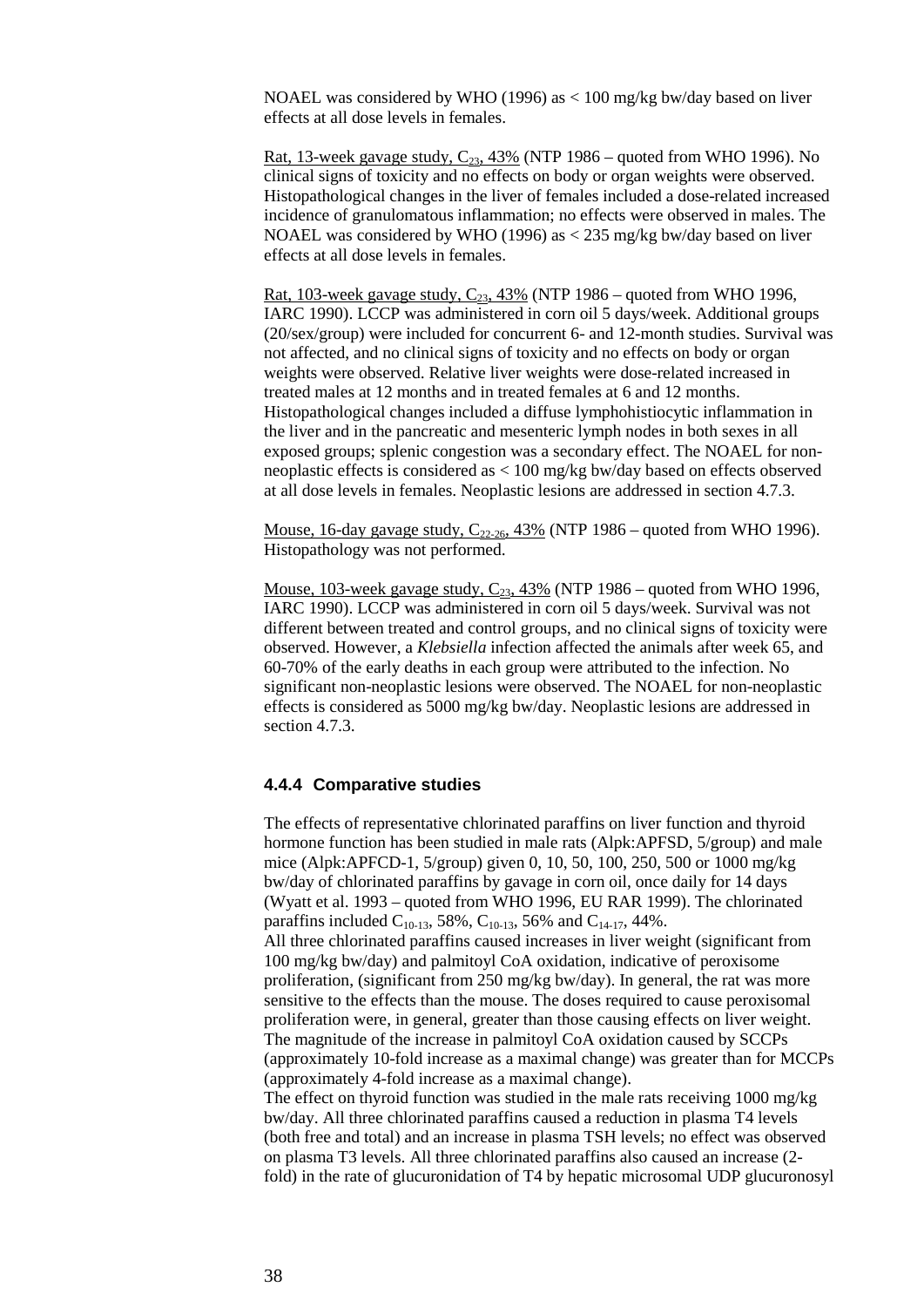NOAEL was considered by WHO (1996) as < 100 mg/kg bw/day based on liver effects at all dose levels in females.

Rat, 13-week gavage study, $C_{23}$, 43% (NTP 1986 – quoted from WHO 1996). No clinical signs of toxicity and no effects on body or organ weights were observed. Histopathological changes in the liver of females included a dose-related increased incidence of granulomatous inflammation; no effects were observed in males. The NOAEL was considered by WHO (1996) as < 235 mg/kg bw/day based on liver effects at all dose levels in females.

Rat, 103-week gavage study, $C_{23}$, 43% (NTP 1986 – quoted from WHO 1996, IARC 1990). LCCP was administered in corn oil 5 days/week. Additional groups (20/sex/group) were included for concurrent 6- and 12-month studies. Survival was not affected, and no clinical signs of toxicity and no effects on body or organ weights were observed. Relative liver weights were dose-related increased in treated males at 12 months and in treated females at 6 and 12 months. Histopathological changes included a diffuse lymphohistiocytic inflammation in the liver and in the pancreatic and mesenteric lymph nodes in both sexes in all exposed groups; splenic congestion was a secondary effect. The NOAEL for non-neoplastic effects is considered as < 100 mg/kg bw/day based on effects observed at all dose levels in females. Neoplastic lesions are addressed in section 4.7.3.

Mouse, 16-day gavage study, $C_{22-26}$, 43% (NTP 1986 – quoted from WHO 1996). Histopathology was not performed.

Mouse, 103-week gavage study, $C_{23}$, 43% (NTP 1986 – quoted from WHO 1996, IARC 1990). LCCP was administered in corn oil 5 days/week. Survival was not different between treated and control groups, and no clinical signs of toxicity were observed. However, a *Klebsiella* infection affected the animals after week 65, and 60-70% of the early deaths in each group were attributed to the infection. No significant non-neoplastic lesions were observed. The NOAEL for non-neoplastic effects is considered as 5000 mg/kg bw/day. Neoplastic lesions are addressed in section 4.7.3.

### 4.4.4 Comparative studies

The effects of representative chlorinated paraffins on liver function and thyroid hormone function has been studied in male rats (Alpk:APFSD, 5/group) and male mice (Alpk:APFCD-1, 5/group) given 0, 10, 50, 100, 250, 500 or 1000 mg/kg bw/day of chlorinated paraffins by gavage in corn oil, once daily for 14 days (Wyatt et al. 1993 – quoted from WHO 1996, EU RAR 1999). The chlorinated paraffins included $C_{10-13}$, 58%, $C_{10-13}$, 56% and $C_{14-17}$, 44%.

All three chlorinated paraffins caused increases in liver weight (significant from 100 mg/kg bw/day) and palmitoyl CoA oxidation, indicative of peroxisome proliferation, (significant from 250 mg/kg bw/day). In general, the rat was more sensitive to the effects than the mouse. The doses required to cause peroxisomal proliferation were, in general, greater than those causing effects on liver weight. The magnitude of the increase in palmitoyl CoA oxidation caused by SCCPs (approximately 10-fold increase as a maximal change) was greater than for MCCPs (approximately 4-fold increase as a maximal change).

The effect on thyroid function was studied in the male rats receiving 1000 mg/kg bw/day. All three chlorinated paraffins caused a reduction in plasma T4 levels (both free and total) and an increase in plasma TSH levels; no effect was observed on plasma T3 levels. All three chlorinated paraffins also caused an increase (2-fold) in the rate of glucuronidation of T4 by hepatic microsomal UDP glucuronosyl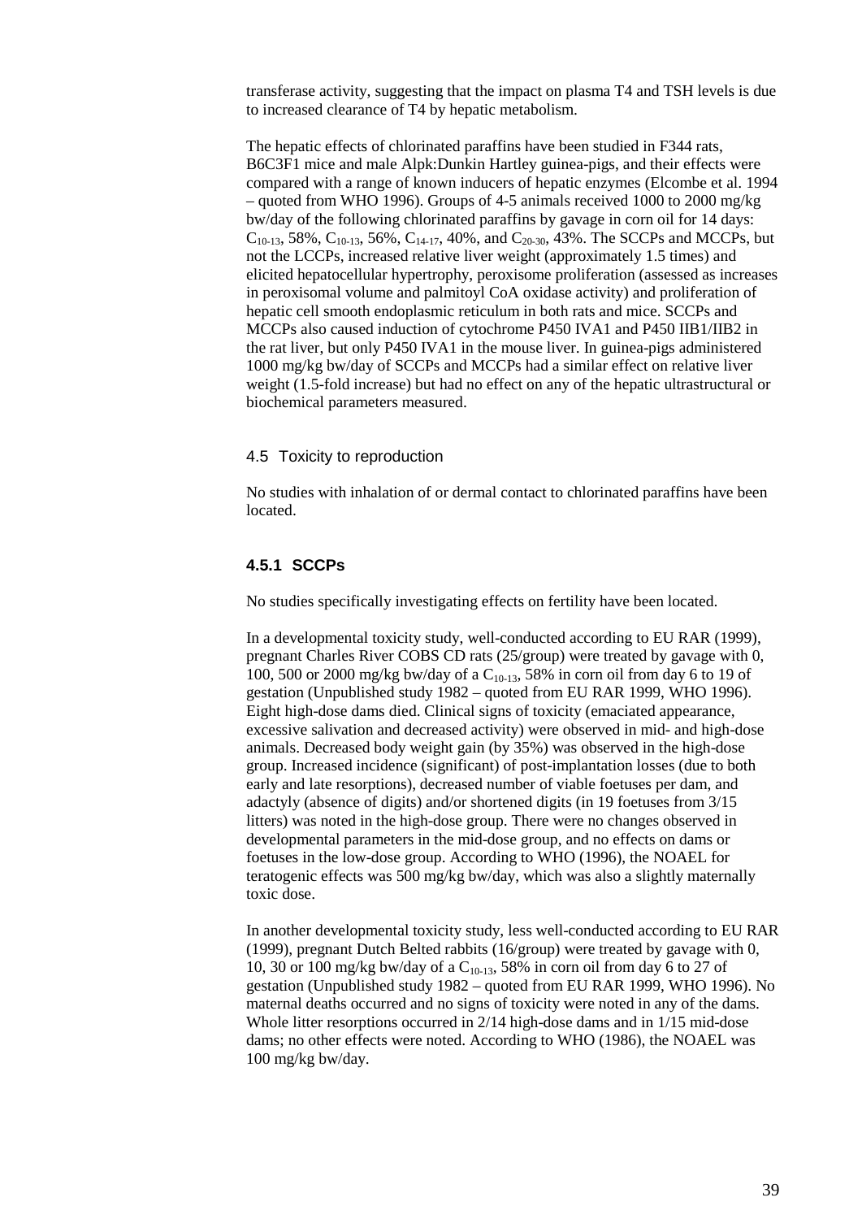transferase activity, suggesting that the impact on plasma T4 and TSH levels is due to increased clearance of T4 by hepatic metabolism.

The hepatic effects of chlorinated paraffins have been studied in F344 rats, B6C3F1 mice and male Alpk:Dunkin Hartley guinea-pigs, and their effects were compared with a range of known inducers of hepatic enzymes (Elcombe et al. 1994 – quoted from WHO 1996). Groups of 4-5 animals received 1000 to 2000 mg/kg bw/day of the following chlorinated paraffins by gavage in corn oil for 14 days: $C_{10-13}$, 58%, $C_{10-13}$, 56%, $C_{14-17}$, 40%, and $C_{20-30}$, 43%. The SCCPs and MCCPs, but not the LCCPs, increased relative liver weight (approximately 1.5 times) and elicited hepatocellular hypertrophy, peroxisome proliferation (assessed as increases in peroxisomal volume and palmitoyl CoA oxidase activity) and proliferation of hepatic cell smooth endoplasmic reticulum in both rats and mice. SCCPs and MCCPs also caused induction of cytochrome P450 IVA1 and P450 IIB1/IIB2 in the rat liver, but only P450 IVA1 in the mouse liver. In guinea-pigs administered 1000 mg/kg bw/day of SCCPs and MCCPs had a similar effect on relative liver weight (1.5-fold increase) but had no effect on any of the hepatic ultrastructural or biochemical parameters measured.

## 4.5 Toxicity to reproduction

No studies with inhalation of or dermal contact to chlorinated paraffins have been located.

### 4.5.1 SCCPs

No studies specifically investigating effects on fertility have been located.

In a developmental toxicity study, well-conducted according to EU RAR (1999), pregnant Charles River COBS CD rats (25/group) were treated by gavage with 0, 100, 500 or 2000 mg/kg bw/day of a $C_{10-13}$, 58% in corn oil from day 6 to 19 of gestation (Unpublished study 1982 – quoted from EU RAR 1999, WHO 1996). Eight high-dose dams died. Clinical signs of toxicity (emaciated appearance, excessive salivation and decreased activity) were observed in mid- and high-dose animals. Decreased body weight gain (by 35%) was observed in the high-dose group. Increased incidence (significant) of post-implantation losses (due to both early and late resorptions), decreased number of viable foetuses per dam, and adactyly (absence of digits) and/or shortened digits (in 19 foetuses from 3/15 litters) was noted in the high-dose group. There were no changes observed in developmental parameters in the mid-dose group, and no effects on dams or foetuses in the low-dose group. According to WHO (1996), the NOAEL for teratogenic effects was 500 mg/kg bw/day, which was also a slightly maternally toxic dose.

In another developmental toxicity study, less well-conducted according to EU RAR (1999), pregnant Dutch Belted rabbits (16/group) were treated by gavage with 0, 10, 30 or 100 mg/kg bw/day of a $C_{10-13}$, 58% in corn oil from day 6 to 27 of gestation (Unpublished study 1982 – quoted from EU RAR 1999, WHO 1996). No maternal deaths occurred and no signs of toxicity were noted in any of the dams. Whole litter resorptions occurred in 2/14 high-dose dams and in 1/15 mid-dose dams; no other effects were noted. According to WHO (1986), the NOAEL was 100 mg/kg bw/day.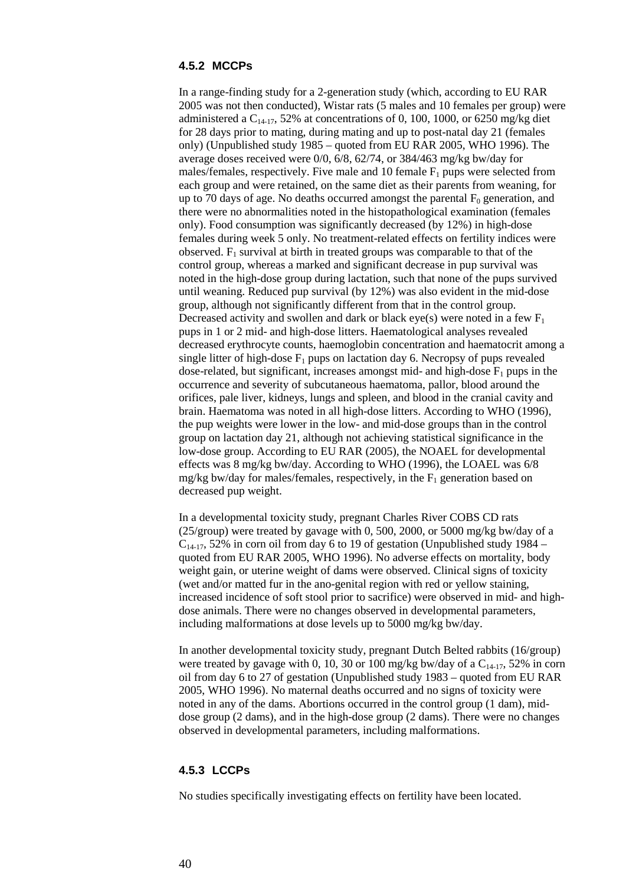### 4.5.2 MCCPs

In a range-finding study for a 2-generation study (which, according to EU RAR 2005 was not then conducted), Wistar rats (5 males and 10 females per group) were administered a $C_{14-17}$, 52% at concentrations of 0, 100, 1000, or 6250 mg/kg diet for 28 days prior to mating, during mating and up to post-natal day 21 (females only) (Unpublished study 1985 – quoted from EU RAR 2005, WHO 1996). The average doses received were 0/0, 6/8, 62/74, or 384/463 mg/kg bw/day for males/females, respectively. Five male and 10 female $F_1$ pups were selected from each group and were retained, on the same diet as their parents from weaning, for up to 70 days of age. No deaths occurred amongst the parental $F_0$ generation, and there were no abnormalities noted in the histopathological examination (females only). Food consumption was significantly decreased (by 12%) in high-dose females during week 5 only. No treatment-related effects on fertility indices were observed. $F_1$ survival at birth in treated groups was comparable to that of the control group, whereas a marked and significant decrease in pup survival was noted in the high-dose group during lactation, such that none of the pups survived until weaning. Reduced pup survival (by 12%) was also evident in the mid-dose group, although not significantly different from that in the control group. Decreased activity and swollen and dark or black eye(s) were noted in a few $F_1$ pups in 1 or 2 mid- and high-dose litters. Haematological analyses revealed decreased erythrocyte counts, haemoglobin concentration and haematocrit among a single litter of high-dose $F_1$ pups on lactation day 6. Necropsy of pups revealed dose-related, but significant, increases amongst mid- and high-dose $F_1$ pups in the occurrence and severity of subcutaneous haematoma, pallor, blood around the orifices, pale liver, kidneys, lungs and spleen, and blood in the cranial cavity and brain. Haematoma was noted in all high-dose litters. According to WHO (1996), the pup weights were lower in the low- and mid-dose groups than in the control group on lactation day 21, although not achieving statistical significance in the low-dose group. According to EU RAR (2005), the NOAEL for developmental effects was 8 mg/kg bw/day. According to WHO (1996), the LOAEL was 6/8 mg/kg bw/day for males/females, respectively, in the $F_1$ generation based on decreased pup weight.

In a developmental toxicity study, pregnant Charles River COBS CD rats (25/group) were treated by gavage with 0, 500, 2000, or 5000 mg/kg bw/day of a $C_{14-17}$, 52% in corn oil from day 6 to 19 of gestation (Unpublished study 1984 – quoted from EU RAR 2005, WHO 1996). No adverse effects on mortality, body weight gain, or uterine weight of dams were observed. Clinical signs of toxicity (wet and/or matted fur in the ano-genital region with red or yellow staining, increased incidence of soft stool prior to sacrifice) were observed in mid- and high-dose animals. There were no changes observed in developmental parameters, including malformations at dose levels up to 5000 mg/kg bw/day.

In another developmental toxicity study, pregnant Dutch Belted rabbits (16/group) were treated by gavage with 0, 10, 30 or 100 mg/kg bw/day of a $C_{14-17}$, 52% in corn oil from day 6 to 27 of gestation (Unpublished study 1983 – quoted from EU RAR 2005, WHO 1996). No maternal deaths occurred and no signs of toxicity were noted in any of the dams. Abortions occurred in the control group (1 dam), mid-dose group (2 dams), and in the high-dose group (2 dams). There were no changes observed in developmental parameters, including malformations.

### 4.5.3 LCCPs

No studies specifically investigating effects on fertility have been located.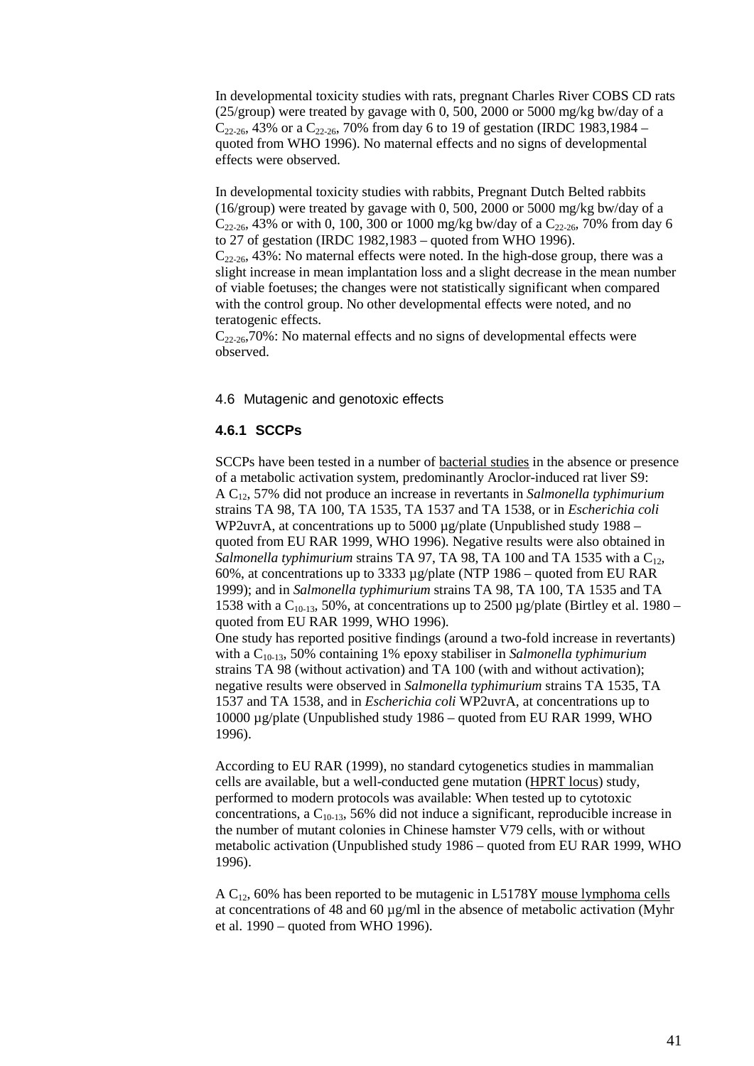In developmental toxicity studies with rats, pregnant Charles River COBS CD rats (25/group) were treated by gavage with 0, 500, 2000 or 5000 mg/kg bw/day of a $C_{22-26}$, 43% or a $C_{22-26}$, 70% from day 6 to 19 of gestation (IRDC 1983,1984 – quoted from WHO 1996). No maternal effects and no signs of developmental effects were observed.

In developmental toxicity studies with rabbits, Pregnant Dutch Belted rabbits (16/group) were treated by gavage with 0, 500, 2000 or 5000 mg/kg bw/day of a $C_{22-26}$, 43% or with 0, 100, 300 or 1000 mg/kg bw/day of a $C_{22-26}$, 70% from day 6 to 27 of gestation (IRDC 1982,1983 – quoted from WHO 1996).
$C_{22-26}$, 43%: No maternal effects were noted. In the high-dose group, there was a slight increase in mean implantation loss and a slight decrease in the mean number of viable foetuses; the changes were not statistically significant when compared with the control group. No other developmental effects were noted, and no teratogenic effects.
$C_{22-26}$,70%: No maternal effects and no signs of developmental effects were observed.

## 4.6 Mutagenic and genotoxic effects

### 4.6.1 SCCPs

SCCPs have been tested in a number of bacterial studies in the absence or presence of a metabolic activation system, predominantly Aroclor-induced rat liver S9: A $C_{12}$, 57% did not produce an increase in revertants in *Salmonella typhimurium* strains TA 98, TA 100, TA 1535, TA 1537 and TA 1538, or in *Escherichia coli* WP2uvrA, at concentrations up to 5000 µg/plate (Unpublished study 1988 – quoted from EU RAR 1999, WHO 1996). Negative results were also obtained in *Salmonella typhimurium* strains TA 97, TA 98, TA 100 and TA 1535 with a $C_{12}$, 60%, at concentrations up to 3333 µg/plate (NTP 1986 – quoted from EU RAR 1999); and in *Salmonella typhimurium* strains TA 98, TA 100, TA 1535 and TA 1538 with a $C_{10-13}$, 50%, at concentrations up to 2500 µg/plate (Birtley et al. 1980 – quoted from EU RAR 1999, WHO 1996).
One study has reported positive findings (around a two-fold increase in revertants) with a $C_{10-13}$, 50% containing 1% epoxy stabiliser in *Salmonella typhimurium* strains TA 98 (without activation) and TA 100 (with and without activation); negative results were observed in *Salmonella typhimurium* strains TA 1535, TA 1537 and TA 1538, and in *Escherichia coli* WP2uvrA, at concentrations up to 10000 µg/plate (Unpublished study 1986 – quoted from EU RAR 1999, WHO 1996).

According to EU RAR (1999), no standard cytogenetics studies in mammalian cells are available, but a well-conducted gene mutation (HPRT locus) study, performed to modern protocols was available: When tested up to cytotoxic concentrations, a $C_{10-13}$, 56% did not induce a significant, reproducible increase in the number of mutant colonies in Chinese hamster V79 cells, with or without metabolic activation (Unpublished study 1986 – quoted from EU RAR 1999, WHO 1996).

A $C_{12}$, 60% has been reported to be mutagenic in L5178Y mouse lymphoma cells at concentrations of 48 and 60 µg/ml in the absence of metabolic activation (Myhr et al. 1990 – quoted from WHO 1996).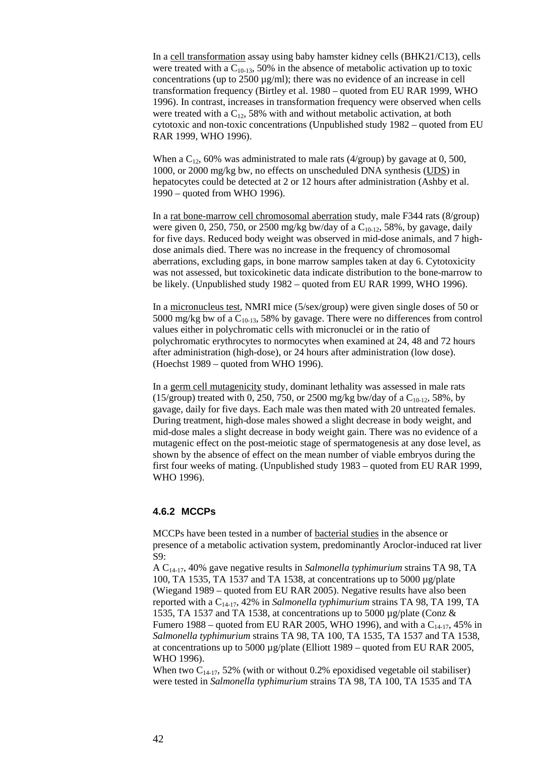In a cell transformation assay using baby hamster kidney cells (BHK21/C13), cells were treated with a $C_{10-13}$, 50% in the absence of metabolic activation up to toxic concentrations (up to 2500 µg/ml); there was no evidence of an increase in cell transformation frequency (Birtley et al. 1980 – quoted from EU RAR 1999, WHO 1996). In contrast, increases in transformation frequency were observed when cells were treated with a $C_{12}$, 58% with and without metabolic activation, at both cytotoxic and non-toxic concentrations (Unpublished study 1982 – quoted from EU RAR 1999, WHO 1996).

When a $C_{12}$, 60% was administrated to male rats (4/group) by gavage at 0, 500, 1000, or 2000 mg/kg bw, no effects on unscheduled DNA synthesis (UDS) in hepatocytes could be detected at 2 or 12 hours after administration (Ashby et al. 1990 – quoted from WHO 1996).

In a rat bone-marrow cell chromosomal aberration study, male F344 rats (8/group) were given 0, 250, 750, or 2500 mg/kg bw/day of a $C_{10-12}$, 58%, by gavage, daily for five days. Reduced body weight was observed in mid-dose animals, and 7 high-dose animals died. There was no increase in the frequency of chromosomal aberrations, excluding gaps, in bone marrow samples taken at day 6. Cytotoxicity was not assessed, but toxicokinetic data indicate distribution to the bone-marrow to be likely. (Unpublished study 1982 – quoted from EU RAR 1999, WHO 1996).

In a micronucleus test, NMRI mice (5/sex/group) were given single doses of 50 or 5000 mg/kg bw of a $C_{10-13}$, 58% by gavage. There were no differences from control values either in polychromatic cells with micronuclei or in the ratio of polychromatic erythrocytes to normocytes when examined at 24, 48 and 72 hours after administration (high-dose), or 24 hours after administration (low dose). (Hoechst 1989 – quoted from WHO 1996).

In a germ cell mutagenicity study, dominant lethality was assessed in male rats (15/group) treated with 0, 250, 750, or 2500 mg/kg bw/day of a $C_{10-12}$, 58%, by gavage, daily for five days. Each male was then mated with 20 untreated females. During treatment, high-dose males showed a slight decrease in body weight, and mid-dose males a slight decrease in body weight gain. There was no evidence of a mutagenic effect on the post-meiotic stage of spermatogenesis at any dose level, as shown by the absence of effect on the mean number of viable embryos during the first four weeks of mating. (Unpublished study 1983 – quoted from EU RAR 1999, WHO 1996).

### 4.6.2 MCCPs

MCCPs have been tested in a number of bacterial studies in the absence or presence of a metabolic activation system, predominantly Aroclor-induced rat liver S9:

A $C_{14-17}$, 40% gave negative results in *Salmonella typhimurium* strains TA 98, TA 100, TA 1535, TA 1537 and TA 1538, at concentrations up to 5000 µg/plate (Wiegand 1989 – quoted from EU RAR 2005). Negative results have also been reported with a $C_{14-17}$, 42% in *Salmonella typhimurium* strains TA 98, TA 199, TA 1535, TA 1537 and TA 1538, at concentrations up to 5000 µg/plate (Conz & Fumero 1988 – quoted from EU RAR 2005, WHO 1996), and with a $C_{14-17}$, 45% in *Salmonella typhimurium* strains TA 98, TA 100, TA 1535, TA 1537 and TA 1538, at concentrations up to 5000 µg/plate (Elliott 1989 – quoted from EU RAR 2005, WHO 1996).

When two $C_{14-17}$, 52% (with or without 0.2% epoxidised vegetable oil stabiliser) were tested in *Salmonella typhimurium* strains TA 98, TA 100, TA 1535 and TA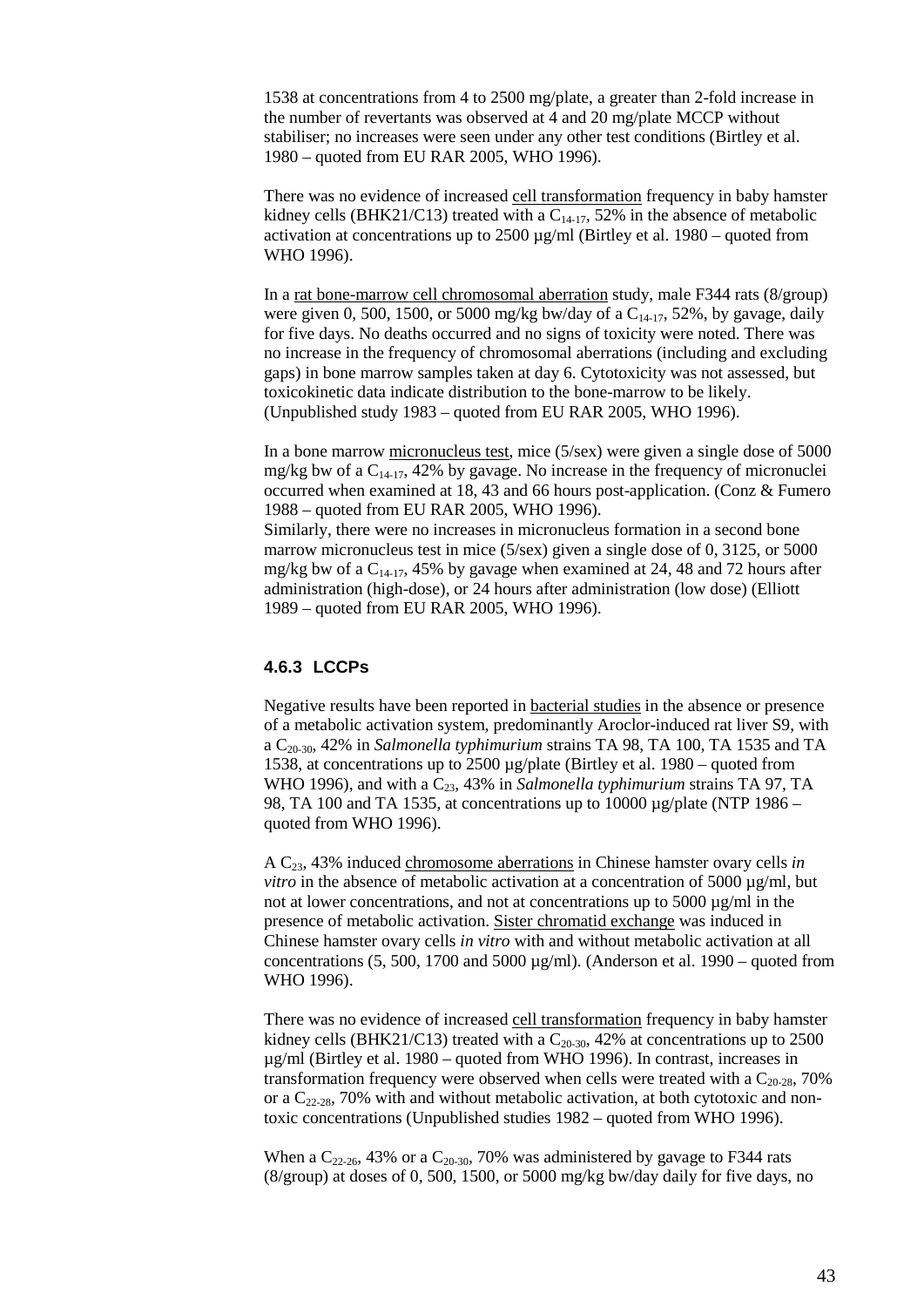1538 at concentrations from 4 to 2500 mg/plate, a greater than 2-fold increase in the number of revertants was observed at 4 and 20 mg/plate MCCP without stabiliser; no increases were seen under any other test conditions (Birtley et al. 1980 – quoted from EU RAR 2005, WHO 1996).

There was no evidence of increased cell transformation frequency in baby hamster kidney cells (BHK21/C13) treated with a $C_{14-17}$, 52% in the absence of metabolic activation at concentrations up to 2500 µg/ml (Birtley et al. 1980 – quoted from WHO 1996).

In a rat bone-marrow cell chromosomal aberration study, male F344 rats (8/group) were given 0, 500, 1500, or 5000 mg/kg bw/day of a $C_{14-17}$, 52%, by gavage, daily for five days. No deaths occurred and no signs of toxicity were noted. There was no increase in the frequency of chromosomal aberrations (including and excluding gaps) in bone marrow samples taken at day 6. Cytotoxicity was not assessed, but toxicokinetic data indicate distribution to the bone-marrow to be likely. (Unpublished study 1983 – quoted from EU RAR 2005, WHO 1996).

In a bone marrow micronucleus test, mice (5/sex) were given a single dose of 5000 mg/kg bw of a $C_{14-17}$, 42% by gavage. No increase in the frequency of micronuclei occurred when examined at 18, 43 and 66 hours post-application. (Conz & Fumero 1988 – quoted from EU RAR 2005, WHO 1996).
Similarly, there were no increases in micronucleus formation in a second bone marrow micronucleus test in mice (5/sex) given a single dose of 0, 3125, or 5000 mg/kg bw of a $C_{14-17}$, 45% by gavage when examined at 24, 48 and 72 hours after administration (high-dose), or 24 hours after administration (low dose) (Elliott 1989 – quoted from EU RAR 2005, WHO 1996).

### 4.6.3 LCCPs

Negative results have been reported in bacterial studies in the absence or presence of a metabolic activation system, predominantly Aroclor-induced rat liver S9, with a $C_{20-30}$, 42% in *Salmonella typhimurium* strains TA 98, TA 100, TA 1535 and TA 1538, at concentrations up to 2500 µg/plate (Birtley et al. 1980 – quoted from WHO 1996), and with a $C_{23}$, 43% in *Salmonella typhimurium* strains TA 97, TA 98, TA 100 and TA 1535, at concentrations up to 10000 µg/plate (NTP 1986 – quoted from WHO 1996).

A $C_{23}$, 43% induced chromosome aberrations in Chinese hamster ovary cells *in vitro* in the absence of metabolic activation at a concentration of 5000 µg/ml, but not at lower concentrations, and not at concentrations up to 5000 µg/ml in the presence of metabolic activation. Sister chromatid exchange was induced in Chinese hamster ovary cells *in vitro* with and without metabolic activation at all concentrations (5, 500, 1700 and 5000 µg/ml). (Anderson et al. 1990 – quoted from WHO 1996).

There was no evidence of increased cell transformation frequency in baby hamster kidney cells (BHK21/C13) treated with a $C_{20-30}$, 42% at concentrations up to 2500 µg/ml (Birtley et al. 1980 – quoted from WHO 1996). In contrast, increases in transformation frequency were observed when cells were treated with a $C_{20-28}$, 70% or a $C_{22-28}$, 70% with and without metabolic activation, at both cytotoxic and non-toxic concentrations (Unpublished studies 1982 – quoted from WHO 1996).

When a $C_{22-26}$, 43% or a $C_{20-30}$, 70% was administered by gavage to F344 rats (8/group) at doses of 0, 500, 1500, or 5000 mg/kg bw/day daily for five days, no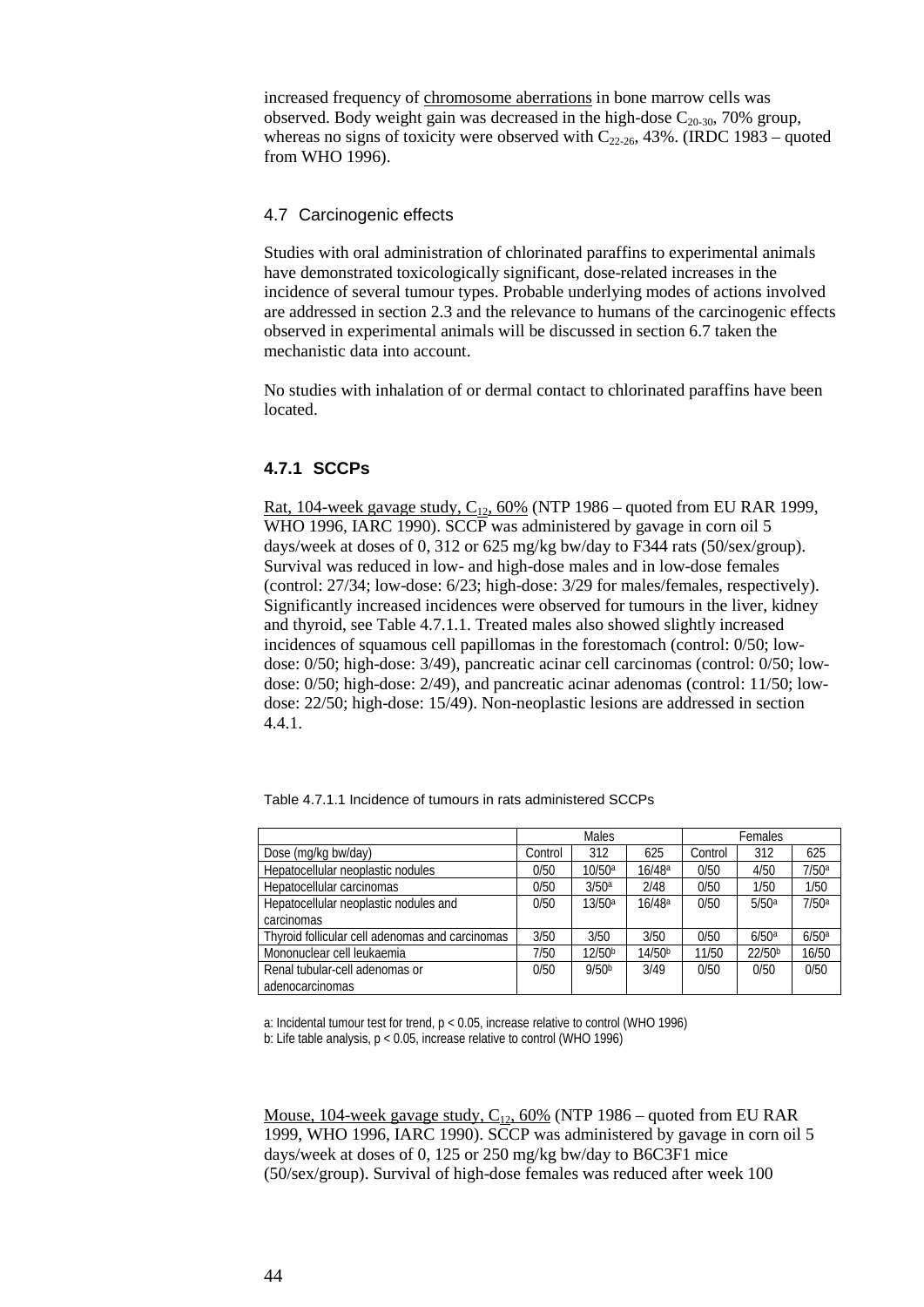increased frequency of chromosome aberrations in bone marrow cells was observed. Body weight gain was decreased in the high-dose $C_{20-30}$, 70% group, whereas no signs of toxicity were observed with $C_{22-26}$, 43%. (IRDC 1983 – quoted from WHO 1996).

## 4.7 Carcinogenic effects

Studies with oral administration of chlorinated paraffins to experimental animals have demonstrated toxicologically significant, dose-related increases in the incidence of several tumour types. Probable underlying modes of actions involved are addressed in section 2.3 and the relevance to humans of the carcinogenic effects observed in experimental animals will be discussed in section 6.7 taken the mechanistic data into account.

No studies with inhalation of or dermal contact to chlorinated paraffins have been located.

### 4.7.1 SCCPs

Rat, 104-week gavage study, $C_{12}$, 60% (NTP 1986 – quoted from EU RAR 1999, WHO 1996, IARC 1990). SCCP was administered by gavage in corn oil 5 days/week at doses of 0, 312 or 625 mg/kg bw/day to F344 rats (50/sex/group). Survival was reduced in low- and high-dose males and in low-dose females (control: 27/34; low-dose: 6/23; high-dose: 3/29 for males/females, respectively). Significantly increased incidences were observed for tumours in the liver, kidney and thyroid, see Table 4.7.1.1. Treated males also showed slightly increased incidences of squamous cell papillomas in the forestomach (control: 0/50; low-dose: 0/50; high-dose: 3/49), pancreatic acinar cell carcinomas (control: 0/50; low-dose: 0/50; high-dose: 2/49), and pancreatic acinar adenomas (control: 11/50; low-dose: 22/50; high-dose: 15/49). Non-neoplastic lesions are addressed in section 4.4.1.

Table 4.7.1.1 Incidence of tumours in rats administered SCCPs

| | Males | | | Females | | |
|---|---|---|---|---|---|---|
| Dose (mg/kg bw/day) | Control | 312 | 625 | Control | 312 | 625 |
| Hepatocellular neoplastic nodules | 0/50 | 10/50[a] | 16/48[a] | 0/50 | 4/50 | 7/50[a] |
| Hepatocellular carcinomas | 0/50 | 3/50[a] | 2/48 | 0/50 | 1/50 | 1/50 |
| Hepatocellular neoplastic nodules and carcinomas | 0/50 | 13/50[a] | 16/48[a] | 0/50 | 5/50[a] | 7/50[a] |
| Thyroid follicular cell adenomas and carcinomas | 3/50 | 3/50 | 3/50 | 0/50 | 6/50[a] | 6/50[a] |
| Mononuclear cell leukaemia | 7/50 | 12/50[b] | 14/50[b] | 11/50 | 22/50[b] | 16/50 |
| Renal tubular-cell adenomas or adenocarcinomas | 0/50 | 9/50[b] | 3/49 | 0/50 | 0/50 | 0/50 |

a: Incidental tumour test for trend, $p < 0.05$, increase relative to control (WHO 1996)
b: Life table analysis, $p < 0.05$, increase relative to control (WHO 1996)

Mouse, 104-week gavage study, $C_{12}$, 60% (NTP 1986 – quoted from EU RAR 1999, WHO 1996, IARC 1990). SCCP was administered by gavage in corn oil 5 days/week at doses of 0, 125 or 250 mg/kg bw/day to B6C3F1 mice (50/sex/group). Survival of high-dose females was reduced after week 100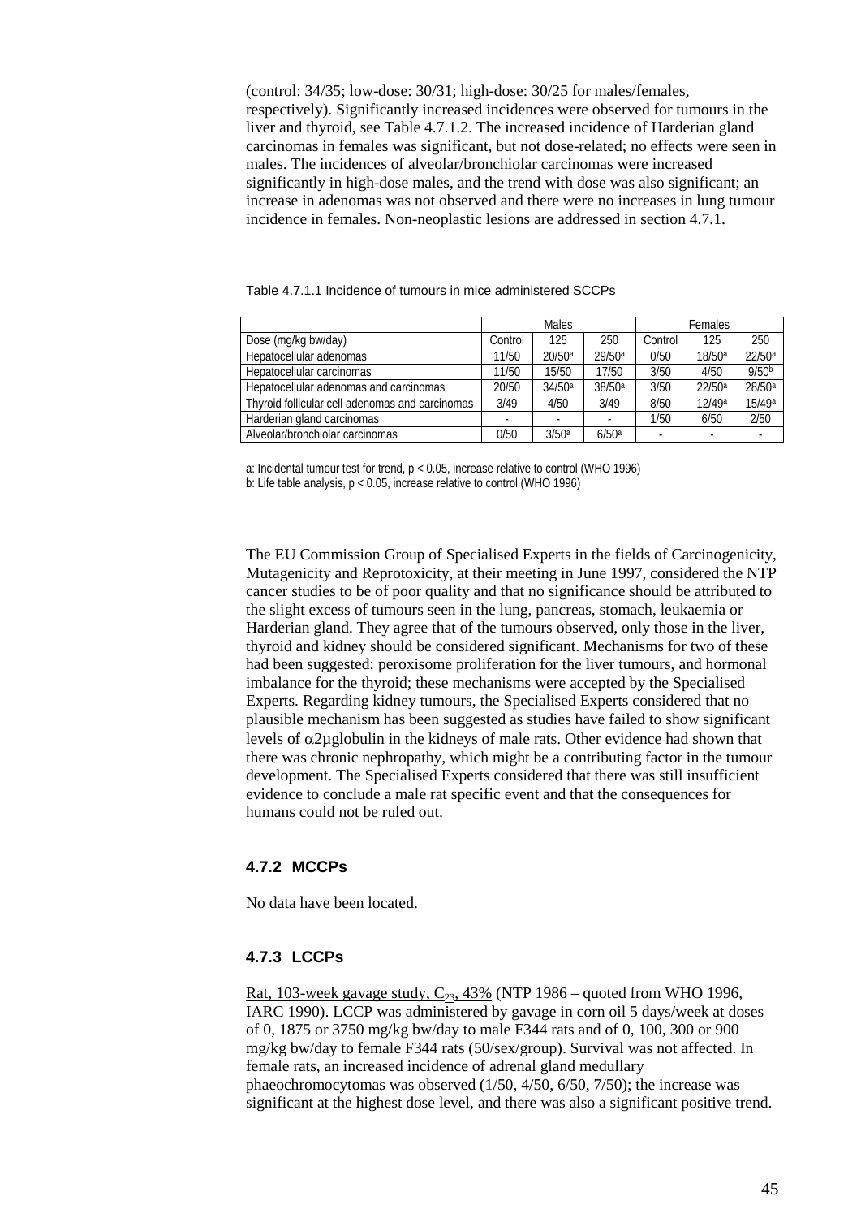(control: 34/35; low-dose: 30/31; high-dose: 30/25 for males/females, respectively). Significantly increased incidences were observed for tumours in the liver and thyroid, see Table 4.7.1.2. The increased incidence of Harderian gland carcinomas in females was significant, but not dose-related; no effects were seen in males. The incidences of alveolar/bronchiolar carcinomas were increased significantly in high-dose males, and the trend with dose was also significant; an increase in adenomas was not observed and there were no increases in lung tumour incidence in females. Non-neoplastic lesions are addressed in section 4.7.1.

Table 4.7.1.1 Incidence of tumours in mice administered SCCPs

| | Males | | | Females | | |
|---|---|---|---|---|---|---|
| Dose (mg/kg bw/day) | Control | 125 | 250 | Control | 125 | 250 |
| Hepatocellular adenomas | 11/50 | 20/50[a] | 29/50[a] | 0/50 | 18/50[a] | 22/50[a] |
| Hepatocellular carcinomas | 11/50 | 15/50 | 17/50 | 3/50 | 4/50 | 9/50[b] |
| Hepatocellular adenomas and carcinomas | 20/50 | 34/50[a] | 38/50[a] | 3/50 | 22/50[a] | 28/50[a] |
| Thyroid follicular cell adenomas and carcinomas | 3/49 | 4/50 | 3/49 | 8/50 | 12/49[a] | 15/49[a] |
| Harderian gland carcinomas | - | - | - | 1/50 | 6/50 | 2/50 |
| Alveolar/bronchiolar carcinomas | 0/50 | 3/50[a] | 6/50[a] | - | - | - |

a: Incidental tumour test for trend, $p < 0.05$, increase relative to control (WHO 1996)
b: Life table analysis, $p < 0.05$, increase relative to control (WHO 1996)

The EU Commission Group of Specialised Experts in the fields of Carcinogenicity, Mutagenicity and Reprotoxicity, at their meeting in June 1997, considered the NTP cancer studies to be of poor quality and that no significance should be attributed to the slight excess of tumours seen in the lung, pancreas, stomach, leukaemia or Harderian gland. They agree that of the tumours observed, only those in the liver, thyroid and kidney should be considered significant. Mechanisms for two of these had been suggested: peroxisome proliferation for the liver tumours, and hormonal imbalance for the thyroid; these mechanisms were accepted by the Specialised Experts. Regarding kidney tumours, the Specialised Experts considered that no plausible mechanism has been suggested as studies have failed to show significant levels of $\alpha 2\mu$globulin in the kidneys of male rats. Other evidence had shown that there was chronic nephropathy, which might be a contributing factor in the tumour development. The Specialised Experts considered that there was still insufficient evidence to conclude a male rat specific event and that the consequences for humans could not be ruled out.

### 4.7.2 MCCPs

No data have been located.

### 4.7.3 LCCPs

Rat, 103-week gavage study, $C_{23}$, 43% (NTP 1986 – quoted from WHO 1996, IARC 1990). LCCP was administered by gavage in corn oil 5 days/week at doses of 0, 1875 or 3750 mg/kg bw/day to male F344 rats and of 0, 100, 300 or 900 mg/kg bw/day to female F344 rats (50/sex/group). Survival was not affected. In female rats, an increased incidence of adrenal gland medullary phaeochromocytomas was observed (1/50, 4/50, 6/50, 7/50); the increase was significant at the highest dose level, and there was also a significant positive trend.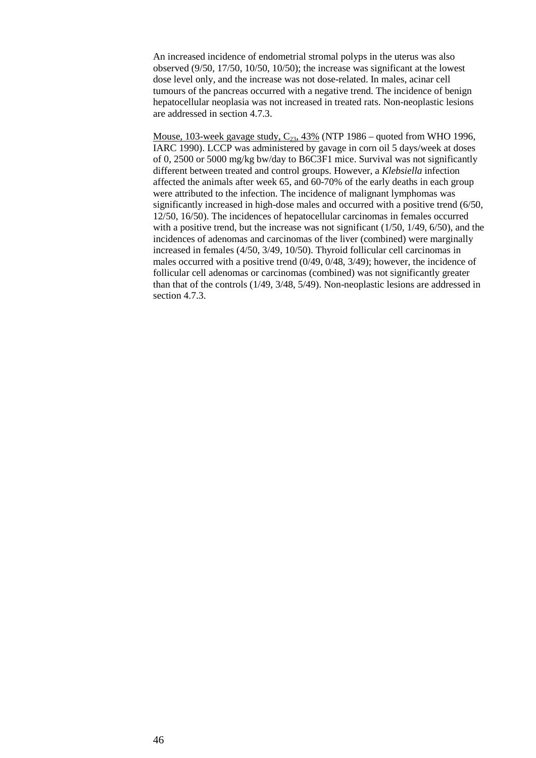An increased incidence of endometrial stromal polyps in the uterus was also observed (9/50, 17/50, 10/50, 10/50); the increase was significant at the lowest dose level only, and the increase was not dose-related. In males, acinar cell tumours of the pancreas occurred with a negative trend. The incidence of benign hepatocellular neoplasia was not increased in treated rats. Non-neoplastic lesions are addressed in section 4.7.3.

Mouse, 103-week gavage study, $C_{23}$, 43% (NTP 1986 – quoted from WHO 1996, IARC 1990). LCCP was administered by gavage in corn oil 5 days/week at doses of 0, 2500 or 5000 mg/kg bw/day to B6C3F1 mice. Survival was not significantly different between treated and control groups. However, a *Klebsiella* infection affected the animals after week 65, and 60-70% of the early deaths in each group were attributed to the infection. The incidence of malignant lymphomas was significantly increased in high-dose males and occurred with a positive trend (6/50, 12/50, 16/50). The incidences of hepatocellular carcinomas in females occurred with a positive trend, but the increase was not significant (1/50, 1/49, 6/50), and the incidences of adenomas and carcinomas of the liver (combined) were marginally increased in females (4/50, 3/49, 10/50). Thyroid follicular cell carcinomas in males occurred with a positive trend (0/49, 0/48, 3/49); however, the incidence of follicular cell adenomas or carcinomas (combined) was not significantly greater than that of the controls (1/49, 3/48, 5/49). Non-neoplastic lesions are addressed in section 4.7.3.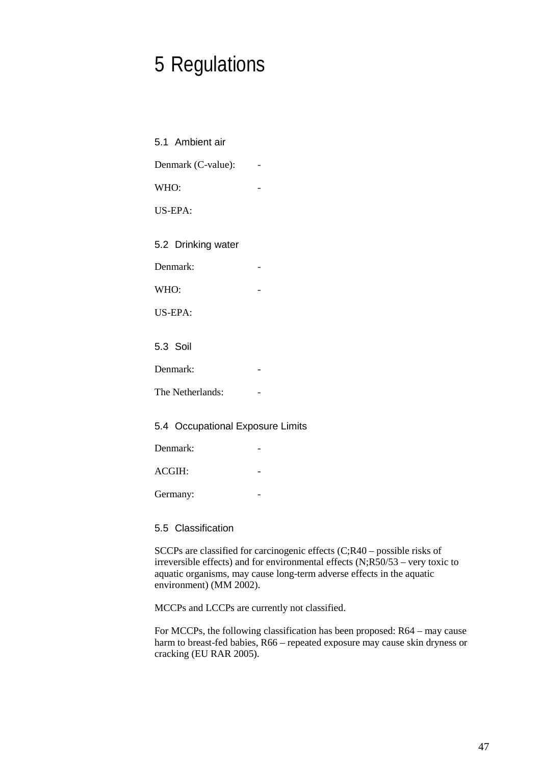# 5 Regulations

## 5.1 Ambient air

Denmark (C-value): -

WHO: -

US-EPA:

## 5.2 Drinking water

Denmark: -

WHO: -

US-EPA:

## 5.3 Soil

Denmark: -

The Netherlands: -

## 5.4 Occupational Exposure Limits

Denmark: -

ACGIH: -

Germany: -

## 5.5 Classification

SCCPs are classified for carcinogenic effects (C;R40 – possible risks of irreversible effects) and for environmental effects (N;R50/53 – very toxic to aquatic organisms, may cause long-term adverse effects in the aquatic environment) (MM 2002).

MCCPs and LCCPs are currently not classified.

For MCCPs, the following classification has been proposed: R64 – may cause harm to breast-fed babies, R66 – repeated exposure may cause skin dryness or cracking (EU RAR 2005).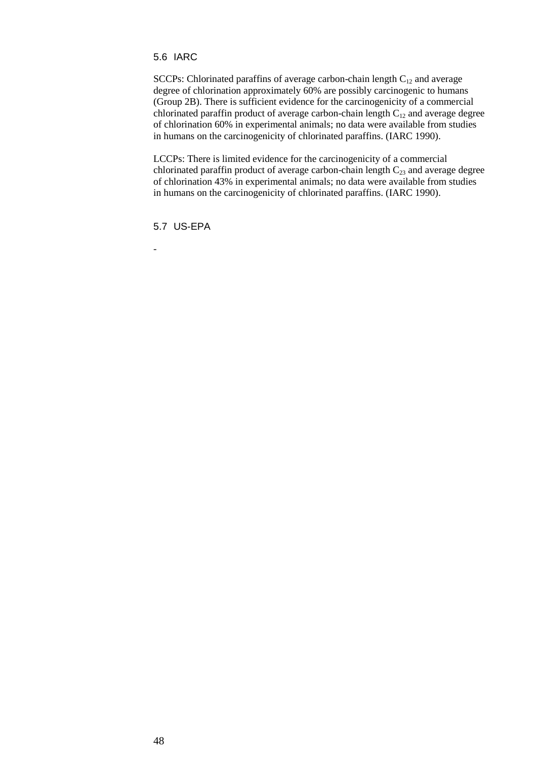## 5.6 IARC

SCCPs: Chlorinated paraffins of average carbon-chain length $C_{12}$ and average degree of chlorination approximately 60% are possibly carcinogenic to humans (Group 2B). There is sufficient evidence for the carcinogenicity of a commercial chlorinated paraffin product of average carbon-chain length $C_{12}$ and average degree of chlorination 60% in experimental animals; no data were available from studies in humans on the carcinogenicity of chlorinated paraffins. (IARC 1990).

LCCPs: There is limited evidence for the carcinogenicity of a commercial chlorinated paraffin product of average carbon-chain length $C_{23}$ and average degree of chlorination 43% in experimental animals; no data were available from studies in humans on the carcinogenicity of chlorinated paraffins. (IARC 1990).

## 5.7 US-EPA

-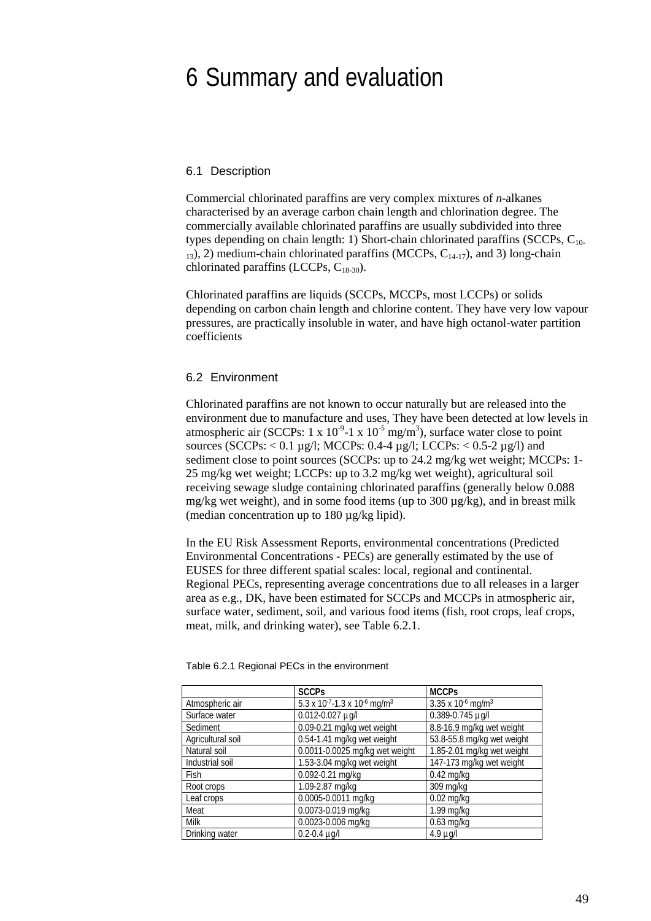# 6 Summary and evaluation

## 6.1 Description

Commercial chlorinated paraffins are very complex mixtures of *n*-alkanes characterised by an average carbon chain length and chlorination degree. The commercially available chlorinated paraffins are usually subdivided into three types depending on chain length: 1) Short-chain chlorinated paraffins (SCCPs, $C_{10-13}$), 2) medium-chain chlorinated paraffins (MCCPs, $C_{14-17}$), and 3) long-chain chlorinated paraffins (LCCPs, $C_{18-30}$).

Chlorinated paraffins are liquids (SCCPs, MCCPs, most LCCPs) or solids depending on carbon chain length and chlorine content. They have very low vapour pressures, are practically insoluble in water, and have high octanol-water partition coefficients

## 6.2 Environment

Chlorinated paraffins are not known to occur naturally but are released into the environment due to manufacture and uses, They have been detected at low levels in atmospheric air (SCCPs: $1 \times 10^{-9}$-$1 \times 10^{-5}$ mg/m$^3$), surface water close to point sources (SCCPs: < 0.1 µg/l; MCCPs: 0.4-4 µg/l; LCCPs: < 0.5-2 µg/l) and sediment close to point sources (SCCPs: up to 24.2 mg/kg wet weight; MCCPs: 1-25 mg/kg wet weight; LCCPs: up to 3.2 mg/kg wet weight), agricultural soil receiving sewage sludge containing chlorinated paraffins (generally below 0.088 mg/kg wet weight), and in some food items (up to 300 µg/kg), and in breast milk (median concentration up to 180 µg/kg lipid).

In the EU Risk Assessment Reports, environmental concentrations (Predicted Environmental Concentrations - PECs) are generally estimated by the use of EUSES for three different spatial scales: local, regional and continental. Regional PECs, representing average concentrations due to all releases in a larger area as e.g., DK, have been estimated for SCCPs and MCCPs in atmospheric air, surface water, sediment, soil, and various food items (fish, root crops, leaf crops, meat, milk, and drinking water), see Table 6.2.1.

Table 6.2.1 Regional PECs in the environment

| | SCCPs | MCCPs |
|---|---|---|
| Atmospheric air | $5.3 \times 10^{-7}$-$1.3 \times 10^{-6}$ mg/m$^3$ | $3.35 \times 10^{-6}$ mg/m$^3$ |
| Surface water | 0.012-0.027 µg/l | 0.389-0.745 µg/l |
| Sediment | 0.09-0.21 mg/kg wet weight | 8.8-16.9 mg/kg wet weight |
| Agricultural soil | 0.54-1.41 mg/kg wet weight | 53.8-55.8 mg/kg wet weight |
| Natural soil | 0.0011-0.0025 mg/kg wet weight | 1.85-2.01 mg/kg wet weight |
| Industrial soil | 1.53-3.04 mg/kg wet weight | 147-173 mg/kg wet weight |
| Fish | 0.092-0.21 mg/kg | 0.42 mg/kg |
| Root crops | 1.09-2.87 mg/kg | 309 mg/kg |
| Leaf crops | 0.0005-0.0011 mg/kg | 0.02 mg/kg |
| Meat | 0.0073-0.019 mg/kg | 1.99 mg/kg |
| Milk | 0.0023-0.006 mg/kg | 0.63 mg/kg |
| Drinking water | 0.2-0.4 µg/l | 4.9 µg/l |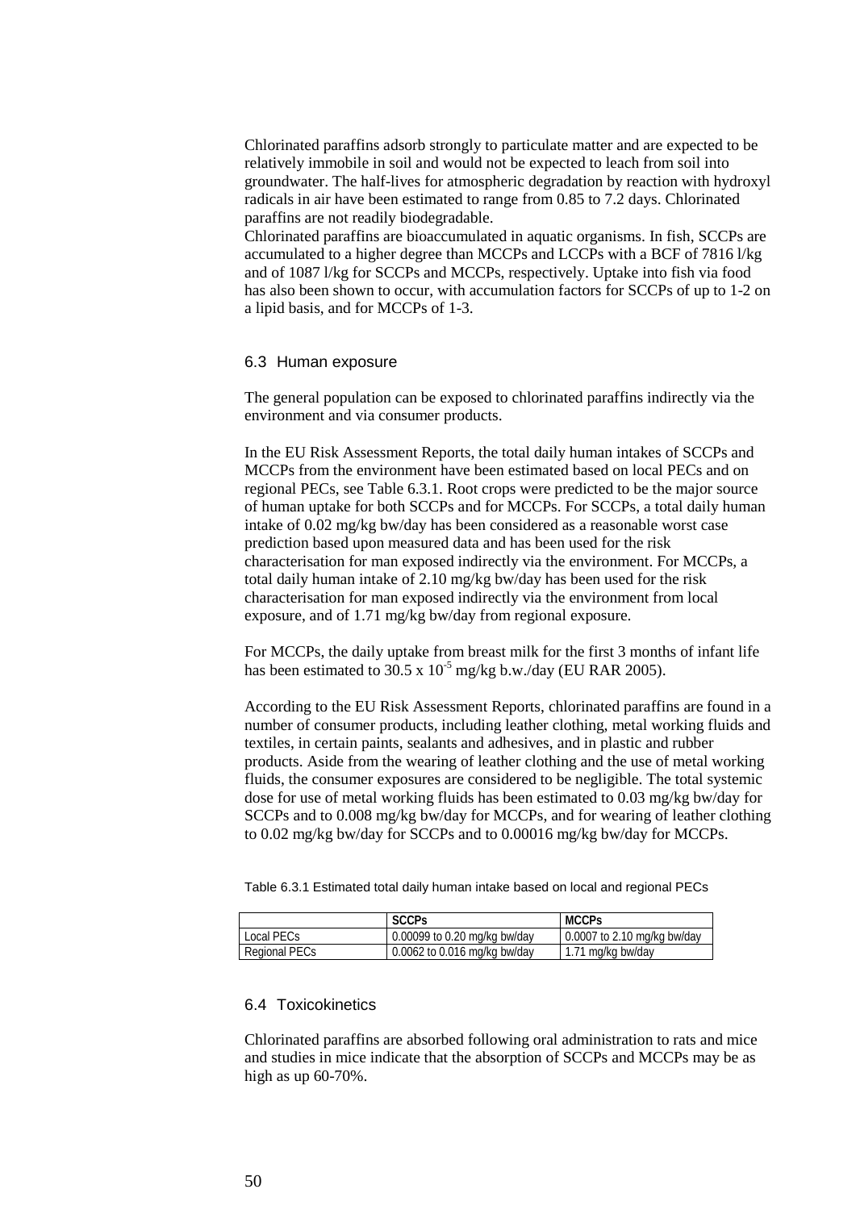Chlorinated paraffins adsorb strongly to particulate matter and are expected to be relatively immobile in soil and would not be expected to leach from soil into groundwater. The half-lives for atmospheric degradation by reaction with hydroxyl radicals in air have been estimated to range from 0.85 to 7.2 days. Chlorinated paraffins are not readily biodegradable.
Chlorinated paraffins are bioaccumulated in aquatic organisms. In fish, SCCPs are accumulated to a higher degree than MCCPs and LCCPs with a BCF of 7816 l/kg and of 1087 l/kg for SCCPs and MCCPs, respectively. Uptake into fish via food has also been shown to occur, with accumulation factors for SCCPs of up to 1-2 on a lipid basis, and for MCCPs of 1-3.

### 6.3 Human exposure

The general population can be exposed to chlorinated paraffins indirectly via the environment and via consumer products.

In the EU Risk Assessment Reports, the total daily human intakes of SCCPs and MCCPs from the environment have been estimated based on local PECs and on regional PECs, see Table 6.3.1. Root crops were predicted to be the major source of human uptake for both SCCPs and for MCCPs. For SCCPs, a total daily human intake of 0.02 mg/kg bw/day has been considered as a reasonable worst case prediction based upon measured data and has been used for the risk characterisation for man exposed indirectly via the environment. For MCCPs, a total daily human intake of 2.10 mg/kg bw/day has been used for the risk characterisation for man exposed indirectly via the environment from local exposure, and of 1.71 mg/kg bw/day from regional exposure.

For MCCPs, the daily uptake from breast milk for the first 3 months of infant life has been estimated to $30.5 \times 10^{-5}$ mg/kg b.w./day (EU RAR 2005).

According to the EU Risk Assessment Reports, chlorinated paraffins are found in a number of consumer products, including leather clothing, metal working fluids and textiles, in certain paints, sealants and adhesives, and in plastic and rubber products. Aside from the wearing of leather clothing and the use of metal working fluids, the consumer exposures are considered to be negligible. The total systemic dose for use of metal working fluids has been estimated to 0.03 mg/kg bw/day for SCCPs and to 0.008 mg/kg bw/day for MCCPs, and for wearing of leather clothing to 0.02 mg/kg bw/day for SCCPs and to 0.00016 mg/kg bw/day for MCCPs.

Table 6.3.1 Estimated total daily human intake based on local and regional PECs

| | **SCCPs** | **MCCPs** |
|---|---|---|
| Local PECs | 0.00099 to 0.20 mg/kg bw/day | 0.0007 to 2.10 mg/kg bw/day |
| Regional PECs | 0.0062 to 0.016 mg/kg bw/day | 1.71 mg/kg bw/day |

### 6.4 Toxicokinetics

Chlorinated paraffins are absorbed following oral administration to rats and mice and studies in mice indicate that the absorption of SCCPs and MCCPs may be as high as up 60-70%.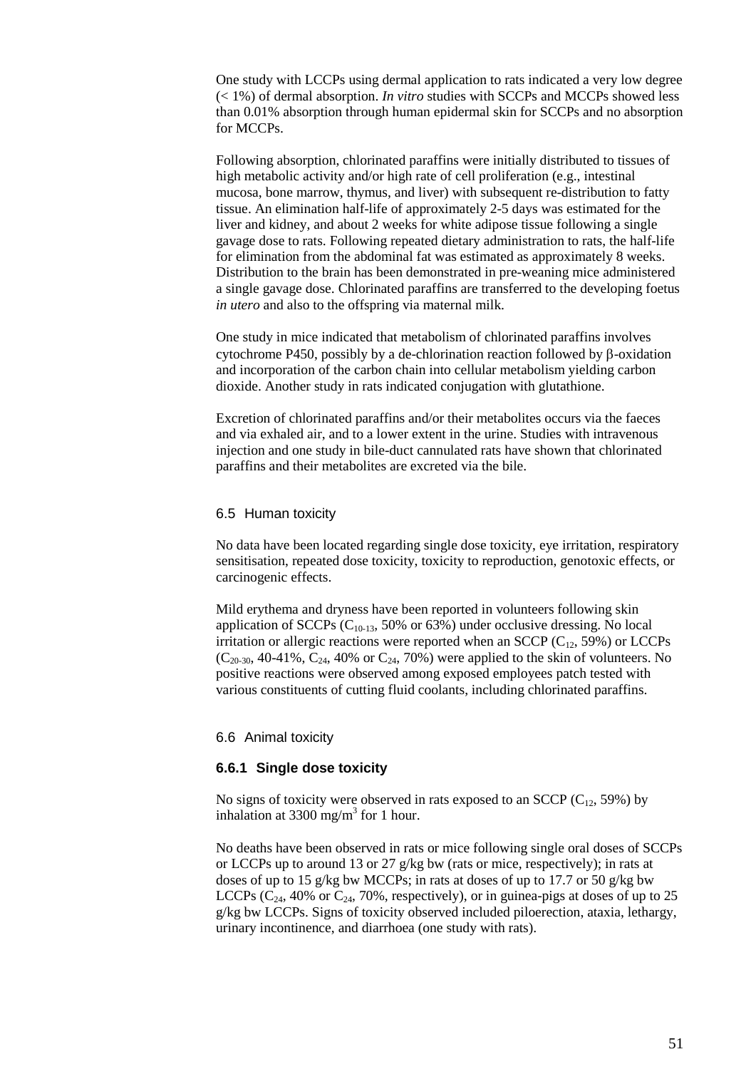One study with LCCPs using dermal application to rats indicated a very low degree (< 1%) of dermal absorption. *In vitro* studies with SCCPs and MCCPs showed less than 0.01% absorption through human epidermal skin for SCCPs and no absorption for MCCPs.

Following absorption, chlorinated paraffins were initially distributed to tissues of high metabolic activity and/or high rate of cell proliferation (e.g., intestinal mucosa, bone marrow, thymus, and liver) with subsequent re-distribution to fatty tissue. An elimination half-life of approximately 2-5 days was estimated for the liver and kidney, and about 2 weeks for white adipose tissue following a single gavage dose to rats. Following repeated dietary administration to rats, the half-life for elimination from the abdominal fat was estimated as approximately 8 weeks. Distribution to the brain has been demonstrated in pre-weaning mice administered a single gavage dose. Chlorinated paraffins are transferred to the developing foetus *in utero* and also to the offspring via maternal milk.

One study in mice indicated that metabolism of chlorinated paraffins involves cytochrome P450, possibly by a de-chlorination reaction followed by β-oxidation and incorporation of the carbon chain into cellular metabolism yielding carbon dioxide. Another study in rats indicated conjugation with glutathione.

Excretion of chlorinated paraffins and/or their metabolites occurs via the faeces and via exhaled air, and to a lower extent in the urine. Studies with intravenous injection and one study in bile-duct cannulated rats have shown that chlorinated paraffins and their metabolites are excreted via the bile.

## 6.5 Human toxicity

No data have been located regarding single dose toxicity, eye irritation, respiratory sensitisation, repeated dose toxicity, toxicity to reproduction, genotoxic effects, or carcinogenic effects.

Mild erythema and dryness have been reported in volunteers following skin application of SCCPs ($C_{10-13}$, 50% or 63%) under occlusive dressing. No local irritation or allergic reactions were reported when an SCCP ($C_{12}$, 59%) or LCCPs ($C_{20-30}$, 40-41%, $C_{24}$, 40% or $C_{24}$, 70%) were applied to the skin of volunteers. No positive reactions were observed among exposed employees patch tested with various constituents of cutting fluid coolants, including chlorinated paraffins.

## 6.6 Animal toxicity

### 6.6.1 Single dose toxicity

No signs of toxicity were observed in rats exposed to an SCCP ($C_{12}$, 59%) by inhalation at 3300 mg/m$^3$ for 1 hour.

No deaths have been observed in rats or mice following single oral doses of SCCPs or LCCPs up to around 13 or 27 g/kg bw (rats or mice, respectively); in rats at doses of up to 15 g/kg bw MCCPs; in rats at doses of up to 17.7 or 50 g/kg bw LCCPs ($C_{24}$, 40% or $C_{24}$, 70%, respectively), or in guinea-pigs at doses of up to 25 g/kg bw LCCPs. Signs of toxicity observed included piloerection, ataxia, lethargy, urinary incontinence, and diarrhoea (one study with rats).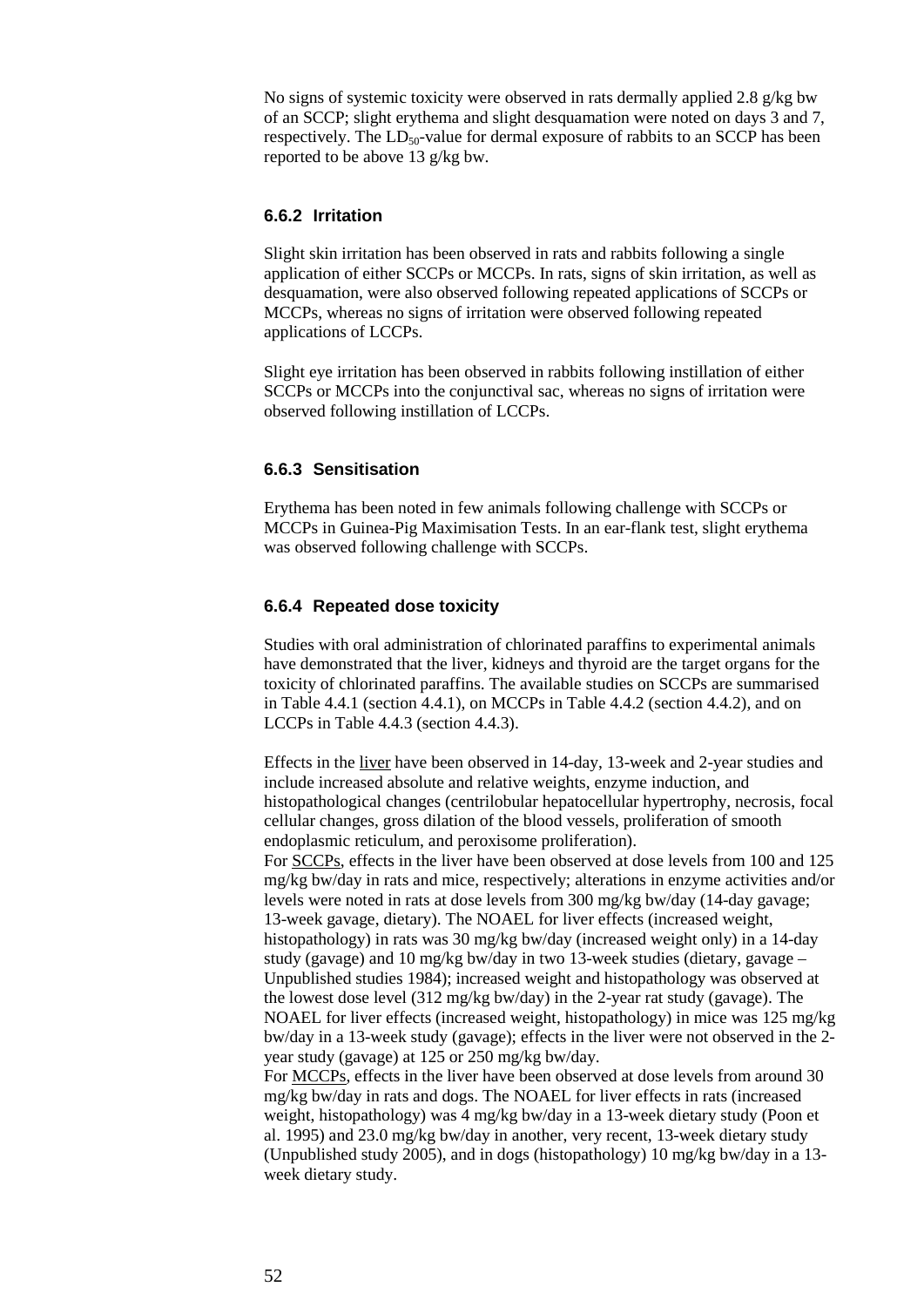No signs of systemic toxicity were observed in rats dermally applied 2.8 g/kg bw of an SCCP; slight erythema and slight desquamation were noted on days 3 and 7, respectively. The $LD_{50}$-value for dermal exposure of rabbits to an SCCP has been reported to be above 13 g/kg bw.

### 6.6.2 Irritation

Slight skin irritation has been observed in rats and rabbits following a single application of either SCCPs or MCCPs. In rats, signs of skin irritation, as well as desquamation, were also observed following repeated applications of SCCPs or MCCPs, whereas no signs of irritation were observed following repeated applications of LCCPs.

Slight eye irritation has been observed in rabbits following instillation of either SCCPs or MCCPs into the conjunctival sac, whereas no signs of irritation were observed following instillation of LCCPs.

### 6.6.3 Sensitisation

Erythema has been noted in few animals following challenge with SCCPs or MCCPs in Guinea-Pig Maximisation Tests. In an ear-flank test, slight erythema was observed following challenge with SCCPs.

### 6.6.4 Repeated dose toxicity

Studies with oral administration of chlorinated paraffins to experimental animals have demonstrated that the liver, kidneys and thyroid are the target organs for the toxicity of chlorinated paraffins. The available studies on SCCPs are summarised in Table 4.4.1 (section 4.4.1), on MCCPs in Table 4.4.2 (section 4.4.2), and on LCCPs in Table 4.4.3 (section 4.4.3).

Effects in the liver have been observed in 14-day, 13-week and 2-year studies and include increased absolute and relative weights, enzyme induction, and histopathological changes (centrilobular hepatocellular hypertrophy, necrosis, focal cellular changes, gross dilation of the blood vessels, proliferation of smooth endoplasmic reticulum, and peroxisome proliferation).
For SCCPs, effects in the liver have been observed at dose levels from 100 and 125 mg/kg bw/day in rats and mice, respectively; alterations in enzyme activities and/or levels were noted in rats at dose levels from 300 mg/kg bw/day (14-day gavage; 13-week gavage, dietary). The NOAEL for liver effects (increased weight, histopathology) in rats was 30 mg/kg bw/day (increased weight only) in a 14-day study (gavage) and 10 mg/kg bw/day in two 13-week studies (dietary, gavage – Unpublished studies 1984); increased weight and histopathology was observed at the lowest dose level (312 mg/kg bw/day) in the 2-year rat study (gavage). The NOAEL for liver effects (increased weight, histopathology) in mice was 125 mg/kg bw/day in a 13-week study (gavage); effects in the liver were not observed in the 2-year study (gavage) at 125 or 250 mg/kg bw/day.
For MCCPs, effects in the liver have been observed at dose levels from around 30 mg/kg bw/day in rats and dogs. The NOAEL for liver effects in rats (increased weight, histopathology) was 4 mg/kg bw/day in a 13-week dietary study (Poon et al. 1995) and 23.0 mg/kg bw/day in another, very recent, 13-week dietary study (Unpublished study 2005), and in dogs (histopathology) 10 mg/kg bw/day in a 13-week dietary study.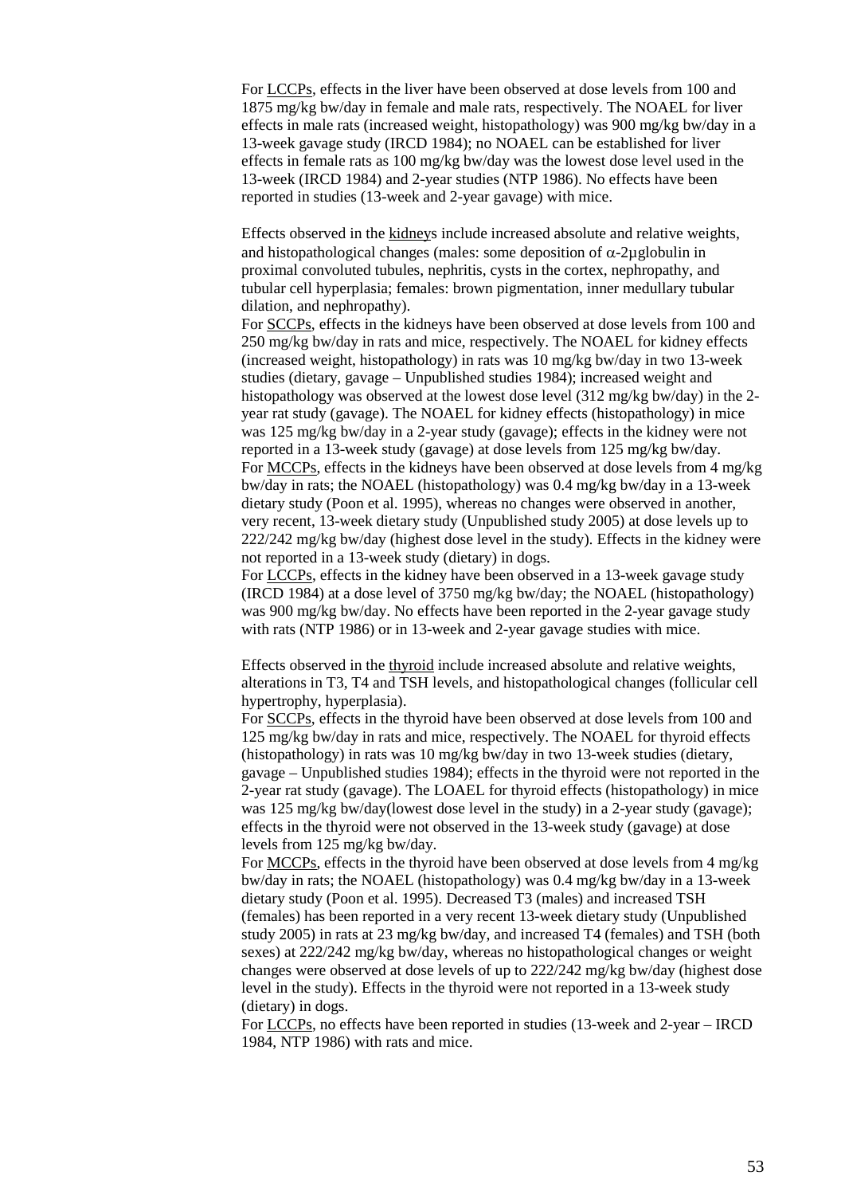For LCCPs, effects in the liver have been observed at dose levels from 100 and 1875 mg/kg bw/day in female and male rats, respectively. The NOAEL for liver effects in male rats (increased weight, histopathology) was 900 mg/kg bw/day in a 13-week gavage study (IRCD 1984); no NOAEL can be established for liver effects in female rats as 100 mg/kg bw/day was the lowest dose level used in the 13-week (IRCD 1984) and 2-year studies (NTP 1986). No effects have been reported in studies (13-week and 2-year gavage) with mice.

Effects observed in the kidneys include increased absolute and relative weights, and histopathological changes (males: some deposition of $\alpha$-2µglobulin in proximal convoluted tubules, nephritis, cysts in the cortex, nephropathy, and tubular cell hyperplasia; females: brown pigmentation, inner medullary tubular dilation, and nephropathy).

For SCCPs, effects in the kidneys have been observed at dose levels from 100 and 250 mg/kg bw/day in rats and mice, respectively. The NOAEL for kidney effects (increased weight, histopathology) in rats was 10 mg/kg bw/day in two 13-week studies (dietary, gavage – Unpublished studies 1984); increased weight and histopathology was observed at the lowest dose level (312 mg/kg bw/day) in the 2-year rat study (gavage). The NOAEL for kidney effects (histopathology) in mice was 125 mg/kg bw/day in a 2-year study (gavage); effects in the kidney were not reported in a 13-week study (gavage) at dose levels from 125 mg/kg bw/day.

For MCCPs, effects in the kidneys have been observed at dose levels from 4 mg/kg bw/day in rats; the NOAEL (histopathology) was 0.4 mg/kg bw/day in a 13-week dietary study (Poon et al. 1995), whereas no changes were observed in another, very recent, 13-week dietary study (Unpublished study 2005) at dose levels up to 222/242 mg/kg bw/day (highest dose level in the study). Effects in the kidney were not reported in a 13-week study (dietary) in dogs.

For LCCPs, effects in the kidney have been observed in a 13-week gavage study (IRCD 1984) at a dose level of 3750 mg/kg bw/day; the NOAEL (histopathology) was 900 mg/kg bw/day. No effects have been reported in the 2-year gavage study with rats (NTP 1986) or in 13-week and 2-year gavage studies with mice.

Effects observed in the thyroid include increased absolute and relative weights, alterations in T3, T4 and TSH levels, and histopathological changes (follicular cell hypertrophy, hyperplasia).

For SCCPs, effects in the thyroid have been observed at dose levels from 100 and 125 mg/kg bw/day in rats and mice, respectively. The NOAEL for thyroid effects (histopathology) in rats was 10 mg/kg bw/day in two 13-week studies (dietary, gavage – Unpublished studies 1984); effects in the thyroid were not reported in the 2-year rat study (gavage). The LOAEL for thyroid effects (histopathology) in mice was 125 mg/kg bw/day(lowest dose level in the study) in a 2-year study (gavage); effects in the thyroid were not observed in the 13-week study (gavage) at dose levels from 125 mg/kg bw/day.

For MCCPs, effects in the thyroid have been observed at dose levels from 4 mg/kg bw/day in rats; the NOAEL (histopathology) was 0.4 mg/kg bw/day in a 13-week dietary study (Poon et al. 1995). Decreased T3 (males) and increased TSH (females) has been reported in a very recent 13-week dietary study (Unpublished study 2005) in rats at 23 mg/kg bw/day, and increased T4 (females) and TSH (both sexes) at 222/242 mg/kg bw/day, whereas no histopathological changes or weight changes were observed at dose levels of up to 222/242 mg/kg bw/day (highest dose level in the study). Effects in the thyroid were not reported in a 13-week study (dietary) in dogs.

For LCCPs, no effects have been reported in studies (13-week and 2-year – IRCD 1984, NTP 1986) with rats and mice.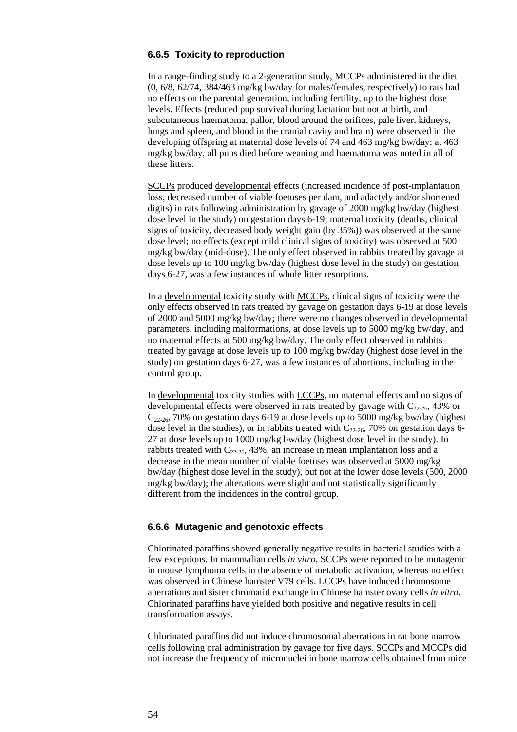### 6.6.5 Toxicity to reproduction

In a range-finding study to a 2-generation study, MCCPs administered in the diet (0, 6/8, 62/74, 384/463 mg/kg bw/day for males/females, respectively) to rats had no effects on the parental generation, including fertility, up to the highest dose levels. Effects (reduced pup survival during lactation but not at birth, and subcutaneous haematoma, pallor, blood around the orifices, pale liver, kidneys, lungs and spleen, and blood in the cranial cavity and brain) were observed in the developing offspring at maternal dose levels of 74 and 463 mg/kg bw/day; at 463 mg/kg bw/day, all pups died before weaning and haematoma was noted in all of these litters.

SCCPs produced developmental effects (increased incidence of post-implantation loss, decreased number of viable foetuses per dam, and adactyly and/or shortened digits) in rats following administration by gavage of 2000 mg/kg bw/day (highest dose level in the study) on gestation days 6-19; maternal toxicity (deaths, clinical signs of toxicity, decreased body weight gain (by 35%)) was observed at the same dose level; no effects (except mild clinical signs of toxicity) was observed at 500 mg/kg bw/day (mid-dose). The only effect observed in rabbits treated by gavage at dose levels up to 100 mg/kg bw/day (highest dose level in the study) on gestation days 6-27, was a few instances of whole litter resorptions.

In a developmental toxicity study with MCCPs, clinical signs of toxicity were the only effects observed in rats treated by gavage on gestation days 6-19 at dose levels of 2000 and 5000 mg/kg bw/day; there were no changes observed in developmental parameters, including malformations, at dose levels up to 5000 mg/kg bw/day, and no maternal effects at 500 mg/kg bw/day. The only effect observed in rabbits treated by gavage at dose levels up to 100 mg/kg bw/day (highest dose level in the study) on gestation days 6-27, was a few instances of abortions, including in the control group.

In developmental toxicity studies with LCCPs, no maternal effects and no signs of developmental effects were observed in rats treated by gavage with $C_{22-26}$, 43% or $C_{22-26}$, 70% on gestation days 6-19 at dose levels up to 5000 mg/kg bw/day (highest dose level in the studies), or in rabbits treated with $C_{22-26}$, 70% on gestation days 6-27 at dose levels up to 1000 mg/kg bw/day (highest dose level in the study). In rabbits treated with $C_{22-26}$, 43%, an increase in mean implantation loss and a decrease in the mean number of viable foetuses was observed at 5000 mg/kg bw/day (highest dose level in the study), but not at the lower dose levels (500, 2000 mg/kg bw/day); the alterations were slight and not statistically significantly different from the incidences in the control group.

### 6.6.6 Mutagenic and genotoxic effects

Chlorinated paraffins showed generally negative results in bacterial studies with a few exceptions. In mammalian cells *in vitro*, SCCPs were reported to be mutagenic in mouse lymphoma cells in the absence of metabolic activation, whereas no effect was observed in Chinese hamster V79 cells. LCCPs have induced chromosome aberrations and sister chromatid exchange in Chinese hamster ovary cells *in vitro*. Chlorinated paraffins have yielded both positive and negative results in cell transformation assays.

Chlorinated paraffins did not induce chromosomal aberrations in rat bone marrow cells following oral administration by gavage for five days. SCCPs and MCCPs did not increase the frequency of micronuclei in bone marrow cells obtained from mice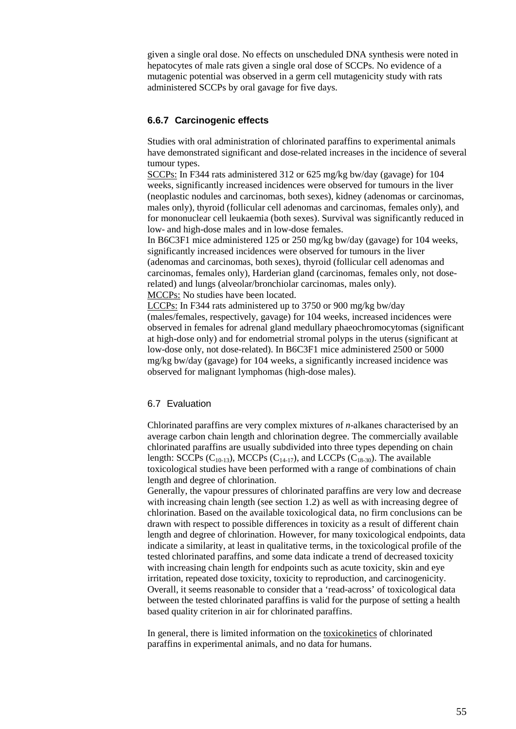given a single oral dose. No effects on unscheduled DNA synthesis were noted in hepatocytes of male rats given a single oral dose of SCCPs. No evidence of a mutagenic potential was observed in a germ cell mutagenicity study with rats administered SCCPs by oral gavage for five days.

### 6.6.7 Carcinogenic effects

Studies with oral administration of chlorinated paraffins to experimental animals have demonstrated significant and dose-related increases in the incidence of several tumour types.

SCCPs: In F344 rats administered 312 or 625 mg/kg bw/day (gavage) for 104 weeks, significantly increased incidences were observed for tumours in the liver (neoplastic nodules and carcinomas, both sexes), kidney (adenomas or carcinomas, males only), thyroid (follicular cell adenomas and carcinomas, females only), and for mononuclear cell leukaemia (both sexes). Survival was significantly reduced in low- and high-dose males and in low-dose females.

In B6C3F1 mice administered 125 or 250 mg/kg bw/day (gavage) for 104 weeks, significantly increased incidences were observed for tumours in the liver (adenomas and carcinomas, both sexes), thyroid (follicular cell adenomas and carcinomas, females only), Harderian gland (carcinomas, females only, not dose-related) and lungs (alveolar/bronchiolar carcinomas, males only).

MCCPs: No studies have been located.

LCCPs: In F344 rats administered up to 3750 or 900 mg/kg bw/day (males/females, respectively, gavage) for 104 weeks, increased incidences were observed in females for adrenal gland medullary phaeochromocytomas (significant at high-dose only) and for endometrial stromal polyps in the uterus (significant at low-dose only, not dose-related). In B6C3F1 mice administered 2500 or 5000 mg/kg bw/day (gavage) for 104 weeks, a significantly increased incidence was observed for malignant lymphomas (high-dose males).

## 6.7 Evaluation

Chlorinated paraffins are very complex mixtures of *n*-alkanes characterised by an average carbon chain length and chlorination degree. The commercially available chlorinated paraffins are usually subdivided into three types depending on chain length: SCCPs ($C_{10-13}$), MCCPs ($C_{14-17}$), and LCCPs ($C_{18-30}$). The available toxicological studies have been performed with a range of combinations of chain length and degree of chlorination.

Generally, the vapour pressures of chlorinated paraffins are very low and decrease with increasing chain length (see section 1.2) as well as with increasing degree of chlorination. Based on the available toxicological data, no firm conclusions can be drawn with respect to possible differences in toxicity as a result of different chain length and degree of chlorination. However, for many toxicological endpoints, data indicate a similarity, at least in qualitative terms, in the toxicological profile of the tested chlorinated paraffins, and some data indicate a trend of decreased toxicity with increasing chain length for endpoints such as acute toxicity, skin and eye irritation, repeated dose toxicity, toxicity to reproduction, and carcinogenicity. Overall, it seems reasonable to consider that a 'read-across' of toxicological data between the tested chlorinated paraffins is valid for the purpose of setting a health based quality criterion in air for chlorinated paraffins.

In general, there is limited information on the toxicokinetics of chlorinated paraffins in experimental animals, and no data for humans.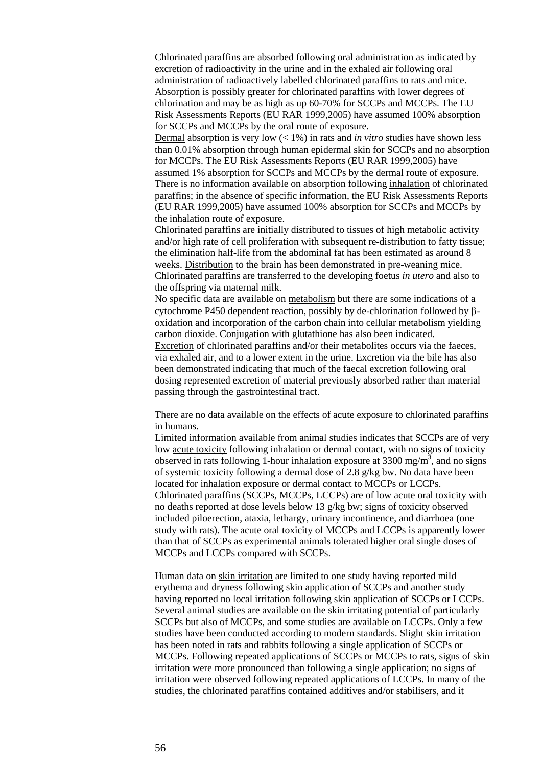Chlorinated paraffins are absorbed following oral administration as indicated by excretion of radioactivity in the urine and in the exhaled air following oral administration of radioactively labelled chlorinated paraffins to rats and mice. Absorption is possibly greater for chlorinated paraffins with lower degrees of chlorination and may be as high as up 60-70% for SCCPs and MCCPs. The EU Risk Assessments Reports (EU RAR 1999,2005) have assumed 100% absorption for SCCPs and MCCPs by the oral route of exposure.

Dermal absorption is very low (< 1%) in rats and *in vitro* studies have shown less than 0.01% absorption through human epidermal skin for SCCPs and no absorption for MCCPs. The EU Risk Assessments Reports (EU RAR 1999,2005) have assumed 1% absorption for SCCPs and MCCPs by the dermal route of exposure.

There is no information available on absorption following inhalation of chlorinated paraffins; in the absence of specific information, the EU Risk Assessments Reports (EU RAR 1999,2005) have assumed 100% absorption for SCCPs and MCCPs by the inhalation route of exposure.

Chlorinated paraffins are initially distributed to tissues of high metabolic activity and/or high rate of cell proliferation with subsequent re-distribution to fatty tissue; the elimination half-life from the abdominal fat has been estimated as around 8 weeks. Distribution to the brain has been demonstrated in pre-weaning mice. Chlorinated paraffins are transferred to the developing foetus *in utero* and also to the offspring via maternal milk.

No specific data are available on metabolism but there are some indications of a cytochrome P450 dependent reaction, possibly by de-chlorination followed by β-oxidation and incorporation of the carbon chain into cellular metabolism yielding carbon dioxide. Conjugation with glutathione has also been indicated.

Excretion of chlorinated paraffins and/or their metabolites occurs via the faeces, via exhaled air, and to a lower extent in the urine. Excretion via the bile has also been demonstrated indicating that much of the faecal excretion following oral dosing represented excretion of material previously absorbed rather than material passing through the gastrointestinal tract.

There are no data available on the effects of acute exposure to chlorinated paraffins in humans.

Limited information available from animal studies indicates that SCCPs are of very low acute toxicity following inhalation or dermal contact, with no signs of toxicity observed in rats following 1-hour inhalation exposure at 3300 mg/m$^3$, and no signs of systemic toxicity following a dermal dose of 2.8 g/kg bw. No data have been located for inhalation exposure or dermal contact to MCCPs or LCCPs.

Chlorinated paraffins (SCCPs, MCCPs, LCCPs) are of low acute oral toxicity with no deaths reported at dose levels below 13 g/kg bw; signs of toxicity observed included piloerection, ataxia, lethargy, urinary incontinence, and diarrhoea (one study with rats). The acute oral toxicity of MCCPs and LCCPs is apparently lower than that of SCCPs as experimental animals tolerated higher oral single doses of MCCPs and LCCPs compared with SCCPs.

Human data on skin irritation are limited to one study having reported mild erythema and dryness following skin application of SCCPs and another study having reported no local irritation following skin application of SCCPs or LCCPs. Several animal studies are available on the skin irritating potential of particularly SCCPs but also of MCCPs, and some studies are available on LCCPs. Only a few studies have been conducted according to modern standards. Slight skin irritation has been noted in rats and rabbits following a single application of SCCPs or MCCPs. Following repeated applications of SCCPs or MCCPs to rats, signs of skin irritation were more pronounced than following a single application; no signs of irritation were observed following repeated applications of LCCPs. In many of the studies, the chlorinated paraffins contained additives and/or stabilisers, and it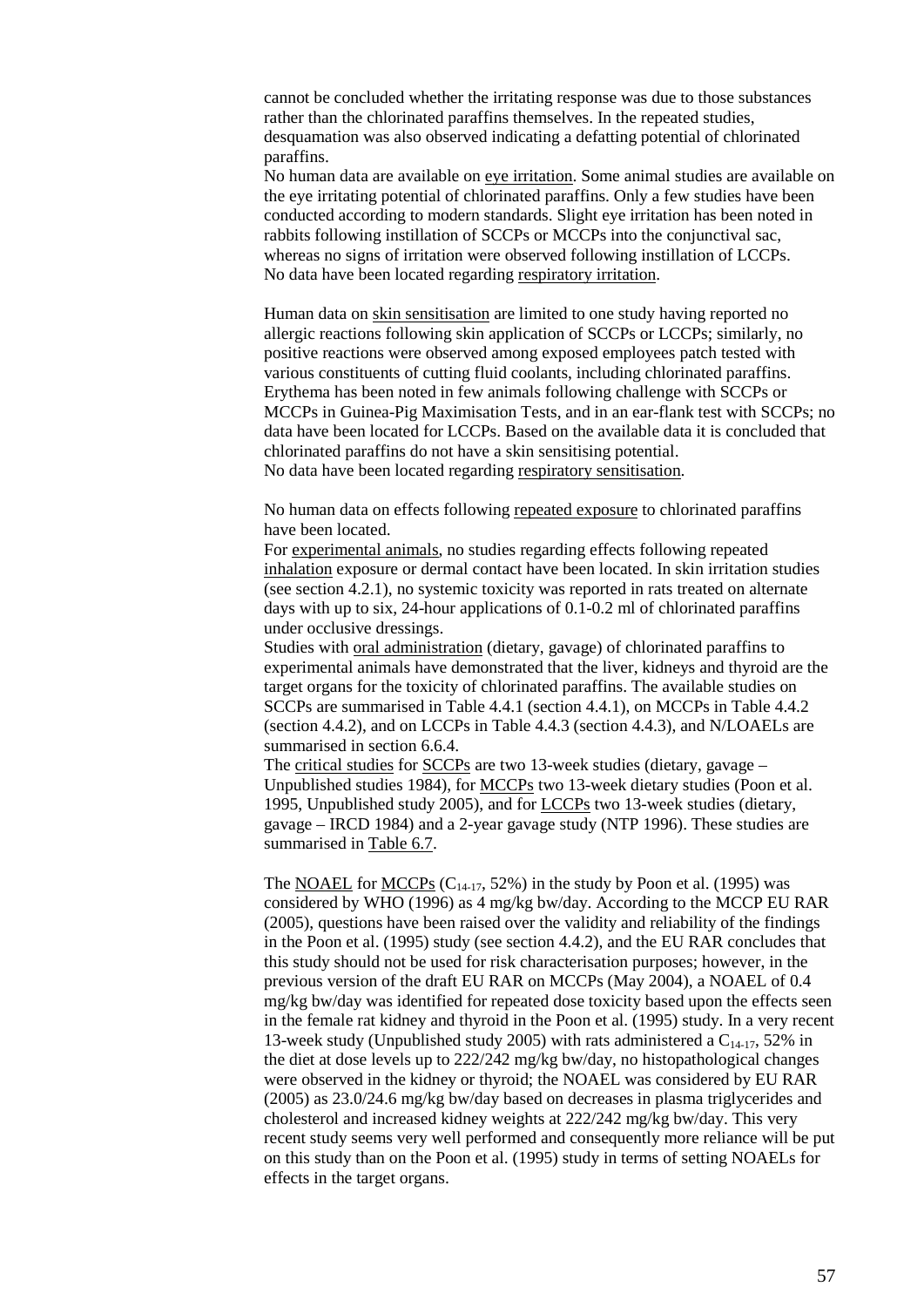cannot be concluded whether the irritating response was due to those substances rather than the chlorinated paraffins themselves. In the repeated studies, desquamation was also observed indicating a defatting potential of chlorinated paraffins.

No human data are available on eye irritation. Some animal studies are available on the eye irritating potential of chlorinated paraffins. Only a few studies have been conducted according to modern standards. Slight eye irritation has been noted in rabbits following instillation of SCCPs or MCCPs into the conjunctival sac, whereas no signs of irritation were observed following instillation of LCCPs. No data have been located regarding respiratory irritation.

Human data on skin sensitisation are limited to one study having reported no allergic reactions following skin application of SCCPs or LCCPs; similarly, no positive reactions were observed among exposed employees patch tested with various constituents of cutting fluid coolants, including chlorinated paraffins. Erythema has been noted in few animals following challenge with SCCPs or MCCPs in Guinea-Pig Maximisation Tests, and in an ear-flank test with SCCPs; no data have been located for LCCPs. Based on the available data it is concluded that chlorinated paraffins do not have a skin sensitising potential. No data have been located regarding respiratory sensitisation.

No human data on effects following repeated exposure to chlorinated paraffins have been located.

For experimental animals, no studies regarding effects following repeated inhalation exposure or dermal contact have been located. In skin irritation studies (see section 4.2.1), no systemic toxicity was reported in rats treated on alternate days with up to six, 24-hour applications of 0.1-0.2 ml of chlorinated paraffins under occlusive dressings.

Studies with oral administration (dietary, gavage) of chlorinated paraffins to experimental animals have demonstrated that the liver, kidneys and thyroid are the target organs for the toxicity of chlorinated paraffins. The available studies on SCCPs are summarised in Table 4.4.1 (section 4.4.1), on MCCPs in Table 4.4.2 (section 4.4.2), and on LCCPs in Table 4.4.3 (section 4.4.3), and N/LOAELs are summarised in section 6.6.4.

The critical studies for SCCPs are two 13-week studies (dietary, gavage – Unpublished studies 1984), for MCCPs two 13-week dietary studies (Poon et al. 1995, Unpublished study 2005), and for LCCPs two 13-week studies (dietary, gavage – IRCD 1984) and a 2-year gavage study (NTP 1996). These studies are summarised in Table 6.7.

The NOAEL for MCCPs ($C_{14\text{-}17}$, 52%) in the study by Poon et al. (1995) was considered by WHO (1996) as 4 mg/kg bw/day. According to the MCCP EU RAR (2005), questions have been raised over the validity and reliability of the findings in the Poon et al. (1995) study (see section 4.4.2), and the EU RAR concludes that this study should not be used for risk characterisation purposes; however, in the previous version of the draft EU RAR on MCCPs (May 2004), a NOAEL of 0.4 mg/kg bw/day was identified for repeated dose toxicity based upon the effects seen in the female rat kidney and thyroid in the Poon et al. (1995) study. In a very recent 13-week study (Unpublished study 2005) with rats administered a $C_{14\text{-}17}$, 52% in the diet at dose levels up to 222/242 mg/kg bw/day, no histopathological changes were observed in the kidney or thyroid; the NOAEL was considered by EU RAR (2005) as 23.0/24.6 mg/kg bw/day based on decreases in plasma triglycerides and cholesterol and increased kidney weights at 222/242 mg/kg bw/day. This very recent study seems very well performed and consequently more reliance will be put on this study than on the Poon et al. (1995) study in terms of setting NOAELs for effects in the target organs.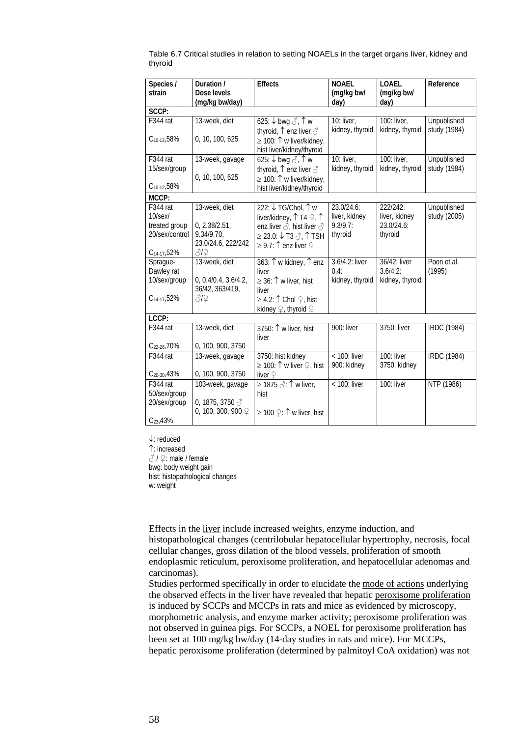Table 6.7 Critical studies in relation to setting NOAELs in the target organs liver, kidney and thyroid

| Species / strain | Duration / Dose levels (mg/kg bw/day) | Effects | NOAEL (mg/kg bw/ day) | LOAEL (mg/kg bw/ day) | Reference |
|---|---|---|---|---|---|
| **SCCP:** | | | | | |
| F344 rat<br><br>$C_{10-12}$,58% | 13-week, diet<br><br>0, 10, 100, 625 | 625: ↓ bwg ♂, ↑ w thyroid, ↑ enz liver ♂<br>≥ 100: ↑ w liver/kidney, hist liver/kidney/thyroid | 10: liver, kidney, thyroid | 100: liver, kidney, thyroid | Unpublished study (1984) |
| F344 rat<br>15/sex/group<br><br>$C_{10-12}$,58% | 13-week, gavage<br><br>0, 10, 100, 625 | 625: ↓ bwg ♂, ↑ w thyroid, ↑ enz liver ♂<br>≥ 100: ↑ w liver/kidney, hist liver/kidney/thyroid | 10: liver, kidney, thyroid | 100: liver, kidney, thyroid | Unpublished study (1984) |
| **MCCP:** | | | | | |
| F344 rat<br>10/sex/ treated group<br>20/sex/control<br><br>$C_{14-17}$,52% | 13-week, diet<br><br>0, 2.38/2.51, 9.34/9.70, 23.0/24.6, 222/242 ♂/♀ | 222: ↓ TG/Chol, ↑ w liver/kidney, ↑ T4 ♀, ↑ enz liver ♂, hist liver ♂<br>≥ 23.0: ↓ T3 ♂, ↑ TSH<br>≥ 9.7: ↑ enz liver ♀ | 23.0/24.6: liver, kidney<br>9.3/9.7: thyroid | 222/242: liver, kidney<br>23.0/24.6: thyroid | Unpublished study (2005) |
| Sprague-Dawley rat<br>10/sex/group<br><br>$C_{14-17}$,52% | 13-week, diet<br><br>0, 0.4/0.4, 3.6/4.2, 36/42, 363/419, ♂/♀ | 363: ↑ w kidney, ↑ enz liver<br>≥ 36: ↑ w liver, hist liver<br>≥ 4.2: ↑ Chol ♀, hist kidney ♀, thyroid ♀ | 3.6/4.2: liver<br>0.4: kidney, thyroid | 36/42: liver<br>3.6/4.2: kidney, thyroid | Poon et al. (1995) |
| **LCCP:** | | | | | |
| F344 rat<br><br>$C_{22-26}$,70% | 13-week, diet<br><br>0, 100, 900, 3750 | 3750: ↑ w liver, hist liver | 900: liver | 3750: liver | IRDC (1984) |
| F344 rat<br><br>$C_{20-30}$,43% | 13-week, gavage<br><br>0, 100, 900, 3750 | 3750: hist kidney<br>≥ 100: ↑ w liver ♀, hist liver ♀ | < 100: liver<br>900: kidney | 100: liver<br>3750: kidney | IRDC (1984) |
| F344 rat<br>50/sex/group<br>20/sex/group<br><br>$C_{23}$,43% | 103-week, gavage<br><br>0, 1875, 3750 ♂<br>0, 100, 300, 900 ♀ | ≥ 1875 ♂: ↑ w liver, hist<br><br>≥ 100 ♀: ↑ w liver, hist | < 100: liver | 100: liver | NTP (1986) |

↓: reduced
↑: increased
♂ / ♀: male / female
bwg: body weight gain
hist: histopathological changes
w: weight

Effects in the liver include increased weights, enzyme induction, and histopathological changes (centrilobular hepatocellular hypertrophy, necrosis, focal cellular changes, gross dilation of the blood vessels, proliferation of smooth endoplasmic reticulum, peroxisome proliferation, and hepatocellular adenomas and carcinomas).
Studies performed specifically in order to elucidate the mode of actions underlying the observed effects in the liver have revealed that hepatic peroxisome proliferation is induced by SCCPs and MCCPs in rats and mice as evidenced by microscopy, morphometric analysis, and enzyme marker activity; peroxisome proliferation was not observed in guinea pigs. For SCCPs, a NOEL for peroxisome proliferation has been set at 100 mg/kg bw/day (14-day studies in rats and mice). For MCCPs, hepatic peroxisome proliferation (determined by palmitoyl CoA oxidation) was not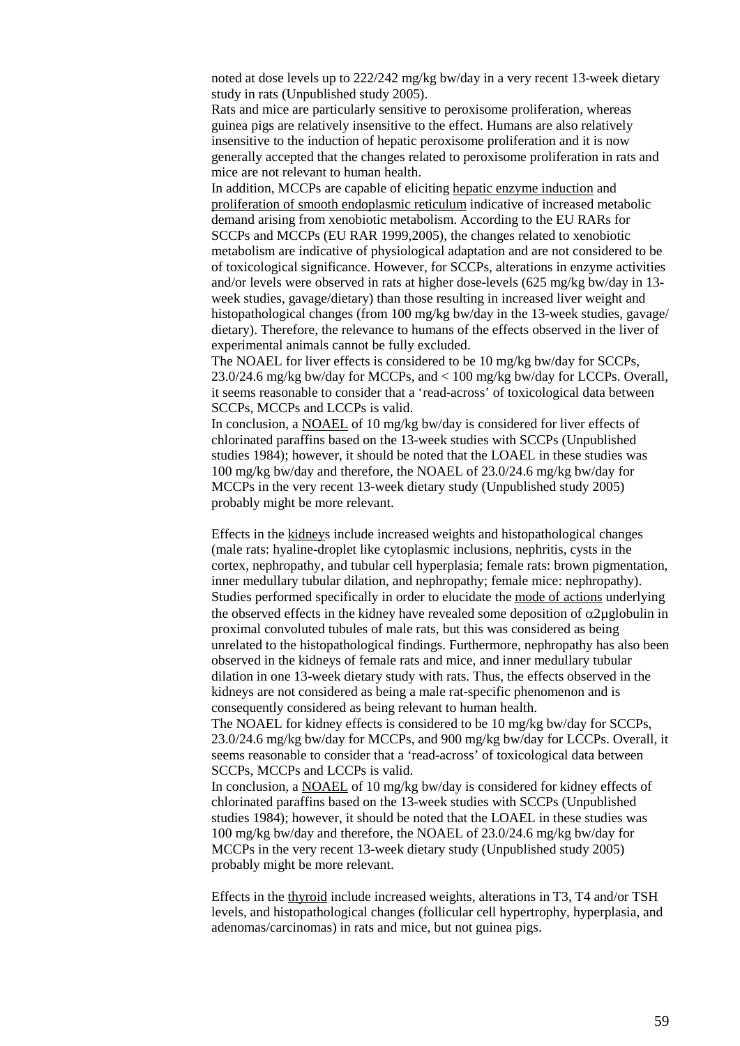noted at dose levels up to 222/242 mg/kg bw/day in a very recent 13-week dietary study in rats (Unpublished study 2005).

Rats and mice are particularly sensitive to peroxisome proliferation, whereas guinea pigs are relatively insensitive to the effect. Humans are also relatively insensitive to the induction of hepatic peroxisome proliferation and it is now generally accepted that the changes related to peroxisome proliferation in rats and mice are not relevant to human health.

In addition, MCCPs are capable of eliciting <u>hepatic enzyme induction</u> and <u>proliferation of smooth endoplasmic reticulum</u> indicative of increased metabolic demand arising from xenobiotic metabolism. According to the EU RARs for SCCPs and MCCPs (EU RAR 1999,2005), the changes related to xenobiotic metabolism are indicative of physiological adaptation and are not considered to be of toxicological significance. However, for SCCPs, alterations in enzyme activities and/or levels were observed in rats at higher dose-levels (625 mg/kg bw/day in 13-week studies, gavage/dietary) than those resulting in increased liver weight and histopathological changes (from 100 mg/kg bw/day in the 13-week studies, gavage/ dietary). Therefore, the relevance to humans of the effects observed in the liver of experimental animals cannot be fully excluded.

The NOAEL for liver effects is considered to be 10 mg/kg bw/day for SCCPs, 23.0/24.6 mg/kg bw/day for MCCPs, and < 100 mg/kg bw/day for LCCPs. Overall, it seems reasonable to consider that a 'read-across' of toxicological data between SCCPs, MCCPs and LCCPs is valid.

In conclusion, a <u>NOAEL</u> of 10 mg/kg bw/day is considered for liver effects of chlorinated paraffins based on the 13-week studies with SCCPs (Unpublished studies 1984); however, it should be noted that the LOAEL in these studies was 100 mg/kg bw/day and therefore, the NOAEL of 23.0/24.6 mg/kg bw/day for MCCPs in the very recent 13-week dietary study (Unpublished study 2005) probably might be more relevant.

Effects in the <u>kidney</u>s include increased weights and histopathological changes (male rats: hyaline-droplet like cytoplasmic inclusions, nephritis, cysts in the cortex, nephropathy, and tubular cell hyperplasia; female rats: brown pigmentation, inner medullary tubular dilation, and nephropathy; female mice: nephropathy). Studies performed specifically in order to elucidate the <u>mode of actions</u> underlying the observed effects in the kidney have revealed some deposition of $\alpha$2µglobulin in proximal convoluted tubules of male rats, but this was considered as being unrelated to the histopathological findings. Furthermore, nephropathy has also been observed in the kidneys of female rats and mice, and inner medullary tubular dilation in one 13-week dietary study with rats. Thus, the effects observed in the kidneys are not considered as being a male rat-specific phenomenon and is consequently considered as being relevant to human health.

The NOAEL for kidney effects is considered to be 10 mg/kg bw/day for SCCPs, 23.0/24.6 mg/kg bw/day for MCCPs, and 900 mg/kg bw/day for LCCPs. Overall, it seems reasonable to consider that a 'read-across' of toxicological data between SCCPs, MCCPs and LCCPs is valid.

In conclusion, a <u>NOAEL</u> of 10 mg/kg bw/day is considered for kidney effects of chlorinated paraffins based on the 13-week studies with SCCPs (Unpublished studies 1984); however, it should be noted that the LOAEL in these studies was 100 mg/kg bw/day and therefore, the NOAEL of 23.0/24.6 mg/kg bw/day for MCCPs in the very recent 13-week dietary study (Unpublished study 2005) probably might be more relevant.

Effects in the <u>thyroid</u> include increased weights, alterations in T3, T4 and/or TSH levels, and histopathological changes (follicular cell hypertrophy, hyperplasia, and adenomas/carcinomas) in rats and mice, but not guinea pigs.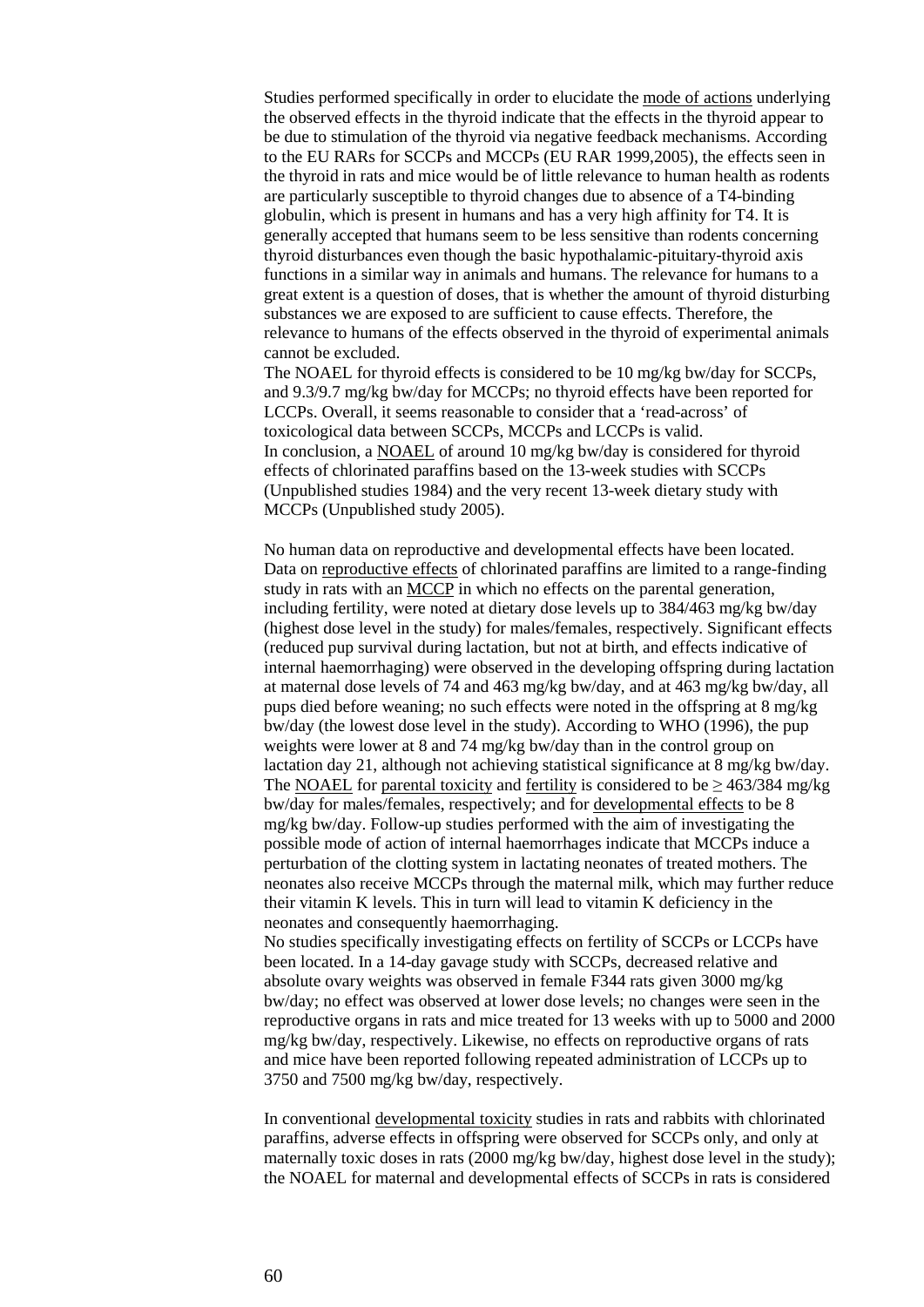Studies performed specifically in order to elucidate the mode of actions underlying the observed effects in the thyroid indicate that the effects in the thyroid appear to be due to stimulation of the thyroid via negative feedback mechanisms. According to the EU RARs for SCCPs and MCCPs (EU RAR 1999,2005), the effects seen in the thyroid in rats and mice would be of little relevance to human health as rodents are particularly susceptible to thyroid changes due to absence of a T4-binding globulin, which is present in humans and has a very high affinity for T4. It is generally accepted that humans seem to be less sensitive than rodents concerning thyroid disturbances even though the basic hypothalamic-pituitary-thyroid axis functions in a similar way in animals and humans. The relevance for humans to a great extent is a question of doses, that is whether the amount of thyroid disturbing substances we are exposed to are sufficient to cause effects. Therefore, the relevance to humans of the effects observed in the thyroid of experimental animals cannot be excluded.
The NOAEL for thyroid effects is considered to be 10 mg/kg bw/day for SCCPs, and 9.3/9.7 mg/kg bw/day for MCCPs; no thyroid effects have been reported for LCCPs. Overall, it seems reasonable to consider that a 'read-across' of toxicological data between SCCPs, MCCPs and LCCPs is valid.
In conclusion, a NOAEL of around 10 mg/kg bw/day is considered for thyroid effects of chlorinated paraffins based on the 13-week studies with SCCPs (Unpublished studies 1984) and the very recent 13-week dietary study with MCCPs (Unpublished study 2005).

No human data on reproductive and developmental effects have been located. Data on reproductive effects of chlorinated paraffins are limited to a range-finding study in rats with an MCCP in which no effects on the parental generation, including fertility, were noted at dietary dose levels up to 384/463 mg/kg bw/day (highest dose level in the study) for males/females, respectively. Significant effects (reduced pup survival during lactation, but not at birth, and effects indicative of internal haemorrhaging) were observed in the developing offspring during lactation at maternal dose levels of 74 and 463 mg/kg bw/day, and at 463 mg/kg bw/day, all pups died before weaning; no such effects were noted in the offspring at 8 mg/kg bw/day (the lowest dose level in the study). According to WHO (1996), the pup weights were lower at 8 and 74 mg/kg bw/day than in the control group on lactation day 21, although not achieving statistical significance at 8 mg/kg bw/day. The NOAEL for parental toxicity and fertility is considered to be ≥ 463/384 mg/kg bw/day for males/females, respectively; and for developmental effects to be 8 mg/kg bw/day. Follow-up studies performed with the aim of investigating the possible mode of action of internal haemorrhages indicate that MCCPs induce a perturbation of the clotting system in lactating neonates of treated mothers. The neonates also receive MCCPs through the maternal milk, which may further reduce their vitamin K levels. This in turn will lead to vitamin K deficiency in the neonates and consequently haemorrhaging.
No studies specifically investigating effects on fertility of SCCPs or LCCPs have been located. In a 14-day gavage study with SCCPs, decreased relative and absolute ovary weights was observed in female F344 rats given 3000 mg/kg bw/day; no effect was observed at lower dose levels; no changes were seen in the reproductive organs in rats and mice treated for 13 weeks with up to 5000 and 2000 mg/kg bw/day, respectively. Likewise, no effects on reproductive organs of rats and mice have been reported following repeated administration of LCCPs up to 3750 and 7500 mg/kg bw/day, respectively.

In conventional developmental toxicity studies in rats and rabbits with chlorinated paraffins, adverse effects in offspring were observed for SCCPs only, and only at maternally toxic doses in rats (2000 mg/kg bw/day, highest dose level in the study); the NOAEL for maternal and developmental effects of SCCPs in rats is considered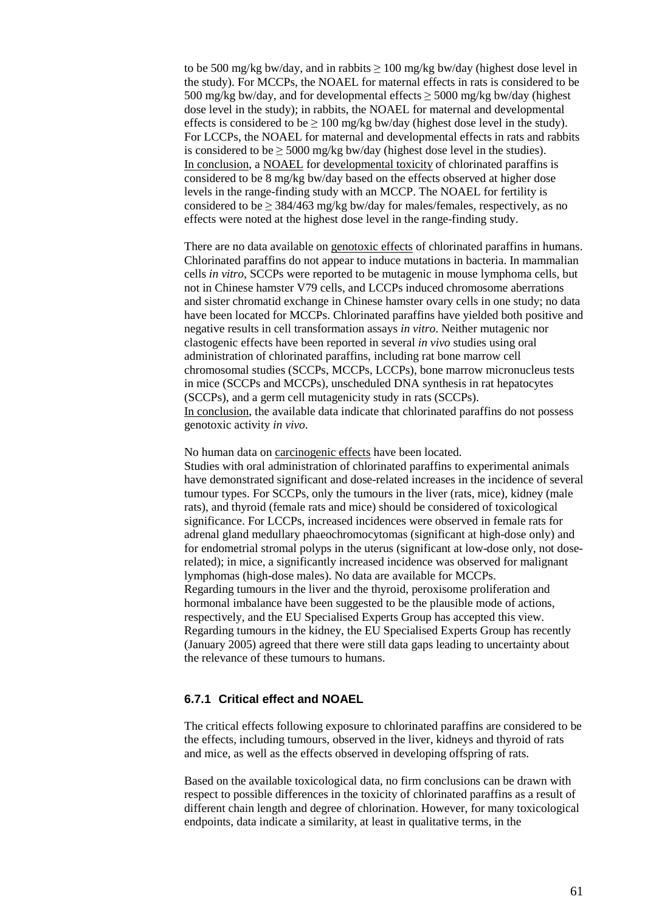to be 500 mg/kg bw/day, and in rabbits ≥ 100 mg/kg bw/day (highest dose level in the study). For MCCPs, the NOAEL for maternal effects in rats is considered to be 500 mg/kg bw/day, and for developmental effects ≥ 5000 mg/kg bw/day (highest dose level in the study); in rabbits, the NOAEL for maternal and developmental effects is considered to be ≥ 100 mg/kg bw/day (highest dose level in the study). For LCCPs, the NOAEL for maternal and developmental effects in rats and rabbits is considered to be ≥ 5000 mg/kg bw/day (highest dose level in the studies).
In conclusion, a NOAEL for developmental toxicity of chlorinated paraffins is considered to be 8 mg/kg bw/day based on the effects observed at higher dose levels in the range-finding study with an MCCP. The NOAEL for fertility is considered to be ≥ 384/463 mg/kg bw/day for males/females, respectively, as no effects were noted at the highest dose level in the range-finding study.

There are no data available on genotoxic effects of chlorinated paraffins in humans. Chlorinated paraffins do not appear to induce mutations in bacteria. In mammalian cells *in vitro*, SCCPs were reported to be mutagenic in mouse lymphoma cells, but not in Chinese hamster V79 cells, and LCCPs induced chromosome aberrations and sister chromatid exchange in Chinese hamster ovary cells in one study; no data have been located for MCCPs. Chlorinated paraffins have yielded both positive and negative results in cell transformation assays *in vitro*. Neither mutagenic nor clastogenic effects have been reported in several *in vivo* studies using oral administration of chlorinated paraffins, including rat bone marrow cell chromosomal studies (SCCPs, MCCPs, LCCPs), bone marrow micronucleus tests in mice (SCCPs and MCCPs), unscheduled DNA synthesis in rat hepatocytes (SCCPs), and a germ cell mutagenicity study in rats (SCCPs).
In conclusion, the available data indicate that chlorinated paraffins do not possess genotoxic activity *in vivo*.

No human data on carcinogenic effects have been located.
Studies with oral administration of chlorinated paraffins to experimental animals have demonstrated significant and dose-related increases in the incidence of several tumour types. For SCCPs, only the tumours in the liver (rats, mice), kidney (male rats), and thyroid (female rats and mice) should be considered of toxicological significance. For LCCPs, increased incidences were observed in female rats for adrenal gland medullary phaeochromocytomas (significant at high-dose only) and for endometrial stromal polyps in the uterus (significant at low-dose only, not dose-related); in mice, a significantly increased incidence was observed for malignant lymphomas (high-dose males). No data are available for MCCPs.
Regarding tumours in the liver and the thyroid, peroxisome proliferation and hormonal imbalance have been suggested to be the plausible mode of actions, respectively, and the EU Specialised Experts Group has accepted this view. Regarding tumours in the kidney, the EU Specialised Experts Group has recently (January 2005) agreed that there were still data gaps leading to uncertainty about the relevance of these tumours to humans.

### 6.7.1 Critical effect and NOAEL

The critical effects following exposure to chlorinated paraffins are considered to be the effects, including tumours, observed in the liver, kidneys and thyroid of rats and mice, as well as the effects observed in developing offspring of rats.

Based on the available toxicological data, no firm conclusions can be drawn with respect to possible differences in the toxicity of chlorinated paraffins as a result of different chain length and degree of chlorination. However, for many toxicological endpoints, data indicate a similarity, at least in qualitative terms, in the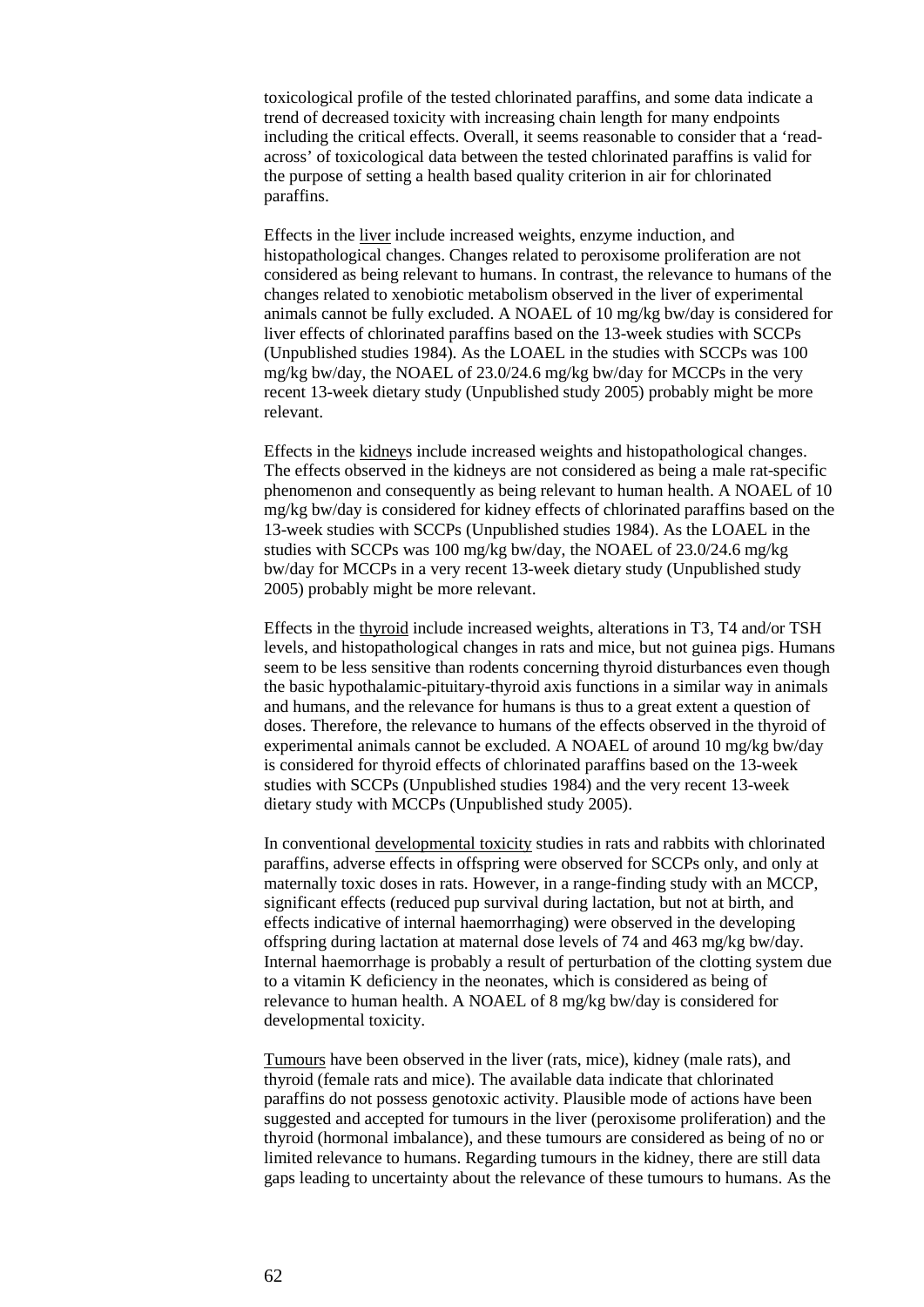toxicological profile of the tested chlorinated paraffins, and some data indicate a trend of decreased toxicity with increasing chain length for many endpoints including the critical effects. Overall, it seems reasonable to consider that a 'read-across' of toxicological data between the tested chlorinated paraffins is valid for the purpose of setting a health based quality criterion in air for chlorinated paraffins.

Effects in the liver include increased weights, enzyme induction, and histopathological changes. Changes related to peroxisome proliferation are not considered as being relevant to humans. In contrast, the relevance to humans of the changes related to xenobiotic metabolism observed in the liver of experimental animals cannot be fully excluded. A NOAEL of 10 mg/kg bw/day is considered for liver effects of chlorinated paraffins based on the 13-week studies with SCCPs (Unpublished studies 1984). As the LOAEL in the studies with SCCPs was 100 mg/kg bw/day, the NOAEL of 23.0/24.6 mg/kg bw/day for MCCPs in the very recent 13-week dietary study (Unpublished study 2005) probably might be more relevant.

Effects in the kidneys include increased weights and histopathological changes. The effects observed in the kidneys are not considered as being a male rat-specific phenomenon and consequently as being relevant to human health. A NOAEL of 10 mg/kg bw/day is considered for kidney effects of chlorinated paraffins based on the 13-week studies with SCCPs (Unpublished studies 1984). As the LOAEL in the studies with SCCPs was 100 mg/kg bw/day, the NOAEL of 23.0/24.6 mg/kg bw/day for MCCPs in a very recent 13-week dietary study (Unpublished study 2005) probably might be more relevant.

Effects in the thyroid include increased weights, alterations in T3, T4 and/or TSH levels, and histopathological changes in rats and mice, but not guinea pigs. Humans seem to be less sensitive than rodents concerning thyroid disturbances even though the basic hypothalamic-pituitary-thyroid axis functions in a similar way in animals and humans, and the relevance for humans is thus to a great extent a question of doses. Therefore, the relevance to humans of the effects observed in the thyroid of experimental animals cannot be excluded. A NOAEL of around 10 mg/kg bw/day is considered for thyroid effects of chlorinated paraffins based on the 13-week studies with SCCPs (Unpublished studies 1984) and the very recent 13-week dietary study with MCCPs (Unpublished study 2005).

In conventional developmental toxicity studies in rats and rabbits with chlorinated paraffins, adverse effects in offspring were observed for SCCPs only, and only at maternally toxic doses in rats. However, in a range-finding study with an MCCP, significant effects (reduced pup survival during lactation, but not at birth, and effects indicative of internal haemorrhaging) were observed in the developing offspring during lactation at maternal dose levels of 74 and 463 mg/kg bw/day. Internal haemorrhage is probably a result of perturbation of the clotting system due to a vitamin K deficiency in the neonates, which is considered as being of relevance to human health. A NOAEL of 8 mg/kg bw/day is considered for developmental toxicity.

Tumours have been observed in the liver (rats, mice), kidney (male rats), and thyroid (female rats and mice). The available data indicate that chlorinated paraffins do not possess genotoxic activity. Plausible mode of actions have been suggested and accepted for tumours in the liver (peroxisome proliferation) and the thyroid (hormonal imbalance), and these tumours are considered as being of no or limited relevance to humans. Regarding tumours in the kidney, there are still data gaps leading to uncertainty about the relevance of these tumours to humans. As the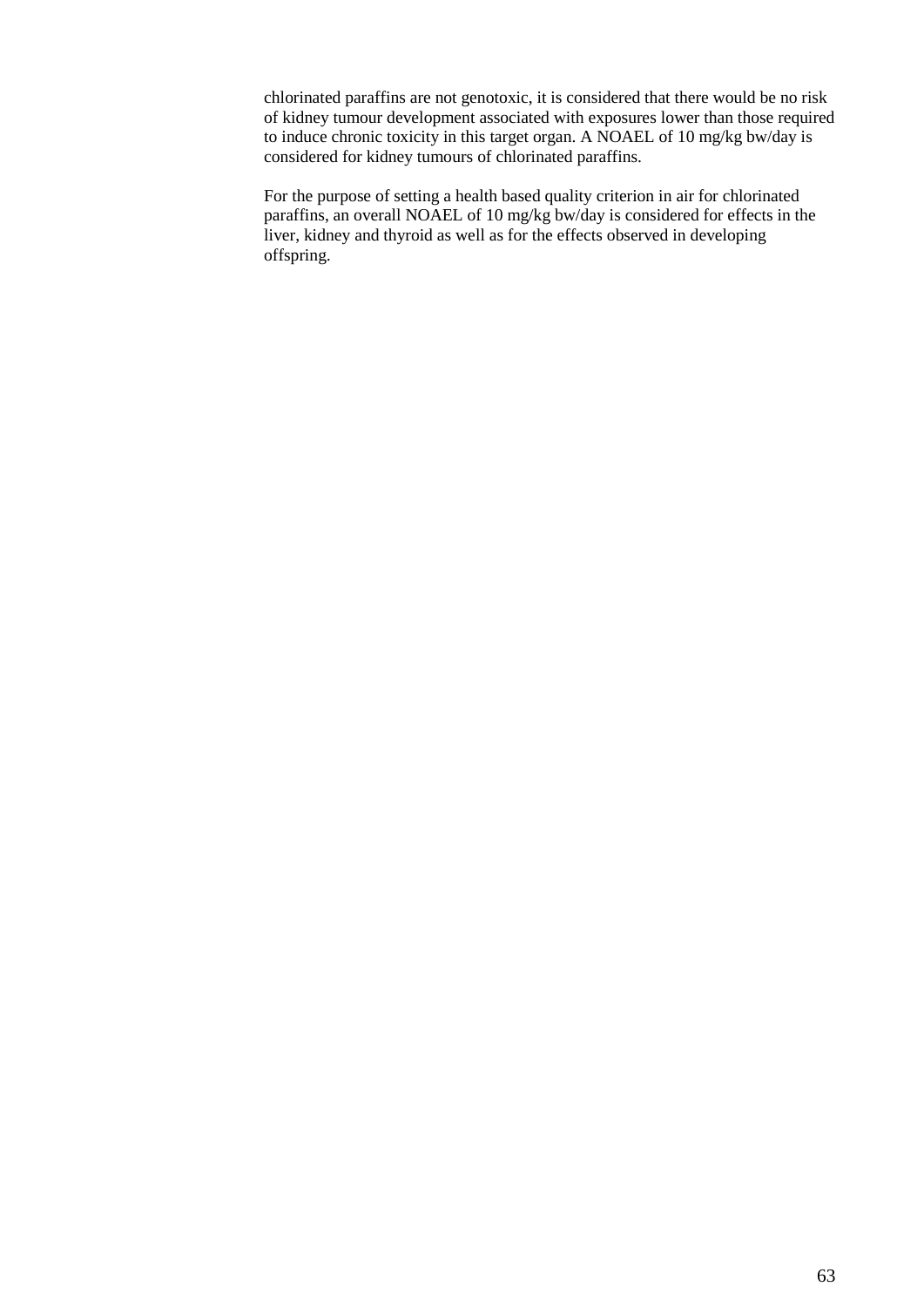chlorinated paraffins are not genotoxic, it is considered that there would be no risk of kidney tumour development associated with exposures lower than those required to induce chronic toxicity in this target organ. A NOAEL of 10 mg/kg bw/day is considered for kidney tumours of chlorinated paraffins.

For the purpose of setting a health based quality criterion in air for chlorinated paraffins, an overall NOAEL of 10 mg/kg bw/day is considered for effects in the liver, kidney and thyroid as well as for the effects observed in developing offspring.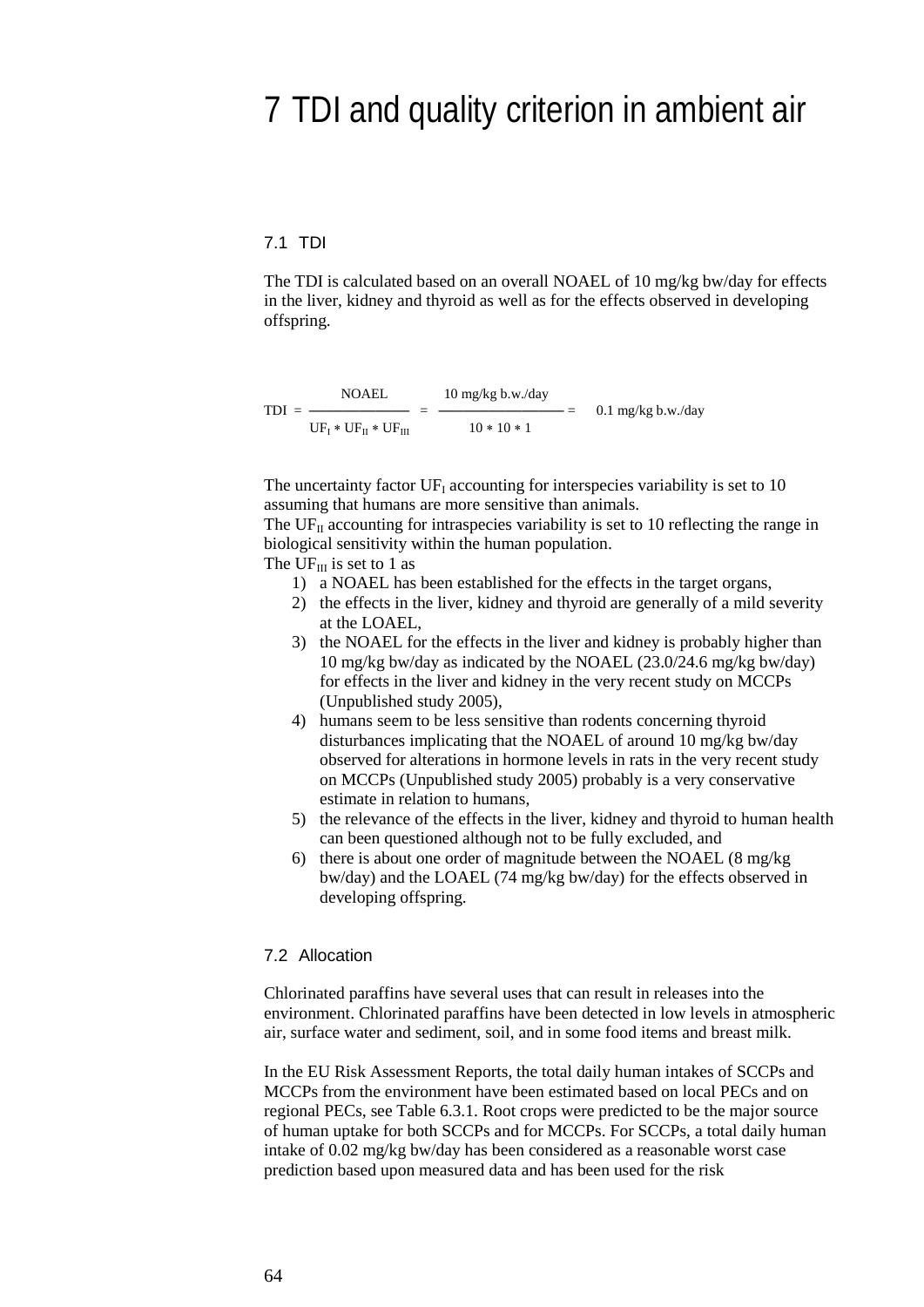# 7 TDI and quality criterion in ambient air

## 7.1 TDI

The TDI is calculated based on an overall NOAEL of 10 mg/kg bw/day for effects in the liver, kidney and thyroid as well as for the effects observed in developing offspring.

$$\text{TDI} = \frac{\text{NOAEL}}{UF_I * UF_{II} * UF_{III}} = \frac{10 \text{ mg/kg b.w./day}}{10 * 10 * 1} = 0.1 \text{ mg/kg b.w./day}$$

The uncertainty factor $UF_I$ accounting for interspecies variability is set to 10 assuming that humans are more sensitive than animals.
The $UF_{II}$ accounting for intraspecies variability is set to 10 reflecting the range in biological sensitivity within the human population.
The $UF_{III}$ is set to 1 as

1) a NOAEL has been established for the effects in the target organs,
2) the effects in the liver, kidney and thyroid are generally of a mild severity at the LOAEL,
3) the NOAEL for the effects in the liver and kidney is probably higher than 10 mg/kg bw/day as indicated by the NOAEL (23.0/24.6 mg/kg bw/day) for effects in the liver and kidney in the very recent study on MCCPs (Unpublished study 2005),
4) humans seem to be less sensitive than rodents concerning thyroid disturbances implicating that the NOAEL of around 10 mg/kg bw/day observed for alterations in hormone levels in rats in the very recent study on MCCPs (Unpublished study 2005) probably is a very conservative estimate in relation to humans,
5) the relevance of the effects in the liver, kidney and thyroid to human health can been questioned although not to be fully excluded, and
6) there is about one order of magnitude between the NOAEL (8 mg/kg bw/day) and the LOAEL (74 mg/kg bw/day) for the effects observed in developing offspring.

## 7.2 Allocation

Chlorinated paraffins have several uses that can result in releases into the environment. Chlorinated paraffins have been detected in low levels in atmospheric air, surface water and sediment, soil, and in some food items and breast milk.

In the EU Risk Assessment Reports, the total daily human intakes of SCCPs and MCCPs from the environment have been estimated based on local PECs and on regional PECs, see Table 6.3.1. Root crops were predicted to be the major source of human uptake for both SCCPs and for MCCPs. For SCCPs, a total daily human intake of 0.02 mg/kg bw/day has been considered as a reasonable worst case prediction based upon measured data and has been used for the risk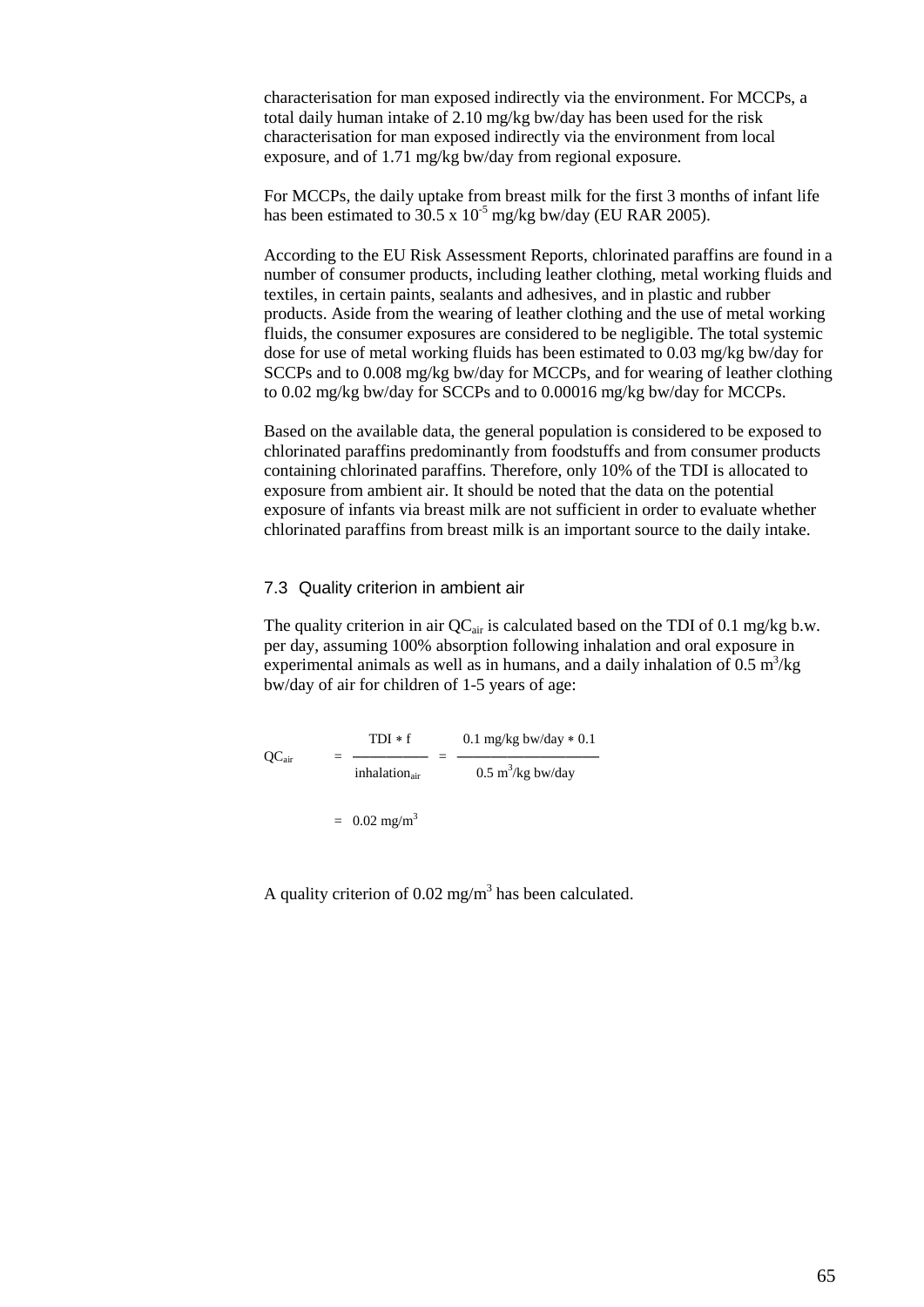characterisation for man exposed indirectly via the environment. For MCCPs, a total daily human intake of 2.10 mg/kg bw/day has been used for the risk characterisation for man exposed indirectly via the environment from local exposure, and of 1.71 mg/kg bw/day from regional exposure.

For MCCPs, the daily uptake from breast milk for the first 3 months of infant life has been estimated to $30.5 \times 10^{-5}$ mg/kg bw/day (EU RAR 2005).

According to the EU Risk Assessment Reports, chlorinated paraffins are found in a number of consumer products, including leather clothing, metal working fluids and textiles, in certain paints, sealants and adhesives, and in plastic and rubber products. Aside from the wearing of leather clothing and the use of metal working fluids, the consumer exposures are considered to be negligible. The total systemic dose for use of metal working fluids has been estimated to 0.03 mg/kg bw/day for SCCPs and to 0.008 mg/kg bw/day for MCCPs, and for wearing of leather clothing to 0.02 mg/kg bw/day for SCCPs and to 0.00016 mg/kg bw/day for MCCPs.

Based on the available data, the general population is considered to be exposed to chlorinated paraffins predominantly from foodstuffs and from consumer products containing chlorinated paraffins. Therefore, only 10% of the TDI is allocated to exposure from ambient air. It should be noted that the data on the potential exposure of infants via breast milk are not sufficient in order to evaluate whether chlorinated paraffins from breast milk is an important source to the daily intake.

## 7.3 Quality criterion in ambient air

The quality criterion in air $QC_{air}$ is calculated based on the TDI of 0.1 mg/kg b.w. per day, assuming 100% absorption following inhalation and oral exposure in experimental animals as well as in humans, and a daily inhalation of 0.5 $m^3$/kg bw/day of air for children of 1-5 years of age:

$$QC_{air} = \frac{TDI * f}{inhalation_{air}} = \frac{0.1 \text{ mg/kg bw/day} * 0.1}{0.5 \text{ m}^3\text{/kg bw/day}}$$

$$= 0.02 \text{ mg/m}^3$$

A quality criterion of 0.02 $mg/m^3$ has been calculated.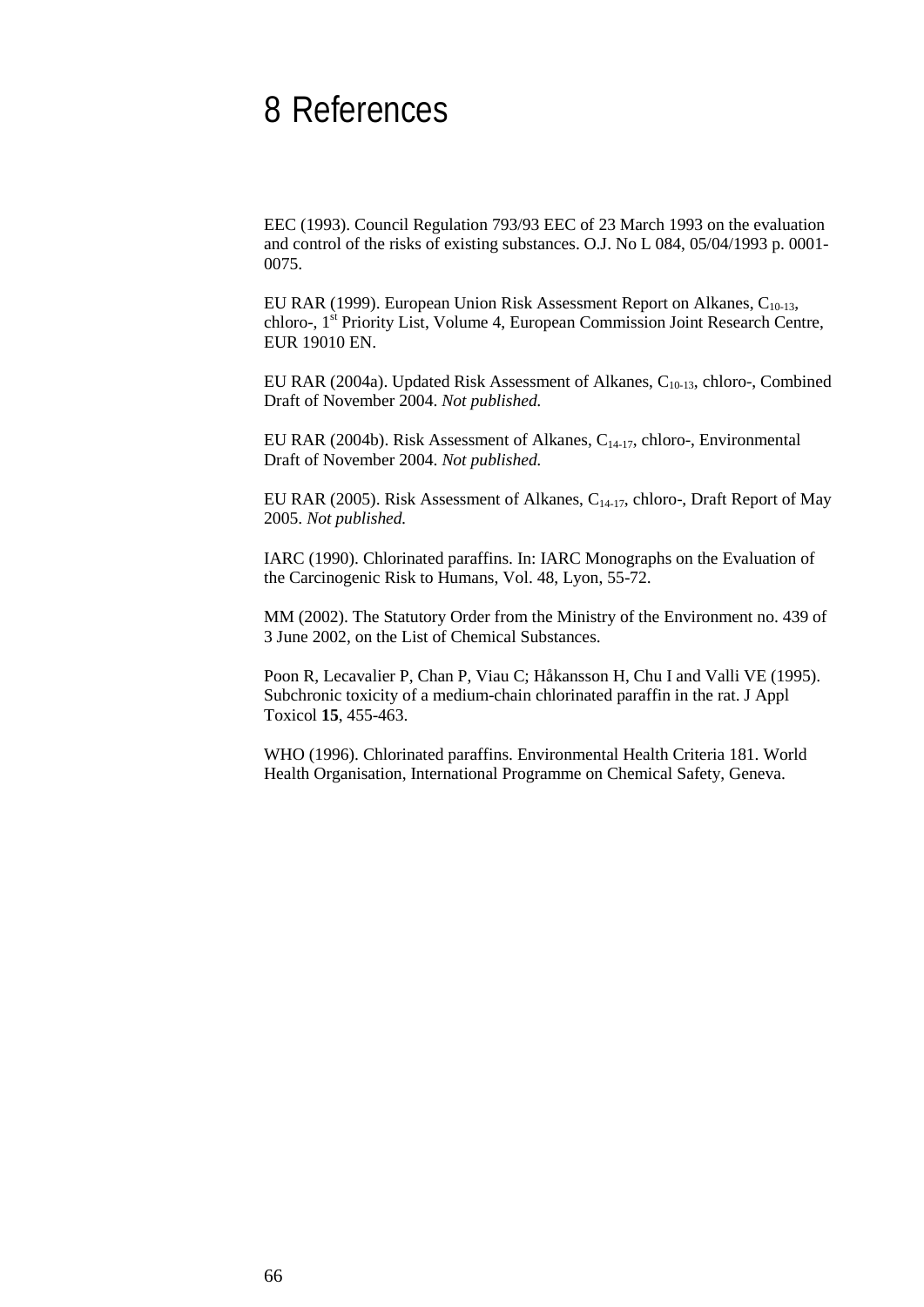# 8 References

EEC (1993). Council Regulation 793/93 EEC of 23 March 1993 on the evaluation and control of the risks of existing substances. O.J. No L 084, 05/04/1993 p. 0001-0075.

EU RAR (1999). European Union Risk Assessment Report on Alkanes, $C_{10-13}$, chloro-, 1st Priority List, Volume 4, European Commission Joint Research Centre, EUR 19010 EN.

EU RAR (2004a). Updated Risk Assessment of Alkanes, $C_{10-13}$, chloro-, Combined Draft of November 2004. *Not published.*

EU RAR (2004b). Risk Assessment of Alkanes, $C_{14-17}$, chloro-, Environmental Draft of November 2004. *Not published.*

EU RAR (2005). Risk Assessment of Alkanes, $C_{14-17}$, chloro-, Draft Report of May 2005. *Not published.*

IARC (1990). Chlorinated paraffins. In: IARC Monographs on the Evaluation of the Carcinogenic Risk to Humans, Vol. 48, Lyon, 55-72.

MM (2002). The Statutory Order from the Ministry of the Environment no. 439 of 3 June 2002, on the List of Chemical Substances.

Poon R, Lecavalier P, Chan P, Viau C; Håkansson H, Chu I and Valli VE (1995). Subchronic toxicity of a medium-chain chlorinated paraffin in the rat. J Appl Toxicol **15**, 455-463.

WHO (1996). Chlorinated paraffins. Environmental Health Criteria 181. World Health Organisation, International Programme on Chemical Safety, Geneva.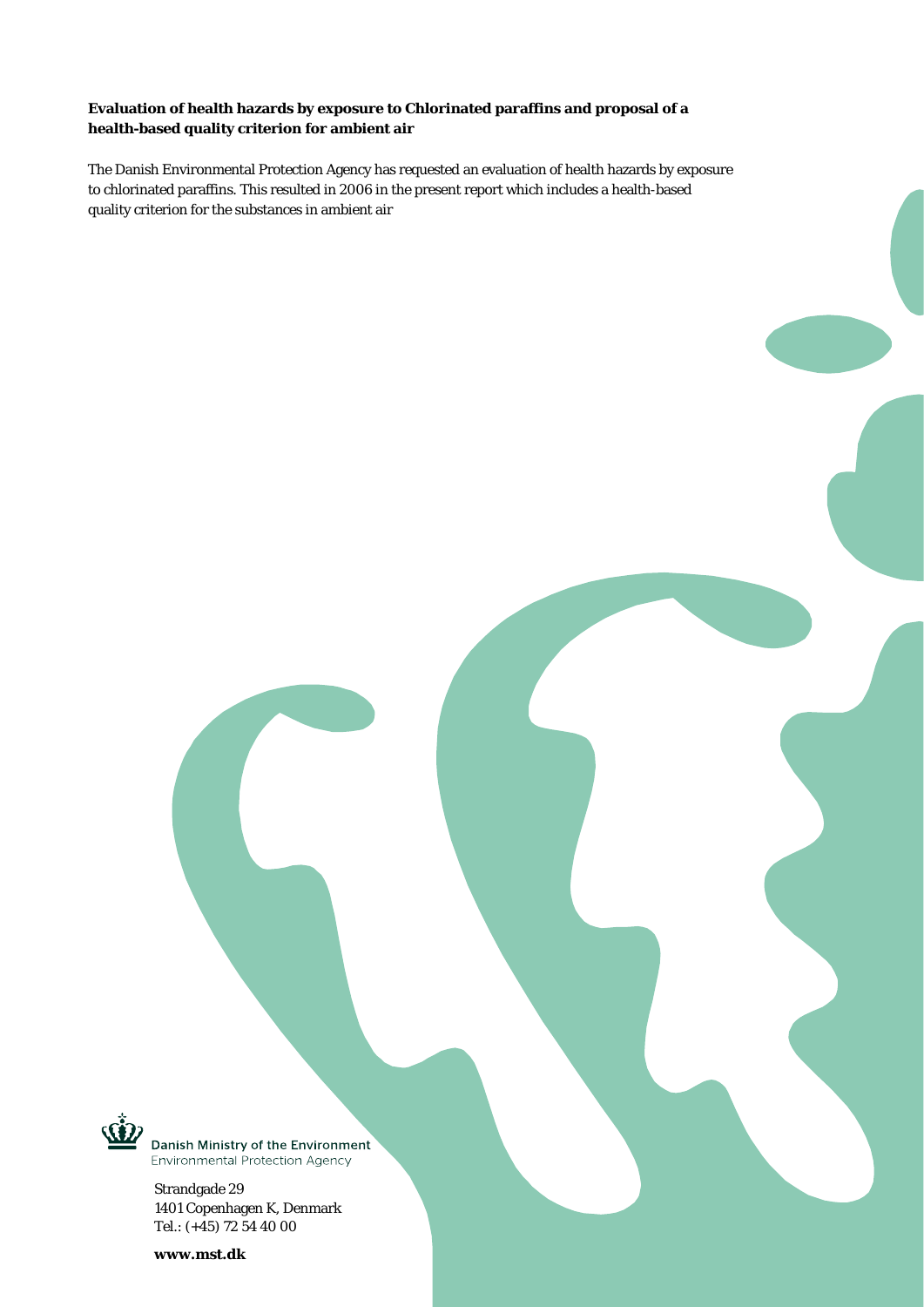**Evaluation of health hazards by exposure to Chlorinated paraffins and proposal of a health-based quality criterion for ambient air**

The Danish Environmental Protection Agency has requested an evaluation of health hazards by exposure to chlorinated paraffins. This resulted in 2006 in the present report which includes a health-based quality criterion for the substances in ambient air

Danish Ministry of the Environment
Environmental Protection Agency

Strandgade 29
1401 Copenhagen K, Denmark
Tel.: (+45) 72 54 40 00

**www.mst.dk**